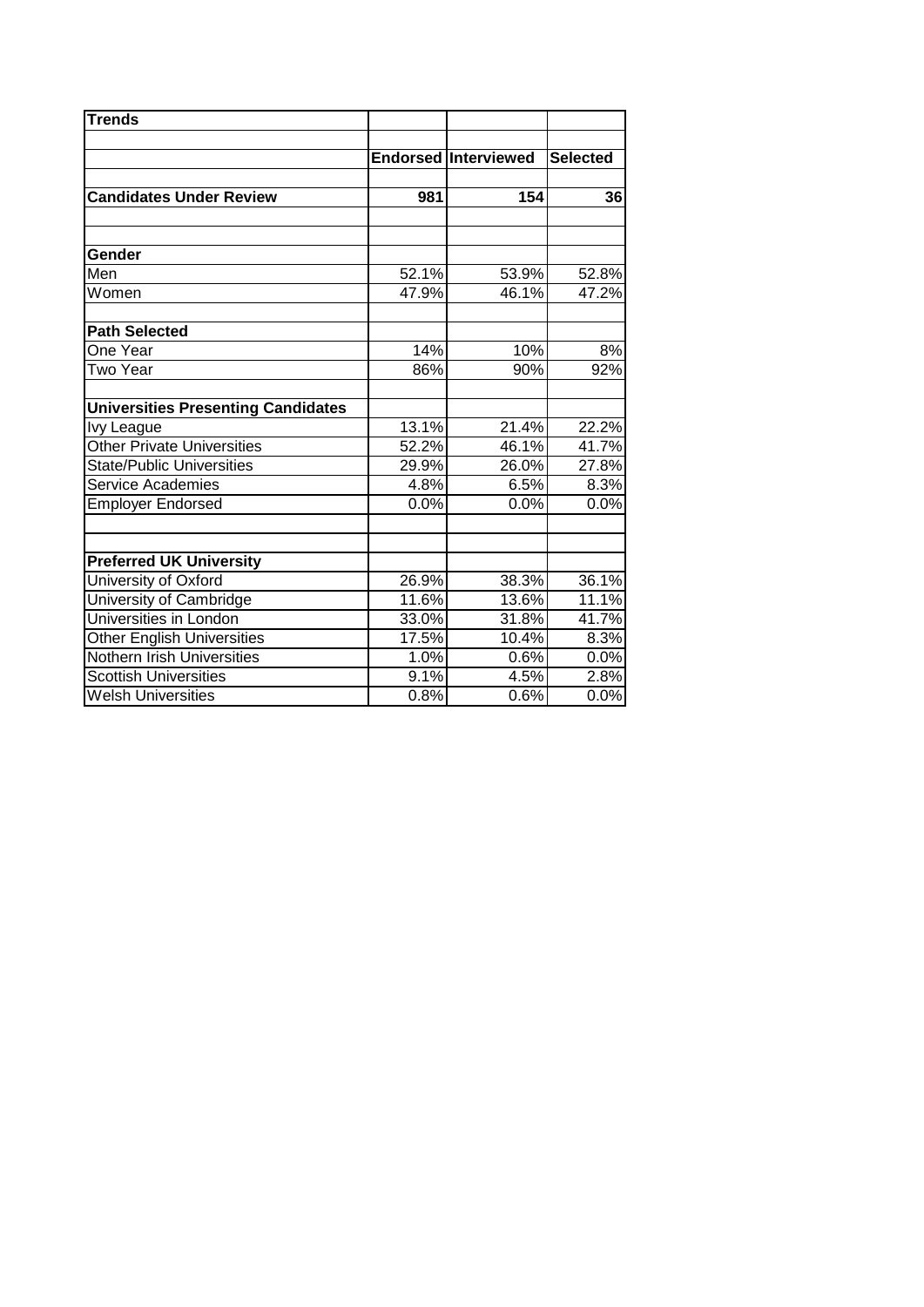| Trends | | | |
|---|---|---|---|
| | **Endorsed** | **Interviewed** | **Selected** |
| **Candidates Under Review** | **981** | **154** | **36** |
| | | | |
| **Gender** | | | |
| Men | 52.1% | 53.9% | 52.8% |
| Women | 47.9% | 46.1% | 47.2% |
| | | | |
| **Path Selected** | | | |
| One Year | 14% | 10% | 8% |
| Two Year | 86% | 90% | 92% |
| | | | |
| **Universities Presenting Candidates** | | | |
| Ivy League | 13.1% | 21.4% | 22.2% |
| Other Private Universities | 52.2% | 46.1% | 41.7% |
| State/Public Universities | 29.9% | 26.0% | 27.8% |
| Service Academies | 4.8% | 6.5% | 8.3% |
| Employer Endorsed | 0.0% | 0.0% | 0.0% |
| | | | |
| **Preferred UK University** | | | |
| University of Oxford | 26.9% | 38.3% | 36.1% |
| University of Cambridge | 11.6% | 13.6% | 11.1% |
| Universities in London | 33.0% | 31.8% | 41.7% |
| Other English Universities | 17.5% | 10.4% | 8.3% |
| Nothern Irish Universities | 1.0% | 0.6% | 0.0% |
| Scottish Universities | 9.1% | 4.5% | 2.8% |
| Welsh Universities | 0.8% | 0.6% | 0.0% |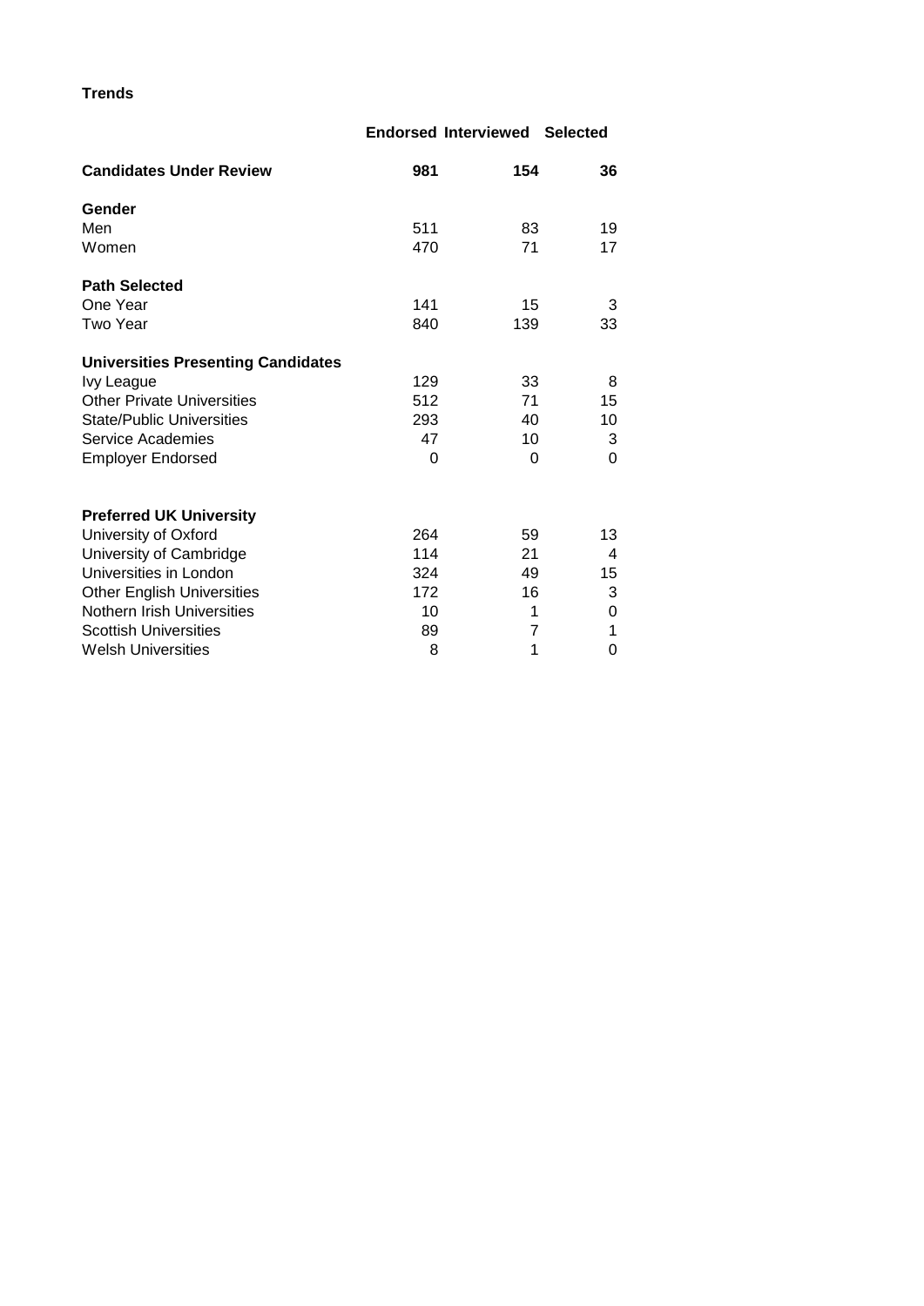**Trends**

| | Endorsed | Interviewed | Selected |
|---|---|---|---|
| **Candidates Under Review** | **981** | **154** | **36** |
| **Gender** | | | |
| Men | 511 | 83 | 19 |
| Women | 470 | 71 | 17 |
| **Path Selected** | | | |
| One Year | 141 | 15 | 3 |
| Two Year | 840 | 139 | 33 |
| **Universities Presenting Candidates** | | | |
| Ivy League | 129 | 33 | 8 |
| Other Private Universities | 512 | 71 | 15 |
| State/Public Universities | 293 | 40 | 10 |
| Service Academies | 47 | 10 | 3 |
| Employer Endorsed | 0 | 0 | 0 |
| **Preferred UK University** | | | |
| University of Oxford | 264 | 59 | 13 |
| University of Cambridge | 114 | 21 | 4 |
| Universities in London | 324 | 49 | 15 |
| Other English Universities | 172 | 16 | 3 |
| Nothern Irish Universities | 10 | 1 | 0 |
| Scottish Universities | 89 | 7 | 1 |
| Welsh Universities | 8 | 1 | 0 |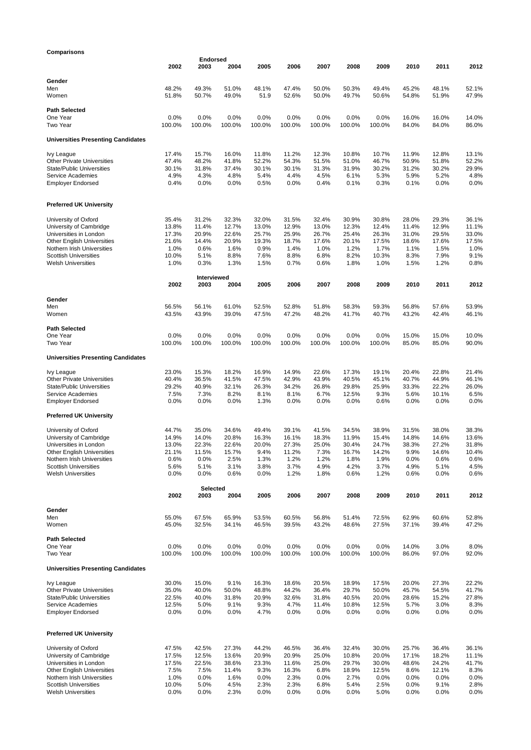**Comparisons**

| Endorsed | 2002 | 2003 | 2004 | 2005 | 2006 | 2007 | 2008 | 2009 | 2010 | 2011 | 2012 |
|---|---|---|---|---|---|---|---|---|---|---|---|
| **Gender** | | | | | | | | | | | |
| Men | 48.2% | 49.3% | 51.0% | 48.1% | 47.4% | 50.0% | 50.3% | 49.4% | 45.2% | 48.1% | 52.1% |
| Women | 51.8% | 50.7% | 49.0% | 51.9 | 52.6% | 50.0% | 49.7% | 50.6% | 54.8% | 51.9% | 47.9% |
| **Path Selected** | | | | | | | | | | | |
| One Year | 0.0% | 0.0% | 0.0% | 0.0% | 0.0% | 0.0% | 0.0% | 0.0% | 16.0% | 16.0% | 14.0% |
| Two Year | 100.0% | 100.0% | 100.0% | 100.0% | 100.0% | 100.0% | 100.0% | 100.0% | 84.0% | 84.0% | 86.0% |
| **Universities Presenting Candidates** | | | | | | | | | | | |
| Ivy League | 17.4% | 15.7% | 16.0% | 11.8% | 11.2% | 12.3% | 10.8% | 10.7% | 11.9% | 12.8% | 13.1% |
| Other Private Universities | 47.4% | 48.2% | 41.8% | 52.2% | 54.3% | 51.5% | 51.0% | 46.7% | 50.9% | 51.8% | 52.2% |
| State/Public Universities | 30.1% | 31.8% | 37.4% | 30.1% | 30.1% | 31.3% | 31.9% | 30.2% | 31.2% | 30.2% | 29.9% |
| Service Academies | 4.9% | 4.3% | 4.8% | 5.4% | 4.4% | 4.5% | 6.1% | 5.3% | 5.9% | 5.2% | 4.8% |
| Employer Endorsed | 0.4% | 0.0% | 0.0% | 0.5% | 0.0% | 0.4% | 0.1% | 0.3% | 0.1% | 0.0% | 0.0% |
| **Preferred UK University** | | | | | | | | | | | |
| University of Oxford | 35.4% | 31.2% | 32.3% | 32.0% | 31.5% | 32.4% | 30.9% | 30.8% | 28.0% | 29.3% | 36.1% |
| University of Cambridge | 13.8% | 11.4% | 12.7% | 13.0% | 12.9% | 13.0% | 12.3% | 12.4% | 11.4% | 12.9% | 11.1% |
| Universities in London | 17.3% | 20.9% | 22.6% | 25.7% | 25.9% | 26.7% | 25.4% | 26.3% | 31.0% | 29.5% | 33.0% |
| Other English Universities | 21.6% | 14.4% | 20.9% | 19.3% | 18.7% | 17.6% | 20.1% | 17.5% | 18.6% | 17.6% | 17.5% |
| Nothern Irish Universities | 1.0% | 0.6% | 1.6% | 0.9% | 1.4% | 1.0% | 1.2% | 1.7% | 1.1% | 1.5% | 1.0% |
| Scottish Universities | 10.0% | 5.1% | 8.8% | 7.6% | 8.8% | 6.8% | 8.2% | 10.3% | 8.3% | 7.9% | 9.1% |
| Welsh Universities | 1.0% | 0.3% | 1.3% | 1.5% | 0.7% | 0.6% | 1.8% | 1.0% | 1.5% | 1.2% | 0.8% |

| Interviewed | 2002 | 2003 | 2004 | 2005 | 2006 | 2007 | 2008 | 2009 | 2010 | 2011 | 2012 |
|---|---|---|---|---|---|---|---|---|---|---|---|
| **Gender** | | | | | | | | | | | |
| Men | 56.5% | 56.1% | 61.0% | 52.5% | 52.8% | 51.8% | 58.3% | 59.3% | 56.8% | 57.6% | 53.9% |
| Women | 43.5% | 43.9% | 39.0% | 47.5% | 47.2% | 48.2% | 41.7% | 40.7% | 43.2% | 42.4% | 46.1% |
| **Path Selected** | | | | | | | | | | | |
| One Year | 0.0% | 0.0% | 0.0% | 0.0% | 0.0% | 0.0% | 0.0% | 0.0% | 15.0% | 15.0% | 10.0% |
| Two Year | 100.0% | 100.0% | 100.0% | 100.0% | 100.0% | 100.0% | 100.0% | 100.0% | 85.0% | 85.0% | 90.0% |
| **Universities Presenting Candidates** | | | | | | | | | | | |
| Ivy League | 23.0% | 15.3% | 18.2% | 16.9% | 14.9% | 22.6% | 17.3% | 19.1% | 20.4% | 22.8% | 21.4% |
| Other Private Universities | 40.4% | 36.5% | 41.5% | 47.5% | 42.9% | 43.9% | 40.5% | 45.1% | 40.7% | 44.9% | 46.1% |
| State/Public Universities | 29.2% | 40.9% | 32.1% | 26.3% | 34.2% | 26.8% | 29.8% | 25.9% | 33.3% | 22.2% | 26.0% |
| Service Academies | 7.5% | 7.3% | 8.2% | 8.1% | 8.1% | 6.7% | 12.5% | 9.3% | 5.6% | 10.1% | 6.5% |
| Employer Endorsed | 0.0% | 0.0% | 0.0% | 1.3% | 0.0% | 0.0% | 0.0% | 0.6% | 0.0% | 0.0% | 0.0% |
| **Preferred UK University** | | | | | | | | | | | |
| University of Oxford | 44.7% | 35.0% | 34.6% | 49.4% | 39.1% | 41.5% | 34.5% | 38.9% | 31.5% | 38.0% | 38.3% |
| University of Cambridge | 14.9% | 14.0% | 20.8% | 16.3% | 16.1% | 18.3% | 11.9% | 15.4% | 14.8% | 14.6% | 13.6% |
| Universities in London | 13.0% | 22.3% | 22.6% | 20.0% | 27.3% | 25.0% | 30.4% | 24.7% | 38.3% | 27.2% | 31.8% |
| Other English Universities | 21.1% | 11.5% | 15.7% | 9.4% | 11.2% | 7.3% | 16.7% | 14.2% | 9.9% | 14.6% | 10.4% |
| Nothern Irish Universities | 0.6% | 0.0% | 2.5% | 1.3% | 1.2% | 1.2% | 1.8% | 1.9% | 0.0% | 0.6% | 0.6% |
| Scottish Universities | 5.6% | 5.1% | 3.1% | 3.8% | 3.7% | 4.9% | 4.2% | 3.7% | 4.9% | 5.1% | 4.5% |
| Welsh Universities | 0.0% | 0.0% | 0.6% | 0.0% | 1.2% | 1.8% | 0.6% | 1.2% | 0.6% | 0.0% | 0.6% |

| Selected | 2002 | 2003 | 2004 | 2005 | 2006 | 2007 | 2008 | 2009 | 2010 | 2011 | 2012 |
|---|---|---|---|---|---|---|---|---|---|---|---|
| **Gender** | | | | | | | | | | | |
| Men | 55.0% | 67.5% | 65.9% | 53.5% | 60.5% | 56.8% | 51.4% | 72.5% | 62.9% | 60.6% | 52.8% |
| Women | 45.0% | 32.5% | 34.1% | 46.5% | 39.5% | 43.2% | 48.6% | 27.5% | 37.1% | 39.4% | 47.2% |
| **Path Selected** | | | | | | | | | | | |
| One Year | 0.0% | 0.0% | 0.0% | 0.0% | 0.0% | 0.0% | 0.0% | 0.0% | 14.0% | 3.0% | 8.0% |
| Two Year | 100.0% | 100.0% | 100.0% | 100.0% | 100.0% | 100.0% | 100.0% | 100.0% | 86.0% | 97.0% | 92.0% |
| **Universities Presenting Candidates** | | | | | | | | | | | |
| Ivy League | 30.0% | 15.0% | 9.1% | 16.3% | 18.6% | 20.5% | 18.9% | 17.5% | 20.0% | 27.3% | 22.2% |
| Other Private Universities | 35.0% | 40.0% | 50.0% | 48.8% | 44.2% | 36.4% | 29.7% | 50.0% | 45.7% | 54.5% | 41.7% |
| State/Public Universities | 22.5% | 40.0% | 31.8% | 20.9% | 32.6% | 31.8% | 40.5% | 20.0% | 28.6% | 15.2% | 27.8% |
| Service Academies | 12.5% | 5.0% | 9.1% | 9.3% | 4.7% | 11.4% | 10.8% | 12.5% | 5.7% | 3.0% | 8.3% |
| Employer Endorsed | 0.0% | 0.0% | 0.0% | 4.7% | 0.0% | 0.0% | 0.0% | 0.0% | 0.0% | 0.0% | 0.0% |
| **Preferred UK University** | | | | | | | | | | | |
| University of Oxford | 47.5% | 42.5% | 27.3% | 44.2% | 46.5% | 36.4% | 32.4% | 30.0% | 25.7% | 36.4% | 36.1% |
| University of Cambridge | 17.5% | 12.5% | 13.6% | 20.9% | 20.9% | 25.0% | 10.8% | 20.0% | 17.1% | 18.2% | 11.1% |
| Universities in London | 17.5% | 22.5% | 38.6% | 23.3% | 11.6% | 25.0% | 29.7% | 30.0% | 48.6% | 24.2% | 41.7% |
| Other English Universities | 7.5% | 7.5% | 11.4% | 9.3% | 16.3% | 6.8% | 18.9% | 12.5% | 8.6% | 12.1% | 8.3% |
| Nothern Irish Universities | 1.0% | 0.0% | 1.6% | 0.0% | 2.3% | 0.0% | 2.7% | 0.0% | 0.0% | 0.0% | 0.0% |
| Scottish Universities | 10.0% | 5.0% | 4.5% | 2.3% | 2.3% | 6.8% | 5.4% | 2.5% | 0.0% | 9.1% | 2.8% |
| Welsh Universities | 0.0% | 0.0% | 2.3% | 0.0% | 0.0% | 0.0% | 0.0% | 5.0% | 0.0% | 0.0% | 0.0% |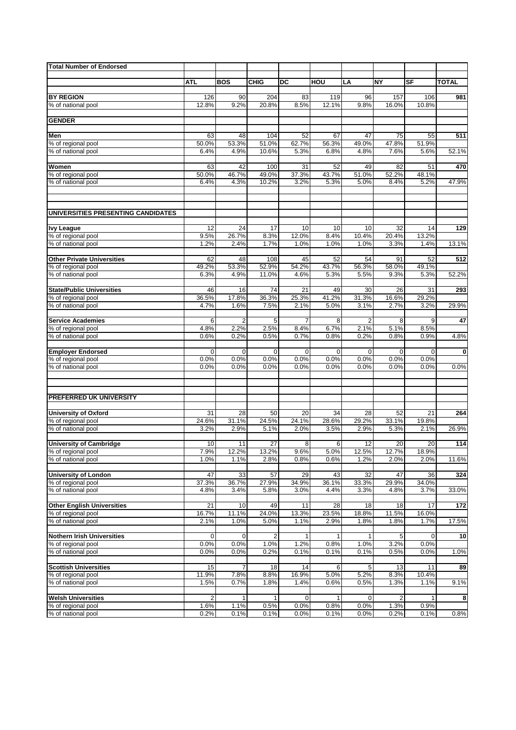| Total Number of Endorsed | | | | | | | | | |
|---|---|---|---|---|---|---|---|---|---|
| | ATL | BOS | CHIG | DC | HOU | LA | NY | SF | TOTAL |
| **BY REGION** | 126 | 90 | 204 | 83 | 119 | 96 | 157 | 106 | 981 |
| % of national pool | 12.8% | 9.2% | 20.8% | 8.5% | 12.1% | 9.8% | 16.0% | 10.8% | |
| **GENDER** | | | | | | | | | |
| **Men** | 63 | 48 | 104 | 52 | 67 | 47 | 75 | 55 | 511 |
| % of regional pool | 50.0% | 53.3% | 51.0% | 62.7% | 56.3% | 49.0% | 47.8% | 51.9% | |
| % of national pool | 6.4% | 4.9% | 10.6% | 5.3% | 6.8% | 4.8% | 7.6% | 5.6% | 52.1% |
| **Women** | 63 | 42 | 100 | 31 | 52 | 49 | 82 | 51 | 470 |
| % of regional pool | 50.0% | 46.7% | 49.0% | 37.3% | 43.7% | 51.0% | 52.2% | 48.1% | |
| % of national pool | 6.4% | 4.3% | 10.2% | 3.2% | 5.3% | 5.0% | 8.4% | 5.2% | 47.9% |
| **UNIVERSITIES PRESENTING CANDIDATES** | | | | | | | | | |
| **Ivy League** | 12 | 24 | 17 | 10 | 10 | 10 | 32 | 14 | 129 |
| % of regional pool | 9.5% | 26.7% | 8.3% | 12.0% | 8.4% | 10.4% | 20.4% | 13.2% | |
| % of national pool | 1.2% | 2.4% | 1.7% | 1.0% | 1.0% | 1.0% | 3.3% | 1.4% | 13.1% |
| **Other Private Universities** | 62 | 48 | 108 | 45 | 52 | 54 | 91 | 52 | 512 |
| % of regional pool | 49.2% | 53.3% | 52.9% | 54.2% | 43.7% | 56.3% | 58.0% | 49.1% | |
| % of national pool | 6.3% | 4.9% | 11.0% | 4.6% | 5.3% | 5.5% | 9.3% | 5.3% | 52.2% |
| **State/Public Universities** | 46 | 16 | 74 | 21 | 49 | 30 | 26 | 31 | 293 |
| % of regional pool | 36.5% | 17.8% | 36.3% | 25.3% | 41.2% | 31.3% | 16.6% | 29.2% | |
| % of national pool | 4.7% | 1.6% | 7.5% | 2.1% | 5.0% | 3.1% | 2.7% | 3.2% | 29.9% |
| **Service Academies** | 6 | 2 | 5 | 7 | 8 | 2 | 8 | 9 | 47 |
| % of regional pool | 4.8% | 2.2% | 2.5% | 8.4% | 6.7% | 2.1% | 5.1% | 8.5% | |
| % of national pool | 0.6% | 0.2% | 0.5% | 0.7% | 0.8% | 0.2% | 0.8% | 0.9% | 4.8% |
| **Employer Endorsed** | 0 | 0 | 0 | 0 | 0 | 0 | 0 | 0 | 0 |
| % of regional pool | 0.0% | 0.0% | 0.0% | 0.0% | 0.0% | 0.0% | 0.0% | 0.0% | |
| % of national pool | 0.0% | 0.0% | 0.0% | 0.0% | 0.0% | 0.0% | 0.0% | 0.0% | 0.0% |
| **PREFERRED UK UNIVERSITY** | | | | | | | | | |
| **University of Oxford** | 31 | 28 | 50 | 20 | 34 | 28 | 52 | 21 | 264 |
| % of regional pool | 24.6% | 31.1% | 24.5% | 24.1% | 28.6% | 29.2% | 33.1% | 19.8% | |
| % of national pool | 3.2% | 2.9% | 5.1% | 2.0% | 3.5% | 2.9% | 5.3% | 2.1% | 26.9% |
| **University of Cambridge** | 10 | 11 | 27 | 8 | 6 | 12 | 20 | 20 | 114 |
| % of regional pool | 7.9% | 12.2% | 13.2% | 9.6% | 5.0% | 12.5% | 12.7% | 18.9% | |
| % of national pool | 1.0% | 1.1% | 2.8% | 0.8% | 0.6% | 1.2% | 2.0% | 2.0% | 11.6% |
| **University of London** | 47 | 33 | 57 | 29 | 43 | 32 | 47 | 36 | 324 |
| % of regional pool | 37.3% | 36.7% | 27.9% | 34.9% | 36.1% | 33.3% | 29.9% | 34.0% | |
| % of national pool | 4.8% | 3.4% | 5.8% | 3.0% | 4.4% | 3.3% | 4.8% | 3.7% | 33.0% |
| **Other English Universities** | 21 | 10 | 49 | 11 | 28 | 18 | 18 | 17 | 172 |
| % of regional pool | 16.7% | 11.1% | 24.0% | 13.3% | 23.5% | 18.8% | 11.5% | 16.0% | |
| % of national pool | 2.1% | 1.0% | 5.0% | 1.1% | 2.9% | 1.8% | 1.8% | 1.7% | 17.5% |
| **Nothern Irish Universities** | 0 | 0 | 2 | 1 | 1 | 1 | 5 | 0 | 10 |
| % of regional pool | 0.0% | 0.0% | 1.0% | 1.2% | 0.8% | 1.0% | 3.2% | 0.0% | |
| % of national pool | 0.0% | 0.0% | 0.2% | 0.1% | 0.1% | 0.1% | 0.5% | 0.0% | 1.0% |
| **Scottish Universities** | 15 | 7 | 18 | 14 | 6 | 5 | 13 | 11 | 89 |
| % of regional pool | 11.9% | 7.8% | 8.8% | 16.9% | 5.0% | 5.2% | 8.3% | 10.4% | |
| % of national pool | 1.5% | 0.7% | 1.8% | 1.4% | 0.6% | 0.5% | 1.3% | 1.1% | 9.1% |
| **Welsh Universities** | 2 | 1 | 1 | 0 | 1 | 0 | 2 | 1 | 8 |
| % of regional pool | 1.6% | 1.1% | 0.5% | 0.0% | 0.8% | 0.0% | 1.3% | 0.9% | |
| % of national pool | 0.2% | 0.1% | 0.1% | 0.0% | 0.1% | 0.0% | 0.2% | 0.1% | 0.8% |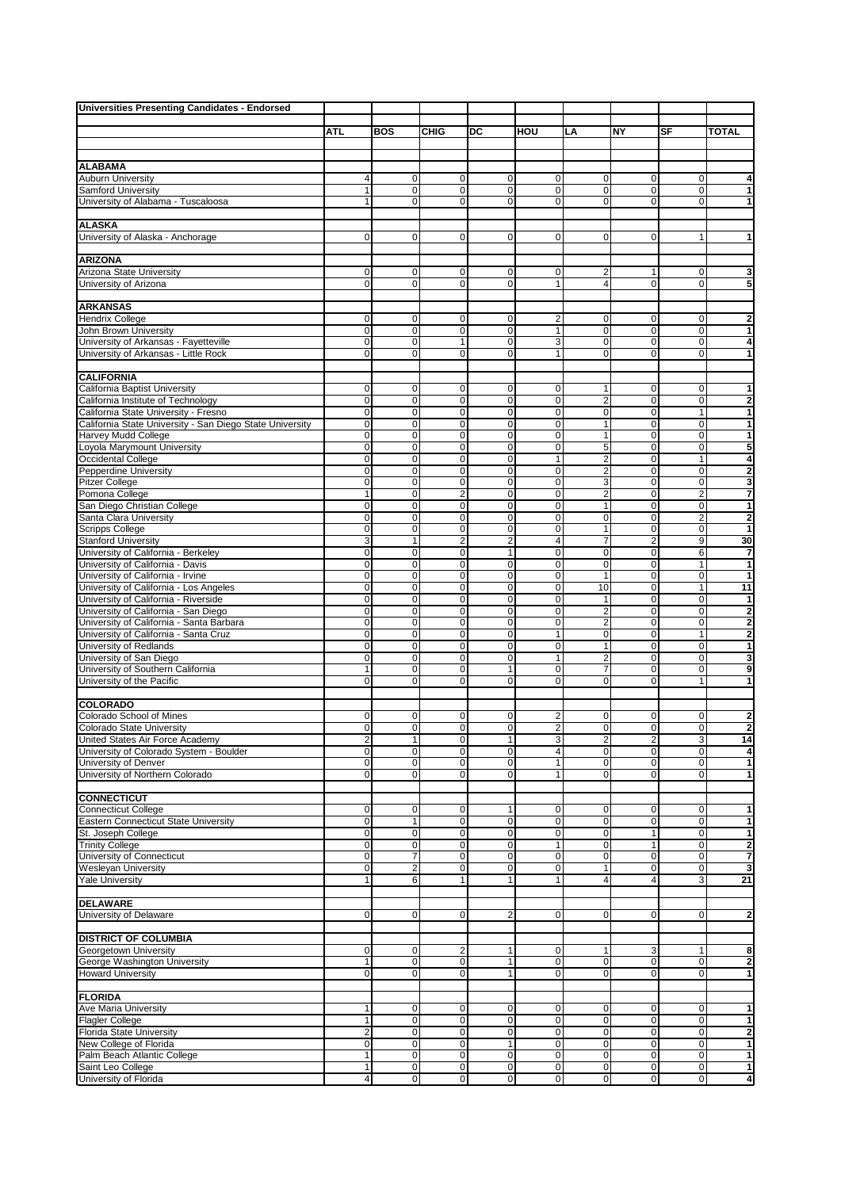**Universities Presenting Candidates - Endorsed**

| | ATL | BOS | CHIG | DC | HOU | LA | NY | SF | TOTAL |
|---|---|---|---|---|---|---|---|---|---|
| **ALABAMA** | | | | | | | | | |
| Auburn University | 4 | 0 | 0 | 0 | 0 | 0 | 0 | 0 | **4** |
| Samford University | 1 | 0 | 0 | 0 | 0 | 0 | 0 | 0 | **1** |
| University of Alabama - Tuscaloosa | 1 | 0 | 0 | 0 | 0 | 0 | 0 | 0 | **1** |
| **ALASKA** | | | | | | | | | |
| University of Alaska - Anchorage | 0 | 0 | 0 | 0 | 0 | 0 | 0 | 1 | **1** |
| **ARIZONA** | | | | | | | | | |
| Arizona State University | 0 | 0 | 0 | 0 | 0 | 2 | 1 | 0 | **3** |
| University of Arizona | 0 | 0 | 0 | 0 | 1 | 4 | 0 | 0 | **5** |
| **ARKANSAS** | | | | | | | | | |
| Hendrix College | 0 | 0 | 0 | 0 | 2 | 0 | 0 | 0 | **2** |
| John Brown University | 0 | 0 | 0 | 0 | 1 | 0 | 0 | 0 | **1** |
| University of Arkansas - Fayetteville | 0 | 0 | 1 | 0 | 3 | 0 | 0 | 0 | **4** |
| University of Arkansas - Little Rock | 0 | 0 | 0 | 0 | 1 | 0 | 0 | 0 | **1** |
| **CALIFORNIA** | | | | | | | | | |
| California Baptist University | 0 | 0 | 0 | 0 | 0 | 1 | 0 | 0 | **1** |
| California Institute of Technology | 0 | 0 | 0 | 0 | 0 | 2 | 0 | 0 | **2** |
| California State University - Fresno | 0 | 0 | 0 | 0 | 0 | 0 | 0 | 1 | **1** |
| California State University - San Diego State University | 0 | 0 | 0 | 0 | 0 | 1 | 0 | 0 | **1** |
| Harvey Mudd College | 0 | 0 | 0 | 0 | 0 | 1 | 0 | 0 | **1** |
| Loyola Marymount University | 0 | 0 | 0 | 0 | 0 | 5 | 0 | 0 | **5** |
| Occidental College | 0 | 0 | 0 | 0 | 1 | 2 | 0 | 1 | **4** |
| Pepperdine University | 0 | 0 | 0 | 0 | 0 | 2 | 0 | 0 | **2** |
| Pitzer College | 0 | 0 | 0 | 0 | 0 | 3 | 0 | 0 | **3** |
| Pomona College | 1 | 0 | 2 | 0 | 0 | 2 | 0 | 2 | **7** |
| San Diego Christian College | 0 | 0 | 0 | 0 | 0 | 1 | 0 | 0 | **1** |
| Santa Clara University | 0 | 0 | 0 | 0 | 0 | 0 | 0 | 2 | **2** |
| Scripps College | 0 | 0 | 0 | 0 | 0 | 1 | 0 | 0 | **1** |
| Stanford University | 3 | 1 | 2 | 2 | 4 | 7 | 2 | 9 | **30** |
| University of California - Berkeley | 0 | 0 | 0 | 1 | 0 | 0 | 0 | 6 | **7** |
| University of California - Davis | 0 | 0 | 0 | 0 | 0 | 0 | 0 | 1 | **1** |
| University of California - Irvine | 0 | 0 | 0 | 0 | 0 | 1 | 0 | 0 | **1** |
| University of California - Los Angeles | 0 | 0 | 0 | 0 | 0 | 10 | 0 | 1 | **11** |
| University of California - Riverside | 0 | 0 | 0 | 0 | 0 | 1 | 0 | 0 | **1** |
| University of California - San Diego | 0 | 0 | 0 | 0 | 0 | 2 | 0 | 0 | **2** |
| University of California - Santa Barbara | 0 | 0 | 0 | 0 | 0 | 2 | 0 | 0 | **2** |
| University of California - Santa Cruz | 0 | 0 | 0 | 0 | 1 | 0 | 0 | 1 | **2** |
| University of Redlands | 0 | 0 | 0 | 0 | 0 | 1 | 0 | 0 | **1** |
| University of San Diego | 0 | 0 | 0 | 0 | 1 | 2 | 0 | 0 | **3** |
| University of Southern California | 1 | 0 | 0 | 1 | 0 | 7 | 0 | 0 | **9** |
| University of the Pacific | 0 | 0 | 0 | 0 | 0 | 0 | 0 | 1 | **1** |
| **COLORADO** | | | | | | | | | |
| Colorado School of Mines | 0 | 0 | 0 | 0 | 2 | 0 | 0 | 0 | **2** |
| Colorado State University | 0 | 0 | 0 | 0 | 2 | 0 | 0 | 0 | **2** |
| United States Air Force Academy | 2 | 1 | 0 | 1 | 3 | 2 | 2 | 3 | **14** |
| University of Colorado System - Boulder | 0 | 0 | 0 | 0 | 4 | 0 | 0 | 0 | **4** |
| University of Denver | 0 | 0 | 0 | 0 | 1 | 0 | 0 | 0 | **1** |
| University of Northern Colorado | 0 | 0 | 0 | 0 | 1 | 0 | 0 | 0 | **1** |
| **CONNECTICUT** | | | | | | | | | |
| Connecticut College | 0 | 0 | 0 | 1 | 0 | 0 | 0 | 0 | **1** |
| Eastern Connecticut State University | 0 | 1 | 0 | 0 | 0 | 0 | 0 | 0 | **1** |
| St. Joseph College | 0 | 0 | 0 | 0 | 0 | 0 | 1 | 0 | **1** |
| Trinity College | 0 | 0 | 0 | 0 | 1 | 0 | 1 | 0 | **2** |
| University of Connecticut | 0 | 7 | 0 | 0 | 0 | 0 | 0 | 0 | **7** |
| Wesleyan University | 0 | 2 | 0 | 0 | 0 | 1 | 0 | 0 | **3** |
| Yale University | 1 | 6 | 1 | 1 | 1 | 4 | 4 | 3 | **21** |
| **DELAWARE** | | | | | | | | | |
| University of Delaware | 0 | 0 | 0 | 2 | 0 | 0 | 0 | 0 | **2** |
| **DISTRICT OF COLUMBIA** | | | | | | | | | |
| Georgetown University | 0 | 0 | 2 | 1 | 0 | 1 | 3 | 1 | **8** |
| George Washington University | 1 | 0 | 0 | 1 | 0 | 0 | 0 | 0 | **2** |
| Howard University | 0 | 0 | 0 | 1 | 0 | 0 | 0 | 0 | **1** |
| **FLORIDA** | | | | | | | | | |
| Ave Maria University | 1 | 0 | 0 | 0 | 0 | 0 | 0 | 0 | **1** |
| Flagler College | 1 | 0 | 0 | 0 | 0 | 0 | 0 | 0 | **1** |
| Florida State University | 2 | 0 | 0 | 0 | 0 | 0 | 0 | 0 | **2** |
| New College of Florida | 0 | 0 | 0 | 1 | 0 | 0 | 0 | 0 | **1** |
| Palm Beach Atlantic College | 1 | 0 | 0 | 0 | 0 | 0 | 0 | 0 | **1** |
| Saint Leo College | 1 | 0 | 0 | 0 | 0 | 0 | 0 | 0 | **1** |
| University of Florida | 4 | 0 | 0 | 0 | 0 | 0 | 0 | 0 | **4** |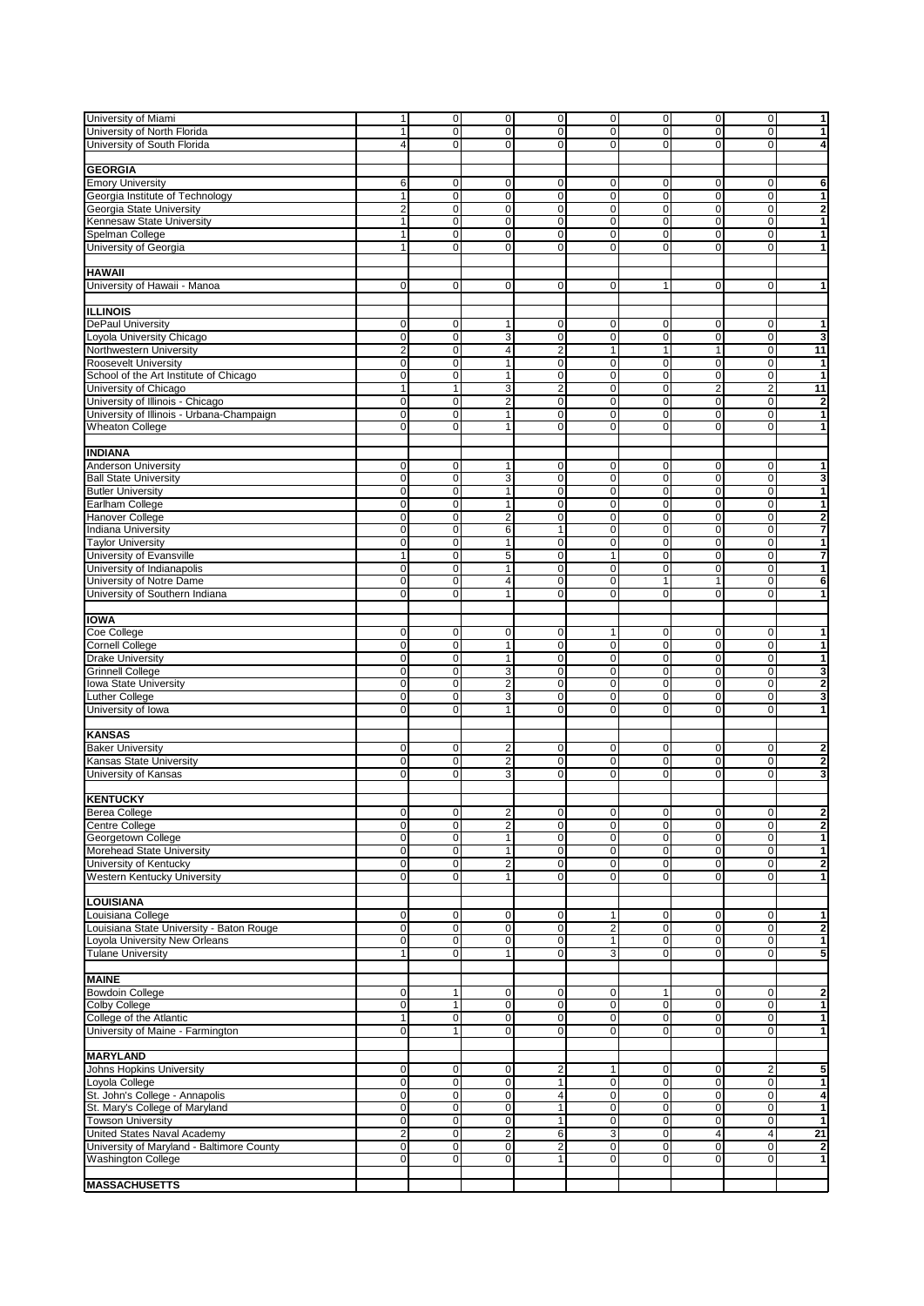| | | | | | | | | | |
|---|---|---|---|---|---|---|---|---|---|
| University of Miami | 1 | 0 | 0 | 0 | 0 | 0 | 0 | 0 | **1** |
| University of North Florida | 1 | 0 | 0 | 0 | 0 | 0 | 0 | 0 | **1** |
| University of South Florida | 4 | 0 | 0 | 0 | 0 | 0 | 0 | 0 | **4** |
| | | | | | | | | | |
| **GEORGIA** | | | | | | | | | |
| Emory University | 6 | 0 | 0 | 0 | 0 | 0 | 0 | 0 | **6** |
| Georgia Institute of Technology | 1 | 0 | 0 | 0 | 0 | 0 | 0 | 0 | **1** |
| Georgia State University | 2 | 0 | 0 | 0 | 0 | 0 | 0 | 0 | **2** |
| Kennesaw State University | 1 | 0 | 0 | 0 | 0 | 0 | 0 | 0 | **1** |
| Spelman College | 1 | 0 | 0 | 0 | 0 | 0 | 0 | 0 | **1** |
| University of Georgia | 1 | 0 | 0 | 0 | 0 | 0 | 0 | 0 | **1** |
| | | | | | | | | | |
| **HAWAII** | | | | | | | | | |
| University of Hawaii - Manoa | 0 | 0 | 0 | 0 | 0 | 1 | 0 | 0 | **1** |
| | | | | | | | | | |
| **ILLINOIS** | | | | | | | | | |
| DePaul University | 0 | 0 | 1 | 0 | 0 | 0 | 0 | 0 | **1** |
| Loyola University Chicago | 0 | 0 | 3 | 0 | 0 | 0 | 0 | 0 | **3** |
| Northwestern University | 2 | 0 | 4 | 2 | 1 | 1 | 1 | 0 | **11** |
| Roosevelt University | 0 | 0 | 1 | 0 | 0 | 0 | 0 | 0 | **1** |
| School of the Art Institute of Chicago | 0 | 0 | 1 | 0 | 0 | 0 | 0 | 0 | **1** |
| University of Chicago | 1 | 1 | 3 | 2 | 0 | 0 | 2 | 2 | **11** |
| University of Illinois - Chicago | 0 | 0 | 2 | 0 | 0 | 0 | 0 | 0 | **2** |
| University of Illinois - Urbana-Champaign | 0 | 0 | 1 | 0 | 0 | 0 | 0 | 0 | **1** |
| Wheaton College | 0 | 0 | 1 | 0 | 0 | 0 | 0 | 0 | **1** |
| | | | | | | | | | |
| **INDIANA** | | | | | | | | | |
| Anderson University | 0 | 0 | 1 | 0 | 0 | 0 | 0 | 0 | **1** |
| Ball State University | 0 | 0 | 3 | 0 | 0 | 0 | 0 | 0 | **3** |
| Butler University | 0 | 0 | 1 | 0 | 0 | 0 | 0 | 0 | **1** |
| Earlham College | 0 | 0 | 1 | 0 | 0 | 0 | 0 | 0 | **1** |
| Hanover College | 0 | 0 | 2 | 0 | 0 | 0 | 0 | 0 | **2** |
| Indiana University | 0 | 0 | 6 | 1 | 0 | 0 | 0 | 0 | **7** |
| Taylor University | 0 | 0 | 1 | 0 | 0 | 0 | 0 | 0 | **1** |
| University of Evansville | 1 | 0 | 5 | 0 | 1 | 0 | 0 | 0 | **7** |
| University of Indianapolis | 0 | 0 | 1 | 0 | 0 | 0 | 0 | 0 | **1** |
| University of Notre Dame | 0 | 0 | 4 | 0 | 0 | 1 | 1 | 0 | **6** |
| University of Southern Indiana | 0 | 0 | 1 | 0 | 0 | 0 | 0 | 0 | **1** |
| | | | | | | | | | |
| **IOWA** | | | | | | | | | |
| Coe College | 0 | 0 | 0 | 0 | 1 | 0 | 0 | 0 | **1** |
| Cornell College | 0 | 0 | 1 | 0 | 0 | 0 | 0 | 0 | **1** |
| Drake University | 0 | 0 | 1 | 0 | 0 | 0 | 0 | 0 | **1** |
| Grinnell College | 0 | 0 | 3 | 0 | 0 | 0 | 0 | 0 | **3** |
| Iowa State University | 0 | 0 | 2 | 0 | 0 | 0 | 0 | 0 | **2** |
| Luther College | 0 | 0 | 3 | 0 | 0 | 0 | 0 | 0 | **3** |
| University of Iowa | 0 | 0 | 1 | 0 | 0 | 0 | 0 | 0 | **1** |
| | | | | | | | | | |
| **KANSAS** | | | | | | | | | |
| Baker University | 0 | 0 | 2 | 0 | 0 | 0 | 0 | 0 | **2** |
| Kansas State University | 0 | 0 | 2 | 0 | 0 | 0 | 0 | 0 | **2** |
| University of Kansas | 0 | 0 | 3 | 0 | 0 | 0 | 0 | 0 | **3** |
| | | | | | | | | | |
| **KENTUCKY** | | | | | | | | | |
| Berea College | 0 | 0 | 2 | 0 | 0 | 0 | 0 | 0 | **2** |
| Centre College | 0 | 0 | 2 | 0 | 0 | 0 | 0 | 0 | **2** |
| Georgetown College | 0 | 0 | 1 | 0 | 0 | 0 | 0 | 0 | **1** |
| Morehead State University | 0 | 0 | 1 | 0 | 0 | 0 | 0 | 0 | **1** |
| University of Kentucky | 0 | 0 | 2 | 0 | 0 | 0 | 0 | 0 | **2** |
| Western Kentucky University | 0 | 0 | 1 | 0 | 0 | 0 | 0 | 0 | **1** |
| | | | | | | | | | |
| **LOUISIANA** | | | | | | | | | |
| Louisiana College | 0 | 0 | 0 | 0 | 1 | 0 | 0 | 0 | **1** |
| Louisiana State University - Baton Rouge | 0 | 0 | 0 | 0 | 2 | 0 | 0 | 0 | **2** |
| Loyola University New Orleans | 0 | 0 | 0 | 0 | 1 | 0 | 0 | 0 | **1** |
| Tulane University | 1 | 0 | 1 | 0 | 3 | 0 | 0 | 0 | **5** |
| | | | | | | | | | |
| **MAINE** | | | | | | | | | |
| Bowdoin College | 0 | 1 | 0 | 0 | 0 | 1 | 0 | 0 | **2** |
| Colby College | 0 | 1 | 0 | 0 | 0 | 0 | 0 | 0 | **1** |
| College of the Atlantic | 1 | 0 | 0 | 0 | 0 | 0 | 0 | 0 | **1** |
| University of Maine - Farmington | 0 | 1 | 0 | 0 | 0 | 0 | 0 | 0 | **1** |
| | | | | | | | | | |
| **MARYLAND** | | | | | | | | | |
| Johns Hopkins University | 0 | 0 | 0 | 2 | 1 | 0 | 0 | 2 | **5** |
| Loyola College | 0 | 0 | 0 | 1 | 0 | 0 | 0 | 0 | **1** |
| St. John's College - Annapolis | 0 | 0 | 0 | 4 | 0 | 0 | 0 | 0 | **4** |
| St. Mary's College of Maryland | 0 | 0 | 0 | 1 | 0 | 0 | 0 | 0 | **1** |
| Towson University | 0 | 0 | 0 | 1 | 0 | 0 | 0 | 0 | **1** |
| United States Naval Academy | 2 | 0 | 2 | 6 | 3 | 0 | 4 | 4 | **21** |
| University of Maryland - Baltimore County | 0 | 0 | 0 | 2 | 0 | 0 | 0 | 0 | **2** |
| Washington College | 0 | 0 | 0 | 1 | 0 | 0 | 0 | 0 | **1** |
| | | | | | | | | | |
| **MASSACHUSETTS** | | | | | | | | | |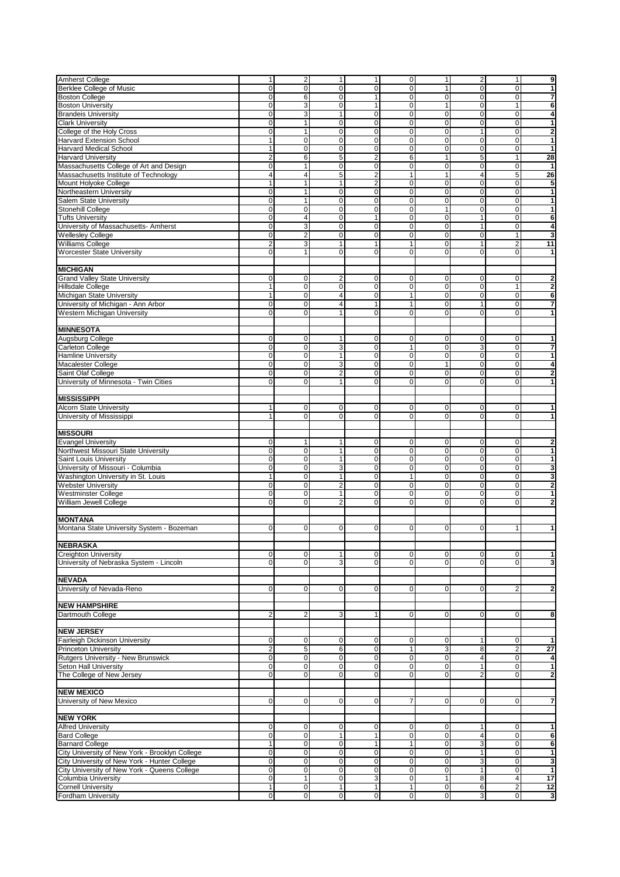| | | | | | | | | | |
|---|---|---|---|---|---|---|---|---|---|
| Amherst College | 1 | 2 | 1 | 1 | 0 | 1 | 2 | 1 | **9** |
| Berklee College of Music | 0 | 0 | 0 | 0 | 0 | 1 | 0 | 0 | **1** |
| Boston College | 0 | 6 | 0 | 1 | 0 | 0 | 0 | 0 | **7** |
| Boston University | 0 | 3 | 0 | 1 | 0 | 1 | 0 | 1 | **6** |
| Brandeis University | 0 | 3 | 1 | 0 | 0 | 0 | 0 | 0 | **4** |
| Clark University | 0 | 1 | 0 | 0 | 0 | 0 | 0 | 0 | **1** |
| College of the Holy Cross | 0 | 1 | 0 | 0 | 0 | 0 | 1 | 0 | **2** |
| Harvard Extension School | 1 | 0 | 0 | 0 | 0 | 0 | 0 | 0 | **1** |
| Harvard Medical School | 1 | 0 | 0 | 0 | 0 | 0 | 0 | 0 | **1** |
| Harvard University | 2 | 6 | 5 | 2 | 6 | 1 | 5 | 1 | **28** |
| Massachusetts College of Art and Design | 0 | 1 | 0 | 0 | 0 | 0 | 0 | 0 | **1** |
| Massachusetts Institute of Technology | 4 | 4 | 5 | 2 | 1 | 1 | 4 | 5 | **26** |
| Mount Holyoke College | 1 | 1 | 1 | 2 | 0 | 0 | 0 | 0 | **5** |
| Northeastern University | 0 | 1 | 0 | 0 | 0 | 0 | 0 | 0 | **1** |
| Salem State University | 0 | 1 | 0 | 0 | 0 | 0 | 0 | 0 | **1** |
| Stonehill College | 0 | 0 | 0 | 0 | 0 | 1 | 0 | 0 | **1** |
| Tufts University | 0 | 4 | 0 | 1 | 0 | 0 | 1 | 0 | **6** |
| University of Massachusetts- Amherst | 0 | 3 | 0 | 0 | 0 | 0 | 1 | 0 | **4** |
| Wellesley College | 0 | 2 | 0 | 0 | 0 | 0 | 0 | 1 | **3** |
| Williams College | 2 | 3 | 1 | 1 | 1 | 0 | 1 | 2 | **11** |
| Worcester State University | 0 | 1 | 0 | 0 | 0 | 0 | 0 | 0 | **1** |
| | | | | | | | | | |
| **MICHIGAN** | | | | | | | | | |
| Grand Valley State University | 0 | 0 | 2 | 0 | 0 | 0 | 0 | 0 | **2** |
| Hillsdale College | 1 | 0 | 0 | 0 | 0 | 0 | 0 | 1 | **2** |
| Michigan State University | 1 | 0 | 4 | 0 | 1 | 0 | 0 | 0 | **6** |
| University of Michigan - Ann Arbor | 0 | 0 | 4 | 1 | 1 | 0 | 1 | 0 | **7** |
| Western Michigan University | 0 | 0 | 1 | 0 | 0 | 0 | 0 | 0 | **1** |
| | | | | | | | | | |
| **MINNESOTA** | | | | | | | | | |
| Augsburg College | 0 | 0 | 1 | 0 | 0 | 0 | 0 | 0 | **1** |
| Carleton College | 0 | 0 | 3 | 0 | 1 | 0 | 3 | 0 | **7** |
| Hamline University | 0 | 0 | 1 | 0 | 0 | 0 | 0 | 0 | **1** |
| Macalester College | 0 | 0 | 3 | 0 | 0 | 1 | 0 | 0 | **4** |
| Saint Olaf College | 0 | 0 | 2 | 0 | 0 | 0 | 0 | 0 | **2** |
| University of Minnesota - Twin Cities | 0 | 0 | 1 | 0 | 0 | 0 | 0 | 0 | **1** |
| | | | | | | | | | |
| **MISSISSIPPI** | | | | | | | | | |
| Alcorn State University | 1 | 0 | 0 | 0 | 0 | 0 | 0 | 0 | **1** |
| University of Mississippi | 1 | 0 | 0 | 0 | 0 | 0 | 0 | 0 | **1** |
| | | | | | | | | | |
| **MISSOURI** | | | | | | | | | |
| Evangel University | 0 | 1 | 1 | 0 | 0 | 0 | 0 | 0 | **2** |
| Northwest Missouri State University | 0 | 0 | 1 | 0 | 0 | 0 | 0 | 0 | **1** |
| Saint Louis University | 0 | 0 | 1 | 0 | 0 | 0 | 0 | 0 | **1** |
| University of Missouri - Columbia | 0 | 0 | 3 | 0 | 0 | 0 | 0 | 0 | **3** |
| Washington University in St. Louis | 1 | 0 | 1 | 0 | 1 | 0 | 0 | 0 | **3** |
| Webster University | 0 | 0 | 2 | 0 | 0 | 0 | 0 | 0 | **2** |
| Westminster College | 0 | 0 | 1 | 0 | 0 | 0 | 0 | 0 | **1** |
| William Jewell College | 0 | 0 | 2 | 0 | 0 | 0 | 0 | 0 | **2** |
| | | | | | | | | | |
| **MONTANA** | | | | | | | | | |
| Montana State University System - Bozeman | 0 | 0 | 0 | 0 | 0 | 0 | 0 | 1 | **1** |
| | | | | | | | | | |
| **NEBRASKA** | | | | | | | | | |
| Creighton University | 0 | 0 | 1 | 0 | 0 | 0 | 0 | 0 | **1** |
| University of Nebraska System - Lincoln | 0 | 0 | 3 | 0 | 0 | 0 | 0 | 0 | **3** |
| | | | | | | | | | |
| **NEVADA** | | | | | | | | | |
| University of Nevada-Reno | 0 | 0 | 0 | 0 | 0 | 0 | 0 | 2 | **2** |
| | | | | | | | | | |
| **NEW HAMPSHIRE** | | | | | | | | | |
| Dartmouth College | 2 | 2 | 3 | 1 | 0 | 0 | 0 | 0 | **8** |
| | | | | | | | | | |
| **NEW JERSEY** | | | | | | | | | |
| Fairleigh Dickinson University | 0 | 0 | 0 | 0 | 0 | 0 | 1 | 0 | **1** |
| Princeton University | 2 | 5 | 6 | 0 | 1 | 3 | 8 | 2 | **27** |
| Rutgers University - New Brunswick | 0 | 0 | 0 | 0 | 0 | 0 | 4 | 0 | **4** |
| Seton Hall University | 0 | 0 | 0 | 0 | 0 | 0 | 1 | 0 | **1** |
| The College of New Jersey | 0 | 0 | 0 | 0 | 0 | 0 | 2 | 0 | **2** |
| | | | | | | | | | |
| **NEW MEXICO** | | | | | | | | | |
| University of New Mexico | 0 | 0 | 0 | 0 | 7 | 0 | 0 | 0 | **7** |
| | | | | | | | | | |
| **NEW YORK** | | | | | | | | | |
| Alfred University | 0 | 0 | 0 | 0 | 0 | 0 | 1 | 0 | **1** |
| Bard College | 0 | 0 | 1 | 1 | 0 | 0 | 4 | 0 | **6** |
| Barnard College | 1 | 0 | 0 | 1 | 1 | 0 | 3 | 0 | **6** |
| City University of New York - Brooklyn College | 0 | 0 | 0 | 0 | 0 | 0 | 1 | 0 | **1** |
| City University of New York - Hunter College | 0 | 0 | 0 | 0 | 0 | 0 | 3 | 0 | **3** |
| City University of New York - Queens College | 0 | 0 | 0 | 0 | 0 | 0 | 1 | 0 | **1** |
| Columbia University | 0 | 1 | 0 | 3 | 0 | 1 | 8 | 4 | **17** |
| Cornell University | 1 | 0 | 1 | 1 | 1 | 0 | 6 | 2 | **12** |
| Fordham University | 0 | 0 | 0 | 0 | 0 | 0 | 3 | 0 | **3** |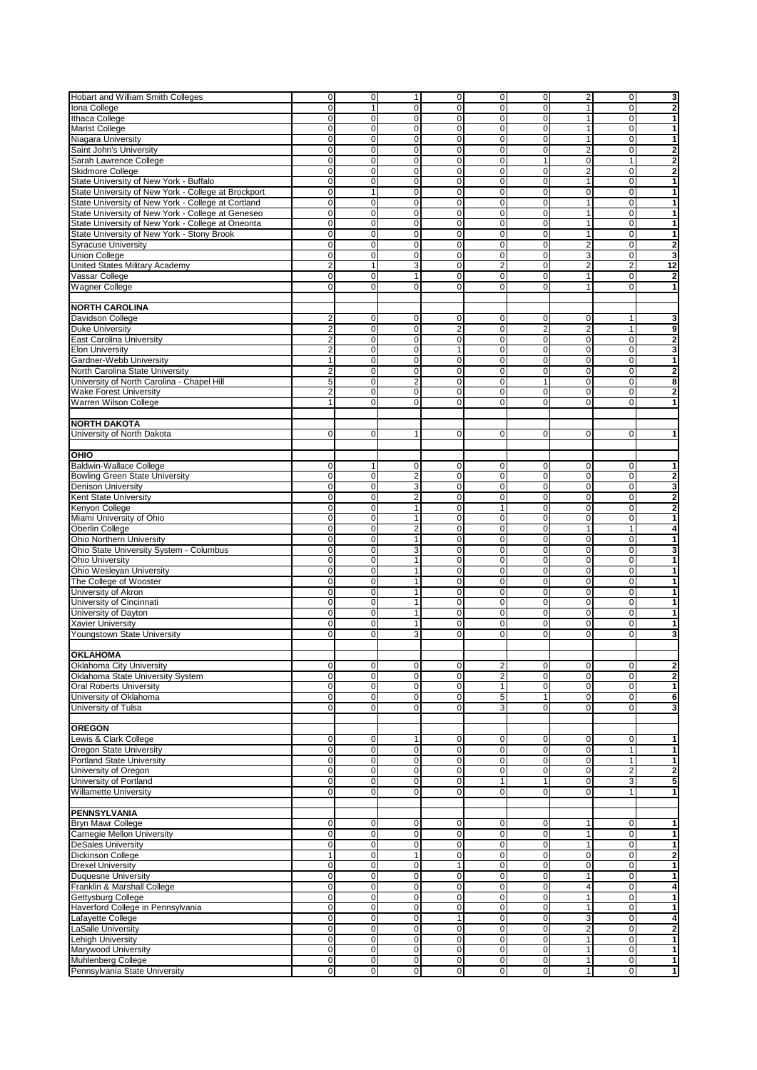| | | | | | | | | | |
|---|---|---|---|---|---|---|---|---|---|
| Hobart and William Smith Colleges | 0 | 0 | 1 | 0 | 0 | 0 | 2 | 0 | 3 |
| Iona College | 0 | 1 | 0 | 0 | 0 | 0 | 1 | 0 | 2 |
| Ithaca College | 0 | 0 | 0 | 0 | 0 | 0 | 1 | 0 | 1 |
| Marist College | 0 | 0 | 0 | 0 | 0 | 0 | 1 | 0 | 1 |
| Niagara University | 0 | 0 | 0 | 0 | 0 | 0 | 1 | 0 | 1 |
| Saint John's University | 0 | 0 | 0 | 0 | 0 | 0 | 2 | 0 | 2 |
| Sarah Lawrence College | 0 | 0 | 0 | 0 | 0 | 1 | 0 | 1 | 2 |
| Skidmore College | 0 | 0 | 0 | 0 | 0 | 0 | 2 | 0 | 2 |
| State University of New York - Buffalo | 0 | 0 | 0 | 0 | 0 | 0 | 1 | 0 | 1 |
| State University of New York - College at Brockport | 0 | 1 | 0 | 0 | 0 | 0 | 0 | 0 | 1 |
| State University of New York - College at Cortland | 0 | 0 | 0 | 0 | 0 | 0 | 1 | 0 | 1 |
| State University of New York - College at Geneseo | 0 | 0 | 0 | 0 | 0 | 0 | 1 | 0 | 1 |
| State University of New York - College at Oneonta | 0 | 0 | 0 | 0 | 0 | 0 | 1 | 0 | 1 |
| State University of New York - Stony Brook | 0 | 0 | 0 | 0 | 0 | 0 | 1 | 0 | 1 |
| Syracuse University | 0 | 0 | 0 | 0 | 0 | 0 | 2 | 0 | 2 |
| Union College | 0 | 0 | 0 | 0 | 0 | 0 | 3 | 0 | 3 |
| United States Military Academy | 2 | 1 | 3 | 0 | 2 | 0 | 2 | 2 | 12 |
| Vassar College | 0 | 0 | 1 | 0 | 0 | 0 | 1 | 0 | 2 |
| Wagner College | 0 | 0 | 0 | 0 | 0 | 0 | 1 | 0 | 1 |
| | | | | | | | | | |
| **NORTH CAROLINA** | | | | | | | | | |
| Davidson College | 2 | 0 | 0 | 0 | 0 | 0 | 0 | 1 | 3 |
| Duke University | 2 | 0 | 0 | 2 | 0 | 2 | 2 | 1 | 9 |
| East Carolina University | 2 | 0 | 0 | 0 | 0 | 0 | 0 | 0 | 2 |
| Elon University | 2 | 0 | 0 | 1 | 0 | 0 | 0 | 0 | 3 |
| Gardner-Webb University | 1 | 0 | 0 | 0 | 0 | 0 | 0 | 0 | 1 |
| North Carolina State University | 2 | 0 | 0 | 0 | 0 | 0 | 0 | 0 | 2 |
| University of North Carolina - Chapel Hill | 5 | 0 | 2 | 0 | 0 | 1 | 0 | 0 | 8 |
| Wake Forest University | 2 | 0 | 0 | 0 | 0 | 0 | 0 | 0 | 2 |
| Warren Wilson College | 1 | 0 | 0 | 0 | 0 | 0 | 0 | 0 | 1 |
| | | | | | | | | | |
| **NORTH DAKOTA** | | | | | | | | | |
| University of North Dakota | 0 | 0 | 1 | 0 | 0 | 0 | 0 | 0 | 1 |
| | | | | | | | | | |
| **OHIO** | | | | | | | | | |
| Baldwin-Wallace College | 0 | 1 | 0 | 0 | 0 | 0 | 0 | 0 | 1 |
| Bowling Green State University | 0 | 0 | 2 | 0 | 0 | 0 | 0 | 0 | 2 |
| Denison University | 0 | 0 | 3 | 0 | 0 | 0 | 0 | 0 | 3 |
| Kent State University | 0 | 0 | 2 | 0 | 0 | 0 | 0 | 0 | 2 |
| Kenyon College | 0 | 0 | 1 | 0 | 1 | 0 | 0 | 0 | 2 |
| Miami University of Ohio | 0 | 0 | 1 | 0 | 0 | 0 | 0 | 0 | 1 |
| Oberlin College | 0 | 0 | 2 | 0 | 0 | 0 | 1 | 1 | 4 |
| Ohio Northern University | 0 | 0 | 1 | 0 | 0 | 0 | 0 | 0 | 1 |
| Ohio State University System - Columbus | 0 | 0 | 3 | 0 | 0 | 0 | 0 | 0 | 3 |
| Ohio University | 0 | 0 | 1 | 0 | 0 | 0 | 0 | 0 | 1 |
| Ohio Wesleyan University | 0 | 0 | 1 | 0 | 0 | 0 | 0 | 0 | 1 |
| The College of Wooster | 0 | 0 | 1 | 0 | 0 | 0 | 0 | 0 | 1 |
| University of Akron | 0 | 0 | 1 | 0 | 0 | 0 | 0 | 0 | 1 |
| University of Cincinnati | 0 | 0 | 1 | 0 | 0 | 0 | 0 | 0 | 1 |
| University of Dayton | 0 | 0 | 1 | 0 | 0 | 0 | 0 | 0 | 1 |
| Xavier University | 0 | 0 | 1 | 0 | 0 | 0 | 0 | 0 | 1 |
| Youngstown State University | 0 | 0 | 3 | 0 | 0 | 0 | 0 | 0 | 3 |
| | | | | | | | | | |
| **OKLAHOMA** | | | | | | | | | |
| Oklahoma City University | 0 | 0 | 0 | 0 | 2 | 0 | 0 | 0 | 2 |
| Oklahoma State University System | 0 | 0 | 0 | 0 | 2 | 0 | 0 | 0 | 2 |
| Oral Roberts University | 0 | 0 | 0 | 0 | 1 | 0 | 0 | 0 | 1 |
| University of Oklahoma | 0 | 0 | 0 | 0 | 5 | 1 | 0 | 0 | 6 |
| University of Tulsa | 0 | 0 | 0 | 0 | 3 | 0 | 0 | 0 | 3 |
| | | | | | | | | | |
| **OREGON** | | | | | | | | | |
| Lewis & Clark College | 0 | 0 | 1 | 0 | 0 | 0 | 0 | 0 | 1 |
| Oregon State University | 0 | 0 | 0 | 0 | 0 | 0 | 0 | 1 | 1 |
| Portland State University | 0 | 0 | 0 | 0 | 0 | 0 | 0 | 1 | 1 |
| University of Oregon | 0 | 0 | 0 | 0 | 0 | 0 | 0 | 2 | 2 |
| University of Portland | 0 | 0 | 0 | 0 | 1 | 1 | 0 | 3 | 5 |
| Willamette University | 0 | 0 | 0 | 0 | 0 | 0 | 0 | 1 | 1 |
| | | | | | | | | | |
| **PENNSYLVANIA** | | | | | | | | | |
| Bryn Mawr College | 0 | 0 | 0 | 0 | 0 | 0 | 1 | 0 | 1 |
| Carnegie Mellon University | 0 | 0 | 0 | 0 | 0 | 0 | 1 | 0 | 1 |
| DeSales University | 0 | 0 | 0 | 0 | 0 | 0 | 1 | 0 | 1 |
| Dickinson College | 1 | 0 | 1 | 0 | 0 | 0 | 0 | 0 | 2 |
| Drexel University | 0 | 0 | 0 | 1 | 0 | 0 | 0 | 0 | 1 |
| Duquesne University | 0 | 0 | 0 | 0 | 0 | 0 | 1 | 0 | 1 |
| Franklin & Marshall College | 0 | 0 | 0 | 0 | 0 | 0 | 4 | 0 | 4 |
| Gettysburg College | 0 | 0 | 0 | 0 | 0 | 0 | 1 | 0 | 1 |
| Haverford College in Pennsylvania | 0 | 0 | 0 | 0 | 0 | 0 | 1 | 0 | 1 |
| Lafayette College | 0 | 0 | 0 | 1 | 0 | 0 | 3 | 0 | 4 |
| LaSalle University | 0 | 0 | 0 | 0 | 0 | 0 | 2 | 0 | 2 |
| Lehigh University | 0 | 0 | 0 | 0 | 0 | 0 | 1 | 0 | 1 |
| Marywood University | 0 | 0 | 0 | 0 | 0 | 0 | 1 | 0 | 1 |
| Muhlenberg College | 0 | 0 | 0 | 0 | 0 | 0 | 1 | 0 | 1 |
| Pennsylvania State University | 0 | 0 | 0 | 0 | 0 | 0 | 1 | 0 | 1 |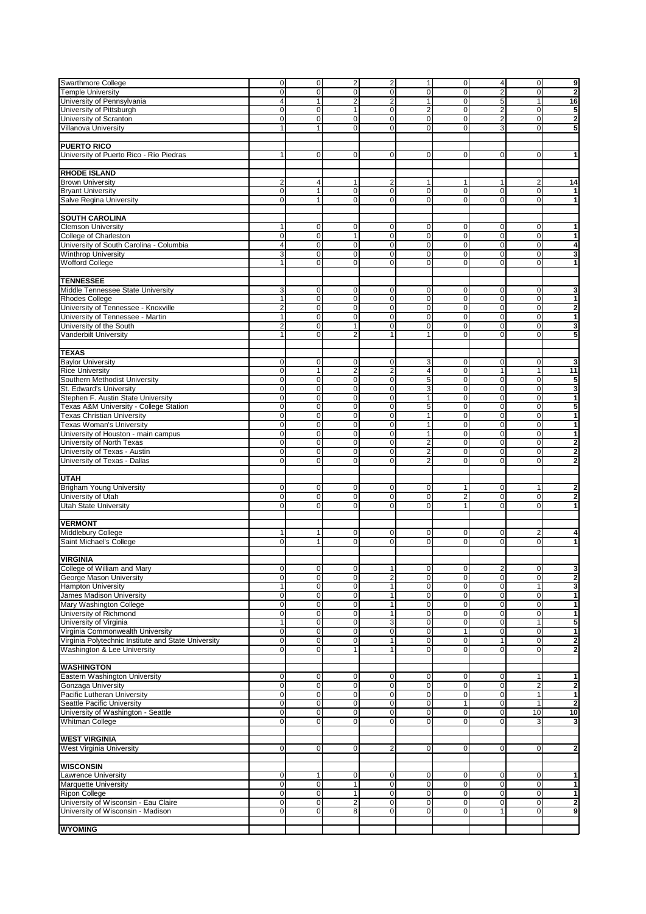| | | | | | | | | | |
|---|---|---|---|---|---|---|---|---|---|
| Swarthmore College | 0 | 0 | 2 | 2 | 1 | 0 | 4 | 0 | **9** |
| Temple University | 0 | 0 | 0 | 0 | 0 | 0 | 2 | 0 | **2** |
| University of Pennsylvania | 4 | 1 | 2 | 2 | 1 | 0 | 5 | 1 | **16** |
| University of Pittsburgh | 0 | 0 | 1 | 0 | 2 | 0 | 2 | 0 | **5** |
| University of Scranton | 0 | 0 | 0 | 0 | 0 | 0 | 2 | 0 | **2** |
| Villanova University | 1 | 1 | 0 | 0 | 0 | 0 | 3 | 0 | **5** |
| | | | | | | | | | |
| **PUERTO RICO** | | | | | | | | | |
| University of Puerto Rico - Río Piedras | 1 | 0 | 0 | 0 | 0 | 0 | 0 | 0 | **1** |
| | | | | | | | | | |
| **RHODE ISLAND** | | | | | | | | | |
| Brown University | 2 | 4 | 1 | 2 | 1 | 1 | 1 | 2 | **14** |
| Bryant University | 0 | 1 | 0 | 0 | 0 | 0 | 0 | 0 | **1** |
| Salve Regina University | 0 | 1 | 0 | 0 | 0 | 0 | 0 | 0 | **1** |
| | | | | | | | | | |
| **SOUTH CAROLINA** | | | | | | | | | |
| Clemson University | 1 | 0 | 0 | 0 | 0 | 0 | 0 | 0 | **1** |
| College of Charleston | 0 | 0 | 1 | 0 | 0 | 0 | 0 | 0 | **1** |
| University of South Carolina - Columbia | 4 | 0 | 0 | 0 | 0 | 0 | 0 | 0 | **4** |
| Winthrop University | 3 | 0 | 0 | 0 | 0 | 0 | 0 | 0 | **3** |
| Wofford College | 1 | 0 | 0 | 0 | 0 | 0 | 0 | 0 | **1** |
| | | | | | | | | | |
| **TENNESSEE** | | | | | | | | | |
| Middle Tennessee State University | 3 | 0 | 0 | 0 | 0 | 0 | 0 | 0 | **3** |
| Rhodes College | 1 | 0 | 0 | 0 | 0 | 0 | 0 | 0 | **1** |
| University of Tennessee - Knoxville | 2 | 0 | 0 | 0 | 0 | 0 | 0 | 0 | **2** |
| University of Tennessee - Martin | 1 | 0 | 0 | 0 | 0 | 0 | 0 | 0 | **1** |
| University of the South | 2 | 0 | 1 | 0 | 0 | 0 | 0 | 0 | **3** |
| Vanderbilt University | 1 | 0 | 2 | 1 | 1 | 0 | 0 | 0 | **5** |
| | | | | | | | | | |
| **TEXAS** | | | | | | | | | |
| Baylor University | 0 | 0 | 0 | 0 | 3 | 0 | 0 | 0 | **3** |
| Rice University | 0 | 1 | 2 | 2 | 4 | 0 | 1 | 1 | **11** |
| Southern Methodist University | 0 | 0 | 0 | 0 | 5 | 0 | 0 | 0 | **5** |
| St. Edward's University | 0 | 0 | 0 | 0 | 3 | 0 | 0 | 0 | **3** |
| Stephen F. Austin State University | 0 | 0 | 0 | 0 | 1 | 0 | 0 | 0 | **1** |
| Texas A&M University - College Station | 0 | 0 | 0 | 0 | 5 | 0 | 0 | 0 | **5** |
| Texas Christian University | 0 | 0 | 0 | 0 | 1 | 0 | 0 | 0 | **1** |
| Texas Woman's University | 0 | 0 | 0 | 0 | 1 | 0 | 0 | 0 | **1** |
| University of Houston - main campus | 0 | 0 | 0 | 0 | 1 | 0 | 0 | 0 | **1** |
| University of North Texas | 0 | 0 | 0 | 0 | 2 | 0 | 0 | 0 | **2** |
| University of Texas - Austin | 0 | 0 | 0 | 0 | 2 | 0 | 0 | 0 | **2** |
| University of Texas - Dallas | 0 | 0 | 0 | 0 | 2 | 0 | 0 | 0 | **2** |
| | | | | | | | | | |
| **UTAH** | | | | | | | | | |
| Brigham Young University | 0 | 0 | 0 | 0 | 0 | 1 | 0 | 1 | **2** |
| University of Utah | 0 | 0 | 0 | 0 | 0 | 2 | 0 | 0 | **2** |
| Utah State University | 0 | 0 | 0 | 0 | 0 | 1 | 0 | 0 | **1** |
| | | | | | | | | | |
| **VERMONT** | | | | | | | | | |
| Middlebury College | 1 | 1 | 0 | 0 | 0 | 0 | 0 | 2 | **4** |
| Saint Michael's College | 0 | 1 | 0 | 0 | 0 | 0 | 0 | 0 | **1** |
| | | | | | | | | | |
| **VIRGINIA** | | | | | | | | | |
| College of William and Mary | 0 | 0 | 0 | 1 | 0 | 0 | 2 | 0 | **3** |
| George Mason University | 0 | 0 | 0 | 2 | 0 | 0 | 0 | 0 | **2** |
| Hampton University | 1 | 0 | 0 | 1 | 0 | 0 | 0 | 1 | **3** |
| James Madison University | 0 | 0 | 0 | 1 | 0 | 0 | 0 | 0 | **1** |
| Mary Washington College | 0 | 0 | 0 | 1 | 0 | 0 | 0 | 0 | **1** |
| University of Richmond | 0 | 0 | 0 | 1 | 0 | 0 | 0 | 0 | **1** |
| University of Virginia | 1 | 0 | 0 | 3 | 0 | 0 | 0 | 1 | **5** |
| Virginia Commonwealth University | 0 | 0 | 0 | 0 | 0 | 1 | 0 | 0 | **1** |
| Virginia Polytechnic Institute and State University | 0 | 0 | 0 | 1 | 0 | 0 | 1 | 0 | **2** |
| Washington & Lee University | 0 | 0 | 1 | 1 | 0 | 0 | 0 | 0 | **2** |
| | | | | | | | | | |
| **WASHINGTON** | | | | | | | | | |
| Eastern Washington University | 0 | 0 | 0 | 0 | 0 | 0 | 0 | 1 | **1** |
| Gonzaga University | 0 | 0 | 0 | 0 | 0 | 0 | 0 | 2 | **2** |
| Pacific Lutheran University | 0 | 0 | 0 | 0 | 0 | 0 | 0 | 1 | **1** |
| Seattle Pacific University | 0 | 0 | 0 | 0 | 0 | 1 | 0 | 1 | **2** |
| University of Washington - Seattle | 0 | 0 | 0 | 0 | 0 | 0 | 0 | 10 | **10** |
| Whitman College | 0 | 0 | 0 | 0 | 0 | 0 | 0 | 3 | **3** |
| | | | | | | | | | |
| **WEST VIRGINIA** | | | | | | | | | |
| West Virginia University | 0 | 0 | 0 | 2 | 0 | 0 | 0 | 0 | **2** |
| | | | | | | | | | |
| **WISCONSIN** | | | | | | | | | |
| Lawrence University | 0 | 1 | 0 | 0 | 0 | 0 | 0 | 0 | **1** |
| Marquette University | 0 | 0 | 1 | 0 | 0 | 0 | 0 | 0 | **1** |
| Ripon College | 0 | 0 | 1 | 0 | 0 | 0 | 0 | 0 | **1** |
| University of Wisconsin - Eau Claire | 0 | 0 | 2 | 0 | 0 | 0 | 0 | 0 | **2** |
| University of Wisconsin - Madison | 0 | 0 | 8 | 0 | 0 | 0 | 1 | 0 | **9** |
| | | | | | | | | | |
| **WYOMING** | | | | | | | | | |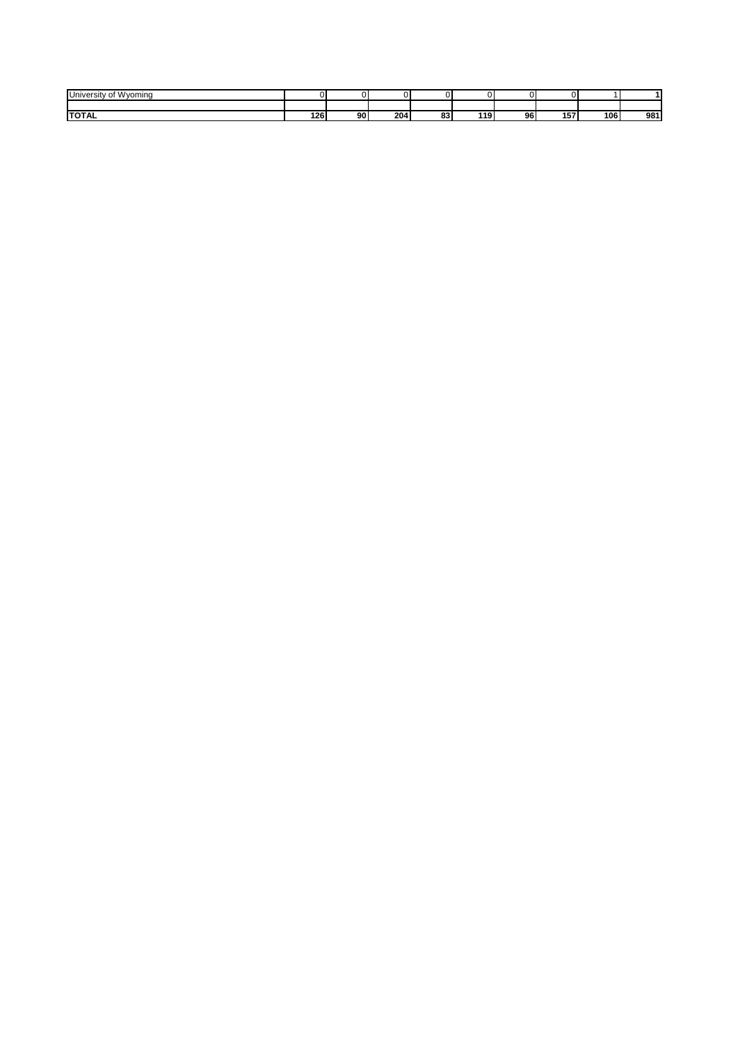| | | | | | | | | | |
|---|---|---|---|---|---|---|---|---|---|
| University of Wyoming | 0 | 0 | 0 | 0 | 0 | 0 | 0 | 1 | **1** |
| | | | | | | | | | |
| **TOTAL** | **126** | **90** | **204** | **83** | **119** | **96** | **157** | **106** | **981** |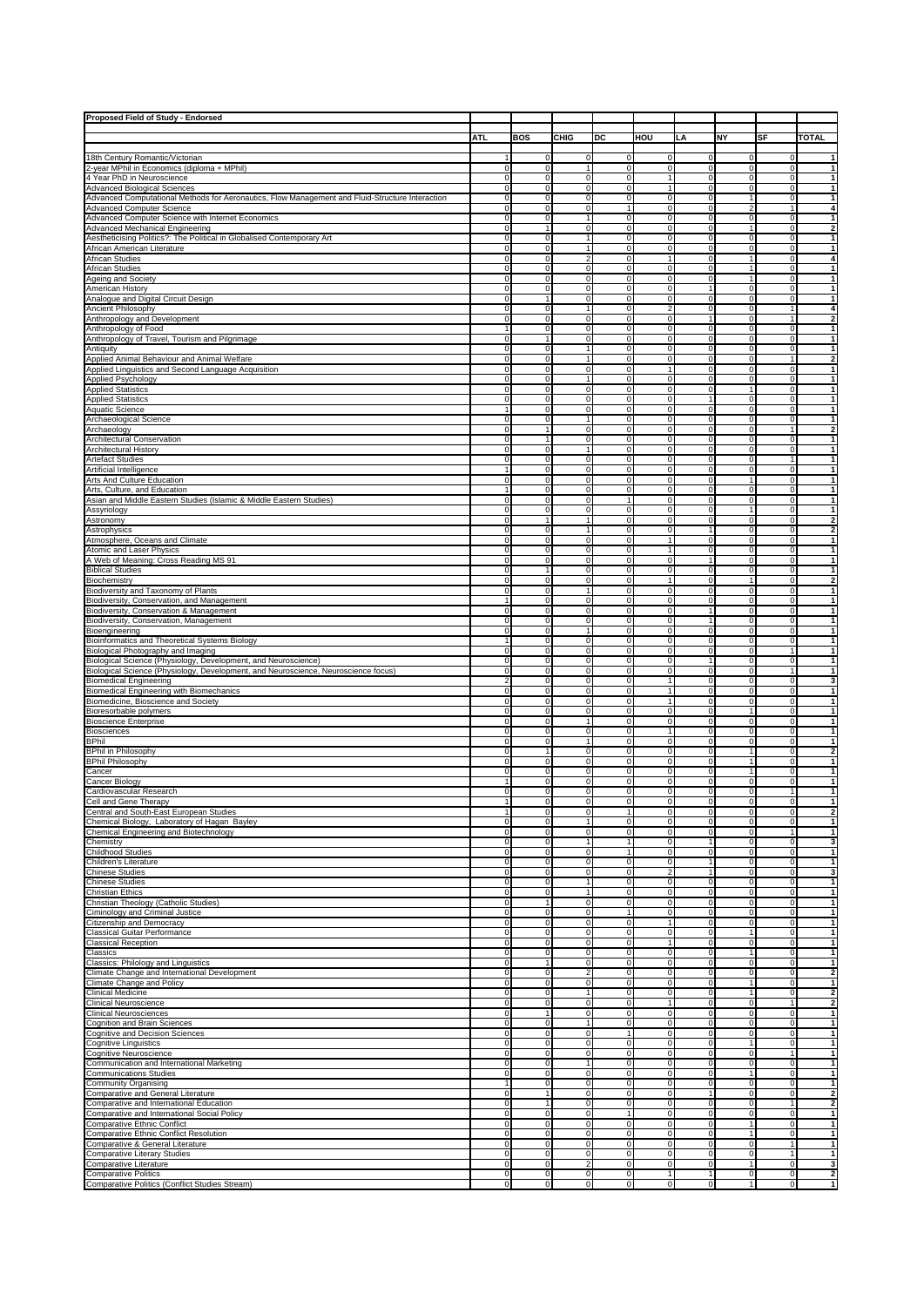**Proposed Field of Study - Endorsed**

| | ATL | BOS | CHIG | DC | HOU | LA | NY | SF | TOTAL |
|---|---|---|---|---|---|---|---|---|---|
| 18th Century Romantic/Victorian | 1 | 0 | 0 | 0 | 0 | 0 | 0 | 0 | 1 |
| 2-year MPhil in Economics (diploma + MPhil) | 0 | 0 | 1 | 0 | 0 | 0 | 0 | 0 | 1 |
| 4 Year PhD in Neuroscience | 0 | 0 | 0 | 0 | 1 | 0 | 0 | 0 | 1 |
| Advanced Biological Sciences | 0 | 0 | 0 | 0 | 1 | 0 | 0 | 0 | 1 |
| Advanced Computational Methods for Aeronautics, Flow Management and Fluid-Structure Interaction | 0 | 0 | 0 | 0 | 0 | 0 | 1 | 0 | 1 |
| Advanced Computer Science | 0 | 0 | 0 | 1 | 0 | 0 | 2 | 1 | 4 |
| Advanced Computer Science with Internet Economics | 0 | 0 | 1 | 0 | 0 | 0 | 0 | 0 | 1 |
| Advanced Mechanical Engineering | 0 | 1 | 0 | 0 | 0 | 0 | 1 | 0 | 2 |
| Aestheticising Politics?: The Political in Globalised Contemporary Art | 0 | 0 | 1 | 0 | 0 | 0 | 0 | 0 | 1 |
| African American Literature | 0 | 0 | 1 | 0 | 0 | 0 | 0 | 0 | 1 |
| African Studies | 0 | 0 | 2 | 0 | 1 | 0 | 1 | 0 | 4 |
| African Studies | 0 | 0 | 0 | 0 | 0 | 0 | 1 | 0 | 1 |
| Ageing and Society | 0 | 0 | 0 | 0 | 0 | 0 | 1 | 0 | 1 |
| American History | 0 | 0 | 0 | 0 | 0 | 1 | 0 | 0 | 1 |
| Analogue and Digital Circuit Design | 0 | 1 | 0 | 0 | 0 | 0 | 0 | 0 | 1 |
| Ancient Philosophy | 0 | 0 | 1 | 0 | 2 | 0 | 0 | 1 | 4 |
| Anthropology and Development | 0 | 0 | 0 | 0 | 0 | 1 | 0 | 1 | 2 |
| Anthropology of Food | 1 | 0 | 0 | 0 | 0 | 0 | 0 | 0 | 1 |
| Anthropology of Travel, Tourism and Pilgrimage | 0 | 1 | 0 | 0 | 0 | 0 | 0 | 0 | 1 |
| Antiquity | 0 | 0 | 1 | 0 | 0 | 0 | 0 | 0 | 1 |
| Applied Animal Behaviour and Animal Welfare | 0 | 0 | 1 | 0 | 0 | 0 | 0 | 1 | 2 |
| Applied Linguistics and Second Language Acquisition | 0 | 0 | 0 | 0 | 1 | 0 | 0 | 0 | 1 |
| Applied Psychology | 0 | 0 | 1 | 0 | 0 | 0 | 0 | 0 | 1 |
| Applied Statistics | 0 | 0 | 0 | 0 | 0 | 0 | 1 | 0 | 1 |
| Applied Statistics | 0 | 0 | 0 | 0 | 0 | 1 | 0 | 0 | 1 |
| Aquatic Science | 1 | 0 | 0 | 0 | 0 | 0 | 0 | 0 | 1 |
| Archaeological Science | 0 | 0 | 1 | 0 | 0 | 0 | 0 | 0 | 1 |
| Archaeology | 0 | 1 | 0 | 0 | 0 | 0 | 0 | 1 | 2 |
| Architectural Conservation | 0 | 1 | 0 | 0 | 0 | 0 | 0 | 0 | 1 |
| Architectural History | 0 | 0 | 1 | 0 | 0 | 0 | 0 | 0 | 1 |
| Artefact Studies | 0 | 0 | 0 | 0 | 0 | 0 | 0 | 1 | 1 |
| Artificial Intelligence | 1 | 0 | 0 | 0 | 0 | 0 | 0 | 0 | 1 |
| Arts And Culture Education | 0 | 0 | 0 | 0 | 0 | 0 | 1 | 0 | 1 |
| Arts, Culture, and Education | 1 | 0 | 0 | 0 | 0 | 0 | 0 | 0 | 1 |
| Asian and Middle Eastern Studies (Islamic & Middle Eastern Studies) | 0 | 0 | 0 | 1 | 0 | 0 | 0 | 0 | 1 |
| Assyriology | 0 | 0 | 0 | 0 | 0 | 0 | 1 | 0 | 1 |
| Astronomy | 0 | 1 | 1 | 0 | 0 | 0 | 0 | 0 | 2 |
| Astrophysics | 0 | 0 | 1 | 0 | 0 | 1 | 0 | 0 | 2 |
| Atmosphere, Oceans and Climate | 0 | 0 | 0 | 0 | 1 | 0 | 0 | 0 | 1 |
| Atomic and Laser Physics | 0 | 0 | 0 | 0 | 1 | 0 | 0 | 0 | 1 |
| A Web of Meaning: Cross Reading MS 91 | 0 | 0 | 0 | 0 | 0 | 1 | 0 | 0 | 1 |
| Biblical Studies | 0 | 1 | 0 | 0 | 0 | 0 | 0 | 0 | 1 |
| Biochemistry | 0 | 0 | 0 | 0 | 1 | 0 | 1 | 0 | 2 |
| Biodiversity and Taxonomy of Plants | 0 | 0 | 1 | 0 | 0 | 0 | 0 | 0 | 1 |
| Biodiversity, Conservation, and Management | 1 | 0 | 0 | 0 | 0 | 0 | 0 | 0 | 1 |
| Biodiversity, Conservation & Management | 0 | 0 | 0 | 0 | 0 | 1 | 0 | 0 | 1 |
| Biodiversity, Conservation, Management | 0 | 0 | 0 | 0 | 0 | 1 | 0 | 0 | 1 |
| Bioengineering | 0 | 0 | 1 | 0 | 0 | 0 | 0 | 0 | 1 |
| Bioinformatics and Theoretical Systems Biology | 1 | 0 | 0 | 0 | 0 | 0 | 0 | 0 | 1 |
| Biological Photography and Imaging | 0 | 0 | 0 | 0 | 0 | 0 | 0 | 1 | 1 |
| Biological Science (Physiology, Development, and Neuroscience) | 0 | 0 | 0 | 0 | 0 | 1 | 0 | 0 | 1 |
| Biological Science (Physiology, Development, and Neuroscience, Neuroscience focus) | 0 | 0 | 0 | 0 | 0 | 0 | 0 | 1 | 1 |
| Biomedical Engineering | 2 | 0 | 0 | 0 | 1 | 0 | 0 | 0 | 3 |
| Biomedical Engineering with Biomechanics | 0 | 0 | 0 | 0 | 1 | 0 | 0 | 0 | 1 |
| Biomedicine, Bioscience and Society | 0 | 0 | 0 | 0 | 1 | 0 | 0 | 0 | 1 |
| Bioresorbable polymers | 0 | 0 | 0 | 0 | 0 | 0 | 1 | 0 | 1 |
| Bioscience Enterprise | 0 | 0 | 1 | 0 | 0 | 0 | 0 | 0 | 1 |
| Biosciences | 0 | 0 | 0 | 0 | 1 | 0 | 0 | 0 | 1 |
| BPhil | 0 | 0 | 1 | 0 | 0 | 0 | 0 | 0 | 1 |
| BPhil in Philosophy | 0 | 1 | 0 | 0 | 0 | 0 | 1 | 0 | 2 |
| BPhil Philosophy | 0 | 0 | 0 | 0 | 0 | 0 | 1 | 0 | 1 |
| Cancer | 0 | 0 | 0 | 0 | 0 | 0 | 1 | 0 | 1 |
| Cancer Biology | 1 | 0 | 0 | 0 | 0 | 0 | 0 | 0 | 1 |
| Cardiovascular Research | 0 | 0 | 0 | 0 | 0 | 0 | 0 | 1 | 1 |
| Cell and Gene Therapy | 1 | 0 | 0 | 0 | 0 | 0 | 0 | 0 | 1 |
| Central and South-East European Studies | 1 | 0 | 0 | 1 | 0 | 0 | 0 | 0 | 2 |
| Chemical Biology, Laboratory of Hagan Bayley | 0 | 0 | 1 | 0 | 0 | 0 | 0 | 0 | 1 |
| Chemical Engineering and Biotechnology | 0 | 0 | 0 | 0 | 0 | 0 | 0 | 1 | 1 |
| Chemistry | 0 | 0 | 1 | 1 | 0 | 1 | 0 | 0 | 3 |
| Childhood Studies | 0 | 0 | 0 | 1 | 0 | 0 | 0 | 0 | 1 |
| Children's Literature | 0 | 0 | 0 | 0 | 0 | 1 | 0 | 0 | 1 |
| Chinese Studies | 0 | 0 | 0 | 0 | 2 | 1 | 0 | 0 | 3 |
| Chinese Studies | 0 | 0 | 1 | 0 | 0 | 0 | 0 | 0 | 1 |
| Christian Ethics | 0 | 0 | 1 | 0 | 0 | 0 | 0 | 0 | 1 |
| Christian Theology (Catholic Studies) | 0 | 1 | 0 | 0 | 0 | 0 | 0 | 0 | 1 |
| Ciminology and Criminal Justice | 0 | 0 | 0 | 1 | 0 | 0 | 0 | 0 | 1 |
| Citizenship and Democracy | 0 | 0 | 0 | 0 | 1 | 0 | 0 | 0 | 1 |
| Classical Guitar Performance | 0 | 0 | 0 | 0 | 0 | 0 | 1 | 0 | 1 |
| Classical Reception | 0 | 0 | 0 | 0 | 1 | 0 | 0 | 0 | 1 |
| Classics | 0 | 0 | 0 | 0 | 0 | 0 | 1 | 0 | 1 |
| Classics: Philology and Linguistics | 0 | 1 | 0 | 0 | 0 | 0 | 0 | 0 | 1 |
| Climate Change and International Development | 0 | 0 | 2 | 0 | 0 | 0 | 0 | 0 | 2 |
| Climate Change and Policy | 0 | 0 | 0 | 0 | 0 | 0 | 1 | 0 | 1 |
| Clinical Medicine | 0 | 0 | 1 | 0 | 0 | 0 | 1 | 0 | 2 |
| Clinical Neuroscience | 0 | 0 | 0 | 0 | 1 | 0 | 0 | 1 | 2 |
| Clinical Neurosciences | 0 | 1 | 0 | 0 | 0 | 0 | 0 | 0 | 1 |
| Cognition and Brain Sciences | 0 | 0 | 1 | 0 | 0 | 0 | 0 | 0 | 1 |
| Cognitive and Decision Sciences | 0 | 0 | 0 | 1 | 0 | 0 | 0 | 0 | 1 |
| Cognitive Linguistics | 0 | 0 | 0 | 0 | 0 | 0 | 1 | 0 | 1 |
| Cognitive Neuroscience | 0 | 0 | 0 | 0 | 0 | 0 | 0 | 1 | 1 |
| Communication and International Marketing | 0 | 0 | 1 | 0 | 0 | 0 | 0 | 0 | 1 |
| Communications Studies | 0 | 0 | 0 | 0 | 0 | 0 | 1 | 0 | 1 |
| Community Organising | 1 | 0 | 0 | 0 | 0 | 0 | 0 | 0 | 1 |
| Comparative and General Literature | 0 | 1 | 0 | 0 | 0 | 1 | 0 | 0 | 2 |
| Comparative and International Education | 0 | 1 | 0 | 0 | 0 | 0 | 0 | 1 | 2 |
| Comparative and International Social Policy | 0 | 0 | 0 | 1 | 0 | 0 | 0 | 0 | 1 |
| Comparative Ethnic Conflict | 0 | 0 | 0 | 0 | 0 | 0 | 1 | 0 | 1 |
| Comparative Ethnic Conflict Resolution | 0 | 0 | 0 | 0 | 0 | 0 | 1 | 0 | 1 |
| Comparative & General Literature | 0 | 0 | 0 | 0 | 0 | 0 | 0 | 1 | 1 |
| Comparative Literary Studies | 0 | 0 | 0 | 0 | 0 | 0 | 0 | 1 | 1 |
| Comparative Literature | 0 | 0 | 2 | 0 | 0 | 0 | 1 | 0 | 3 |
| Comparative Politics | 0 | 0 | 0 | 0 | 1 | 1 | 0 | 0 | 2 |
| Comparative Politics (Conflict Studies Stream) | 0 | 0 | 0 | 0 | 0 | 0 | 1 | 0 | 1 |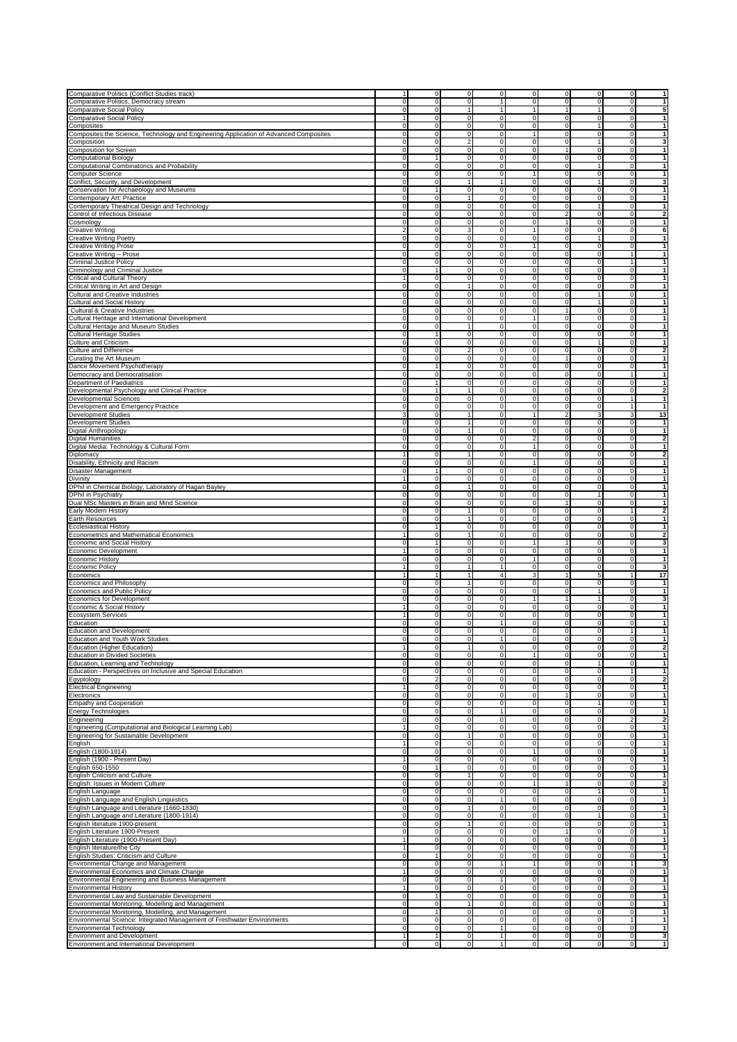| | | | | | | | | | |
|---|---|---|---|---|---|---|---|---|---|
| Comparative Politics (Conflict Studies track) | 1 | 0 | 0 | 0 | 0 | 0 | 0 | 0 | 1 |
| Comparative Politics, Democracy stream | 0 | 0 | 0 | 1 | 0 | 0 | 0 | 0 | 1 |
| Comparative Social Policy | 0 | 0 | 1 | 1 | 1 | 1 | 1 | 0 | 5 |
| Comparative Social Policy | 1 | 0 | 0 | 0 | 0 | 0 | 0 | 0 | 1 |
| Composites | 0 | 0 | 0 | 0 | 0 | 0 | 1 | 0 | 1 |
| Composites:the Science, Technology and Engineering Application of Advanced Composites | 0 | 0 | 0 | 0 | 1 | 0 | 0 | 0 | 1 |
| Composition | 0 | 0 | 2 | 0 | 0 | 0 | 1 | 0 | 3 |
| Composition for Screen | 0 | 0 | 0 | 0 | 0 | 1 | 0 | 0 | 1 |
| Computational Biology | 0 | 1 | 0 | 0 | 0 | 0 | 0 | 0 | 1 |
| Computational Combinatorics and Probability | 0 | 0 | 0 | 0 | 0 | 0 | 1 | 0 | 1 |
| Computer Science | 0 | 0 | 0 | 0 | 1 | 0 | 0 | 0 | 1 |
| Conflict, Security, and Development | 0 | 0 | 1 | 1 | 0 | 0 | 1 | 0 | 3 |
| Conservation for Archaeology and Museums | 0 | 1 | 0 | 0 | 0 | 0 | 0 | 0 | 1 |
| Contemporary Art: Practice | 0 | 0 | 1 | 0 | 0 | 0 | 0 | 0 | 1 |
| Contemporary Theatrical Design and Technology | 0 | 0 | 0 | 0 | 0 | 0 | 1 | 0 | 1 |
| Control of Infectious Disease | 0 | 0 | 0 | 0 | 0 | 2 | 0 | 0 | 2 |
| Cosmology | 0 | 0 | 0 | 0 | 0 | 1 | 0 | 0 | 1 |
| Creative Writing | 2 | 0 | 3 | 0 | 1 | 0 | 0 | 0 | 6 |
| Creative Writing Poetry | 0 | 0 | 0 | 0 | 0 | 0 | 1 | 0 | 1 |
| Creative Writing Prose | 0 | 0 | 0 | 0 | 1 | 0 | 0 | 0 | 1 |
| Creative Writing -- Prose | 0 | 0 | 0 | 0 | 0 | 0 | 0 | 1 | 1 |
| Criminal Justice Policy | 0 | 0 | 0 | 0 | 0 | 0 | 0 | 1 | 1 |
| Criminology and Criminal Justice | 0 | 1 | 0 | 0 | 0 | 0 | 0 | 0 | 1 |
| Critical and Cultural Theory | 1 | 0 | 0 | 0 | 0 | 0 | 0 | 0 | 1 |
| Critical Writing in Art and Design | 0 | 0 | 1 | 0 | 0 | 0 | 0 | 0 | 1 |
| Cultural and Creative Industries | 0 | 0 | 0 | 0 | 0 | 0 | 1 | 0 | 1 |
| Cultural and Social History | 0 | 0 | 0 | 0 | 0 | 0 | 1 | 0 | 1 |
| Cultural & Creative Industries | 0 | 0 | 0 | 0 | 0 | 1 | 0 | 0 | 1 |
| Cultural Heritage and International Development | 0 | 0 | 0 | 0 | 1 | 0 | 0 | 0 | 1 |
| Cultural Heritage and Museum Studies | 0 | 0 | 1 | 0 | 0 | 0 | 0 | 0 | 1 |
| Cultural Heritage Studies | 0 | 1 | 0 | 0 | 0 | 0 | 0 | 0 | 1 |
| Culture and Criticism | 0 | 0 | 0 | 0 | 0 | 0 | 1 | 0 | 1 |
| Culture and Difference | 0 | 0 | 2 | 0 | 0 | 0 | 0 | 0 | 2 |
| Curating the Art Museum | 0 | 0 | 0 | 0 | 0 | 1 | 0 | 0 | 1 |
| Dance Movement Psychotherapy | 0 | 1 | 0 | 0 | 0 | 0 | 0 | 0 | 1 |
| Democracy and Democratisation | 0 | 0 | 0 | 0 | 0 | 0 | 0 | 1 | 1 |
| Department of Paediatrics | 0 | 1 | 0 | 0 | 0 | 0 | 0 | 0 | 1 |
| Developmental Psychology and Clinical Practice | 0 | 1 | 1 | 0 | 0 | 0 | 0 | 0 | 2 |
| Developmental Sciences | 0 | 0 | 0 | 0 | 0 | 0 | 0 | 1 | 1 |
| Development and Emergency Practice | 0 | 0 | 0 | 0 | 0 | 0 | 0 | 1 | 1 |
| Development Studies | 3 | 0 | 1 | 0 | 1 | 2 | 3 | 3 | 13 |
| Development Studies | 0 | 0 | 1 | 0 | 0 | 0 | 0 | 0 | 1 |
| Digital Anthropology | 0 | 0 | 1 | 0 | 0 | 0 | 0 | 0 | 1 |
| Digital Humanities | 0 | 0 | 0 | 0 | 2 | 0 | 0 | 0 | 2 |
| Digital Media: Technology & Cultural Form | 0 | 0 | 0 | 0 | 1 | 0 | 0 | 0 | 1 |
| Diplomacy | 1 | 0 | 1 | 0 | 0 | 0 | 0 | 0 | 2 |
| Disability, Ethnicity and Racism | 0 | 0 | 0 | 0 | 1 | 0 | 0 | 0 | 1 |
| Disaster Management | 0 | 1 | 0 | 0 | 0 | 0 | 0 | 0 | 1 |
| Divinity | 1 | 0 | 0 | 0 | 0 | 0 | 0 | 0 | 1 |
| DPhil in Chemical Biology, Laboratory of Hagan Bayley | 0 | 0 | 1 | 0 | 0 | 0 | 0 | 0 | 1 |
| DPhil in Psychiatry | 0 | 0 | 0 | 0 | 0 | 0 | 1 | 0 | 1 |
| Dual MSc Masters in Brain and Mind Science | 0 | 0 | 0 | 0 | 0 | 1 | 0 | 0 | 1 |
| Early Modern History | 0 | 0 | 1 | 0 | 0 | 0 | 0 | 1 | 2 |
| Earth Resources | 0 | 0 | 1 | 0 | 0 | 0 | 0 | 0 | 1 |
| Ecclesiastical History | 0 | 1 | 0 | 0 | 0 | 0 | 0 | 0 | 1 |
| Econometrics and Mathematical Economics | 1 | 0 | 1 | 0 | 0 | 0 | 0 | 0 | 2 |
| Economic and Social History | 0 | 1 | 0 | 0 | 1 | 1 | 0 | 0 | 3 |
| Economic Development | 1 | 0 | 0 | 0 | 0 | 0 | 0 | 0 | 1 |
| Economic History | 0 | 0 | 0 | 0 | 1 | 0 | 0 | 0 | 1 |
| Economic Policy | 1 | 0 | 1 | 1 | 0 | 0 | 0 | 0 | 3 |
| Economics | 1 | 1 | 1 | 4 | 3 | 1 | 5 | 1 | 17 |
| Economics and Philosophy | 0 | 0 | 1 | 0 | 0 | 0 | 0 | 0 | 1 |
| Economics and Public Policy | 0 | 0 | 0 | 0 | 0 | 0 | 1 | 0 | 1 |
| Economics for Development | 0 | 0 | 0 | 0 | 1 | 1 | 1 | 0 | 3 |
| Economic & Social History | 1 | 0 | 0 | 0 | 0 | 0 | 0 | 0 | 1 |
| Ecosystem Services | 1 | 0 | 0 | 0 | 0 | 0 | 0 | 0 | 1 |
| Education | 0 | 0 | 0 | 1 | 0 | 0 | 0 | 0 | 1 |
| Education and Development | 0 | 0 | 0 | 0 | 0 | 0 | 0 | 1 | 1 |
| Education and Youth Work Studies | 0 | 0 | 0 | 1 | 0 | 0 | 0 | 0 | 1 |
| Education (Higher Education) | 1 | 0 | 1 | 0 | 0 | 0 | 0 | 0 | 2 |
| Education in Divided Societies | 0 | 0 | 0 | 0 | 1 | 0 | 0 | 0 | 1 |
| Education, Learning and Technology | 0 | 0 | 0 | 0 | 0 | 0 | 1 | 0 | 1 |
| Education - Perspectives on Inclusive and Special Education | 0 | 0 | 0 | 0 | 0 | 0 | 0 | 1 | 1 |
| Egyptology | 0 | 2 | 0 | 0 | 0 | 0 | 0 | 0 | 2 |
| Electrical Engineering | 1 | 0 | 0 | 0 | 0 | 0 | 0 | 0 | 1 |
| Electronics | 0 | 0 | 0 | 0 | 0 | 1 | 0 | 0 | 1 |
| Empathy and Cooperation | 0 | 0 | 0 | 0 | 0 | 0 | 1 | 0 | 1 |
| Energy Technologies | 0 | 0 | 0 | 1 | 0 | 0 | 0 | 0 | 1 |
| Engineering | 0 | 0 | 0 | 0 | 0 | 0 | 0 | 2 | 2 |
| Engineering (Computational and Biological Learning Lab) | 1 | 0 | 0 | 0 | 0 | 0 | 0 | 0 | 1 |
| Engineering for Sustainable Development | 0 | 0 | 1 | 0 | 0 | 0 | 0 | 0 | 1 |
| English | 1 | 0 | 0 | 0 | 0 | 0 | 0 | 0 | 1 |
| English (1800-1914) | 0 | 0 | 0 | 0 | 1 | 0 | 0 | 0 | 1 |
| English (1900 - Present Day) | 1 | 0 | 0 | 0 | 0 | 0 | 0 | 0 | 1 |
| English 650-1550 | 0 | 1 | 0 | 0 | 0 | 0 | 0 | 0 | 1 |
| English Criticism and Culture | 0 | 0 | 1 | 0 | 0 | 0 | 0 | 0 | 1 |
| English: Issues in Modern Culture | 0 | 0 | 0 | 0 | 1 | 1 | 0 | 0 | 2 |
| English Language | 0 | 0 | 0 | 0 | 0 | 0 | 1 | 0 | 1 |
| English Language and English Linguistics | 0 | 0 | 0 | 1 | 0 | 0 | 0 | 0 | 1 |
| English Language and Literature (1660-1830) | 0 | 0 | 1 | 0 | 0 | 0 | 0 | 0 | 1 |
| English Language and Literature (1800-1914) | 0 | 0 | 0 | 0 | 0 | 0 | 1 | 0 | 1 |
| English literature 1900-present | 0 | 0 | 1 | 0 | 0 | 0 | 0 | 0 | 1 |
| English Literature 1900-Present | 0 | 0 | 0 | 0 | 0 | 1 | 0 | 0 | 1 |
| English Literature (1900-Present Day) | 1 | 0 | 0 | 0 | 0 | 0 | 0 | 0 | 1 |
| English literature/the City | 1 | 0 | 0 | 0 | 0 | 0 | 0 | 0 | 1 |
| English Studies: Criticism and Culture | 0 | 1 | 0 | 0 | 0 | 0 | 0 | 0 | 1 |
| Environmental Change and Management | 0 | 0 | 0 | 1 | 1 | 0 | 0 | 1 | 3 |
| Environmental Economics and Climate Change | 1 | 0 | 0 | 0 | 0 | 0 | 0 | 0 | 1 |
| Environmental Engineering and Business Management | 0 | 0 | 0 | 1 | 0 | 0 | 0 | 0 | 1 |
| Environmental History | 1 | 0 | 0 | 0 | 0 | 0 | 0 | 0 | 1 |
| Environmental Law and Sustainable Development | 0 | 1 | 0 | 0 | 0 | 0 | 0 | 0 | 1 |
| Environmental Monitoring, Modelling and Management | 0 | 0 | 1 | 0 | 0 | 0 | 0 | 0 | 1 |
| Environmental Monitoring, Modelling, and Management | 0 | 1 | 0 | 0 | 0 | 0 | 0 | 0 | 1 |
| Environmental Science: Integrated Management of Freshwater Environments | 0 | 0 | 0 | 0 | 0 | 0 | 0 | 1 | 1 |
| Environmental Technology | 0 | 0 | 0 | 1 | 0 | 0 | 0 | 0 | 1 |
| Environment and Development | 1 | 1 | 0 | 1 | 0 | 0 | 0 | 0 | 3 |
| Environment and International Development | 0 | 0 | 0 | 1 | 0 | 0 | 0 | 0 | 1 |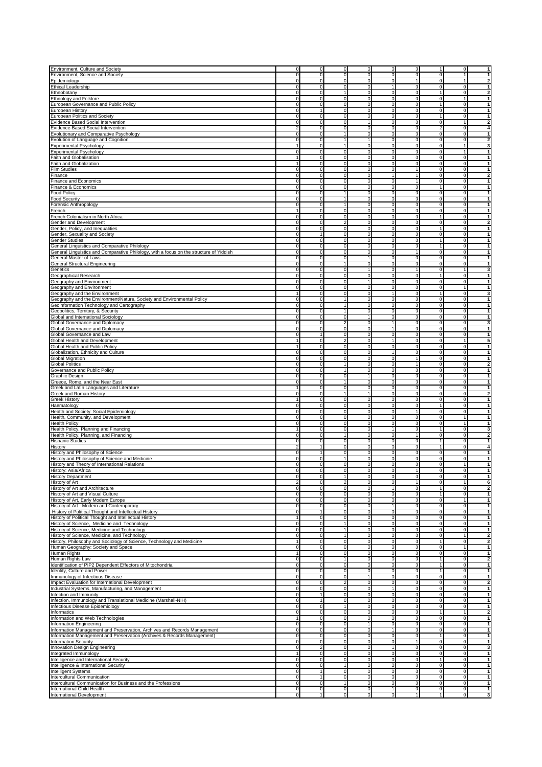| | | | | | | | | | |
|---|---|---|---|---|---|---|---|---|---|
| Environment, Culture and Society | 0 | 0 | 0 | 0 | 0 | 0 | 1 | 0 | 1 |
| Environment, Science and Society | 0 | 0 | 0 | 0 | 0 | 0 | 0 | 1 | 1 |
| Epidemiology | 0 | 0 | 0 | 0 | 0 | 1 | 0 | 1 | 2 |
| Ethical Leadership | 0 | 0 | 0 | 0 | 1 | 0 | 0 | 0 | 1 |
| Ethnobotany | 0 | 0 | 1 | 0 | 0 | 0 | 1 | 0 | 2 |
| Ethnology and Folklore | 0 | 0 | 0 | 0 | 0 | 0 | 0 | 1 | 1 |
| European Governance and Public Policy | 0 | 0 | 0 | 0 | 0 | 0 | 1 | 0 | 1 |
| European History | 0 | 1 | 0 | 0 | 0 | 0 | 0 | 0 | 1 |
| European Politics and Society | 0 | 0 | 0 | 0 | 0 | 0 | 1 | 0 | 1 |
| Evidence Based Social Intervention | 0 | 0 | 0 | 1 | 0 | 0 | 0 | 1 | 2 |
| Evidence-Based Social Intervention | 2 | 0 | 0 | 0 | 0 | 0 | 2 | 0 | 4 |
| Evolutionary and Comparative Psychology | 0 | 0 | 1 | 0 | 0 | 0 | 0 | 0 | 1 |
| Evolution of Language and Cognition | 0 | 0 | 1 | 1 | 0 | 0 | 0 | 0 | 2 |
| Experimental Psychology | 1 | 0 | 1 | 0 | 0 | 0 | 0 | 1 | 3 |
| Experimental Psychology | 0 | 0 | 0 | 0 | 0 | 0 | 0 | 1 | 1 |
| Faith and Globalisation | 1 | 0 | 0 | 0 | 0 | 0 | 0 | 0 | 1 |
| Faith and Globalization | 1 | 0 | 0 | 0 | 0 | 0 | 0 | 0 | 1 |
| Film Studies | 0 | 0 | 0 | 0 | 0 | 1 | 0 | 0 | 1 |
| Finance | 0 | 0 | 0 | 0 | 1 | 1 | 0 | 0 | 2 |
| Finance and Economics | 0 | 0 | 0 | 0 | 0 | 1 | 0 | 0 | 1 |
| Finance & Economics | 0 | 0 | 0 | 0 | 0 | 0 | 1 | 0 | 1 |
| Food Policy | 0 | 0 | 1 | 0 | 0 | 0 | 0 | 0 | 1 |
| Food Security | 0 | 0 | 1 | 0 | 0 | 0 | 0 | 0 | 1 |
| Forensic Anthropology | 0 | 0 | 1 | 0 | 0 | 0 | 0 | 0 | 1 |
| French | 1 | 0 | 0 | 0 | 0 | 0 | 0 | 0 | 1 |
| French Colonialism in North Africa | 0 | 0 | 0 | 0 | 0 | 0 | 1 | 0 | 1 |
| Gender and Development | 0 | 0 | 2 | 0 | 0 | 0 | 0 | 0 | 2 |
| Gender, Policy, and Inequalities | 0 | 0 | 0 | 0 | 0 | 0 | 1 | 0 | 1 |
| Gender, Sexuality and Society | 0 | 1 | 0 | 0 | 0 | 0 | 0 | 0 | 1 |
| Gender Studies | 0 | 0 | 0 | 0 | 0 | 0 | 1 | 0 | 1 |
| General Linguistics and Comparative Philology | 0 | 0 | 0 | 0 | 0 | 0 | 1 | 0 | 1 |
| General Linguistics and Comparative Philology, with a focus on the structure of Yiddish | 0 | 0 | 0 | 0 | 0 | 1 | 0 | 0 | 1 |
| General Master of Laws | 0 | 0 | 0 | 1 | 0 | 0 | 0 | 0 | 1 |
| General Structural Engineering | 0 | 0 | 1 | 0 | 0 | 0 | 0 | 0 | 1 |
| Genetics | 0 | 0 | 0 | 1 | 0 | 1 | 0 | 1 | 3 |
| Geographical Research | 0 | 0 | 0 | 0 | 0 | 0 | 1 | 0 | 1 |
| Geography and Environment | 0 | 0 | 0 | 1 | 0 | 0 | 0 | 0 | 1 |
| Geography and Environment | 0 | 0 | 0 | 0 | 0 | 0 | 0 | 1 | 1 |
| Geography and the Environment | 1 | 0 | 0 | 0 | 1 | 0 | 1 | 0 | 3 |
| Geography and the Environment/Nature, Society and Environmental Policy | 0 | 0 | 1 | 0 | 0 | 0 | 0 | 0 | 1 |
| Geoinformation Technology and Cartography | 0 | 0 | 1 | 0 | 0 | 0 | 0 | 0 | 1 |
| Geopolitics, Territory, & Security | 0 | 0 | 1 | 0 | 0 | 0 | 0 | 0 | 1 |
| Global and International Sociology | 0 | 0 | 0 | 1 | 0 | 0 | 0 | 0 | 1 |
| Global Governance and Diplomacy | 0 | 0 | 2 | 0 | 1 | 0 | 0 | 0 | 3 |
| Global Governance and Diplomacy | 0 | 0 | 0 | 0 | 1 | 0 | 0 | 0 | 1 |
| Global Governance and Law | 0 | 1 | 0 | 0 | 0 | 0 | 0 | 0 | 1 |
| Global Health and Development | 1 | 0 | 2 | 0 | 1 | 0 | 0 | 1 | 5 |
| Global Health and Public Policy | 1 | 0 | 0 | 0 | 0 | 0 | 0 | 0 | 1 |
| Globalization, Ethnicity and Culture | 0 | 0 | 0 | 0 | 1 | 0 | 0 | 0 | 1 |
| Global Migration | 0 | 0 | 0 | 0 | 0 | 1 | 0 | 0 | 1 |
| Global Politics | 0 | 0 | 1 | 0 | 0 | 1 | 0 | 0 | 2 |
| Governance and Public Policy | 0 | 0 | 1 | 0 | 0 | 0 | 0 | 0 | 1 |
| Graphic Design | 0 | 0 | 0 | 1 | 0 | 0 | 0 | 0 | 1 |
| Greece, Rome, and the Near East | 0 | 0 | 1 | 0 | 0 | 0 | 0 | 0 | 1 |
| Greek and Latin Languages and Literature | 1 | 0 | 0 | 0 | 0 | 0 | 0 | 0 | 1 |
| Greek and Roman History | 0 | 0 | 1 | 1 | 0 | 0 | 0 | 0 | 2 |
| Greek History | 1 | 0 | 0 | 0 | 0 | 0 | 0 | 0 | 1 |
| Haematology | 0 | 0 | 0 | 0 | 0 | 0 | 1 | 0 | 1 |
| Health and Society: Social Epidemiology | 0 | 0 | 0 | 0 | 0 | 1 | 0 | 0 | 1 |
| Health, Community, and Development | 0 | 0 | 0 | 0 | 0 | 0 | 0 | 1 | 1 |
| Health Policy | 0 | 0 | 0 | 0 | 0 | 0 | 0 | 1 | 1 |
| Health Policy, Planning and Financing | 1 | 0 | 0 | 0 | 1 | 0 | 1 | 0 | 3 |
| Health Policy, Planning, and Financing | 0 | 0 | 1 | 0 | 0 | 1 | 0 | 0 | 2 |
| Hispanic Studies | 0 | 0 | 0 | 0 | 0 | 0 | 1 | 0 | 1 |
| History | 2 | 1 | 0 | 0 | 0 | 0 | 1 | 0 | 4 |
| History and Philosophy of Science | 0 | 1 | 0 | 0 | 0 | 0 | 0 | 0 | 1 |
| History and Philosophy of Science and Medicine | 0 | 0 | 1 | 0 | 0 | 0 | 0 | 0 | 1 |
| History and Theory of International Relations | 0 | 0 | 0 | 0 | 0 | 0 | 0 | 1 | 1 |
| History: Asia/Africa | 0 | 0 | 0 | 0 | 0 | 1 | 0 | 0 | 1 |
| History Department | 0 | 0 | 1 | 0 | 0 | 0 | 0 | 0 | 1 |
| History of Art | 2 | 0 | 2 | 0 | 0 | 1 | 0 | 1 | 6 |
| History of Art and Architecture | 0 | 0 | 0 | 0 | 1 | 0 | 1 | 0 | 2 |
| History of Art and Visual Culture | 0 | 0 | 0 | 0 | 0 | 0 | 1 | 0 | 1 |
| History of Art, Early Modern Europe | 0 | 0 | 0 | 0 | 0 | 0 | 0 | 1 | 1 |
| History of Art - Modern and Contemporary | 0 | 0 | 0 | 0 | 1 | 0 | 0 | 0 | 1 |
| History of Political Thought and Intellectual History | 0 | 1 | 0 | 0 | 0 | 0 | 0 | 0 | 1 |
| History of Political Thought and Intellectual History | 1 | 0 | 0 | 0 | 0 | 0 | 0 | 0 | 1 |
| History of Science, Medicine and Technology | 0 | 0 | 1 | 0 | 0 | 0 | 0 | 0 | 1 |
| History of Science, Medicine and Technology | 0 | 0 | 1 | 0 | 0 | 0 | 0 | 0 | 1 |
| History of Science, Medicine, and Technology | 0 | 0 | 1 | 0 | 0 | 0 | 0 | 1 | 2 |
| History, Philosophy and Sociology of Science, Technology and Medicine | 1 | 0 | 0 | 0 | 0 | 0 | 1 | 0 | 2 |
| Human Geography: Society and Space | 0 | 0 | 0 | 0 | 0 | 0 | 0 | 1 | 1 |
| Human Rights | 1 | 0 | 0 | 0 | 0 | 0 | 0 | 0 | 1 |
| Human Rights Law | 0 | 0 | 1 | 0 | 0 | 0 | 1 | 0 | 2 |
| Identification of PIP2 Dependent Effectors of Mitochondria | 0 | 0 | 0 | 0 | 0 | 0 | 1 | 0 | 1 |
| Identity, Culture and Power | 0 | 0 | 0 | 0 | 0 | 0 | 1 | 0 | 1 |
| Immunology of Infectious Disease | 0 | 0 | 0 | 1 | 0 | 0 | 0 | 0 | 1 |
| Impact Evaluation for International Development | 0 | 0 | 2 | 0 | 0 | 0 | 0 | 0 | 2 |
| Industrial Systems, Manufacturing, and Management | 0 | 0 | 0 | 0 | 1 | 0 | 0 | 0 | 1 |
| Infection and Immunity | 0 | 1 | 0 | 0 | 0 | 0 | 0 | 0 | 1 |
| Infection, Immunology and Translational Medicine (Marshall-NIH) | 0 | 1 | 0 | 0 | 0 | 0 | 0 | 0 | 1 |
| Infectious Disease Epidemiology | 0 | 0 | 1 | 0 | 0 | 0 | 0 | 0 | 1 |
| Informatics | 0 | 0 | 0 | 0 | 0 | 0 | 1 | 1 | 2 |
| Information and Web Technologies | 1 | 0 | 0 | 0 | 0 | 0 | 0 | 0 | 1 |
| Information Engineering | 0 | 0 | 0 | 1 | 0 | 0 | 0 | 0 | 1 |
| Information Management and Preservation, Archives and Records Management | 0 | 0 | 0 | 0 | 1 | 0 | 0 | 0 | 1 |
| Information Management and Preservation (Archives & Records Management) | 0 | 0 | 0 | 0 | 0 | 0 | 1 | 0 | 1 |
| Information Security | 0 | 0 | 0 | 0 | 0 | 1 | 0 | 0 | 1 |
| Innovation Design Engineering | 0 | 2 | 0 | 0 | 1 | 0 | 0 | 0 | 3 |
| Integrated Immunology | 1 | 0 | 0 | 0 | 0 | 0 | 0 | 0 | 1 |
| Intelligence and International Security | 0 | 0 | 0 | 0 | 0 | 0 | 1 | 0 | 1 |
| Intelligence & International Security | 0 | 0 | 1 | 0 | 0 | 0 | 0 | 0 | 1 |
| Intelligent Systems | 0 | 1 | 0 | 0 | 0 | 0 | 0 | 0 | 1 |
| Intercultural Communication | 0 | 1 | 0 | 0 | 0 | 0 | 0 | 0 | 1 |
| Intercultural Communication for Business and the Professions | 0 | 0 | 1 | 0 | 0 | 0 | 0 | 0 | 1 |
| International Child Health | 0 | 0 | 0 | 0 | 1 | 0 | 0 | 0 | 1 |
| International Development | 0 | 1 | 0 | 0 | 0 | 1 | 1 | 0 | 3 |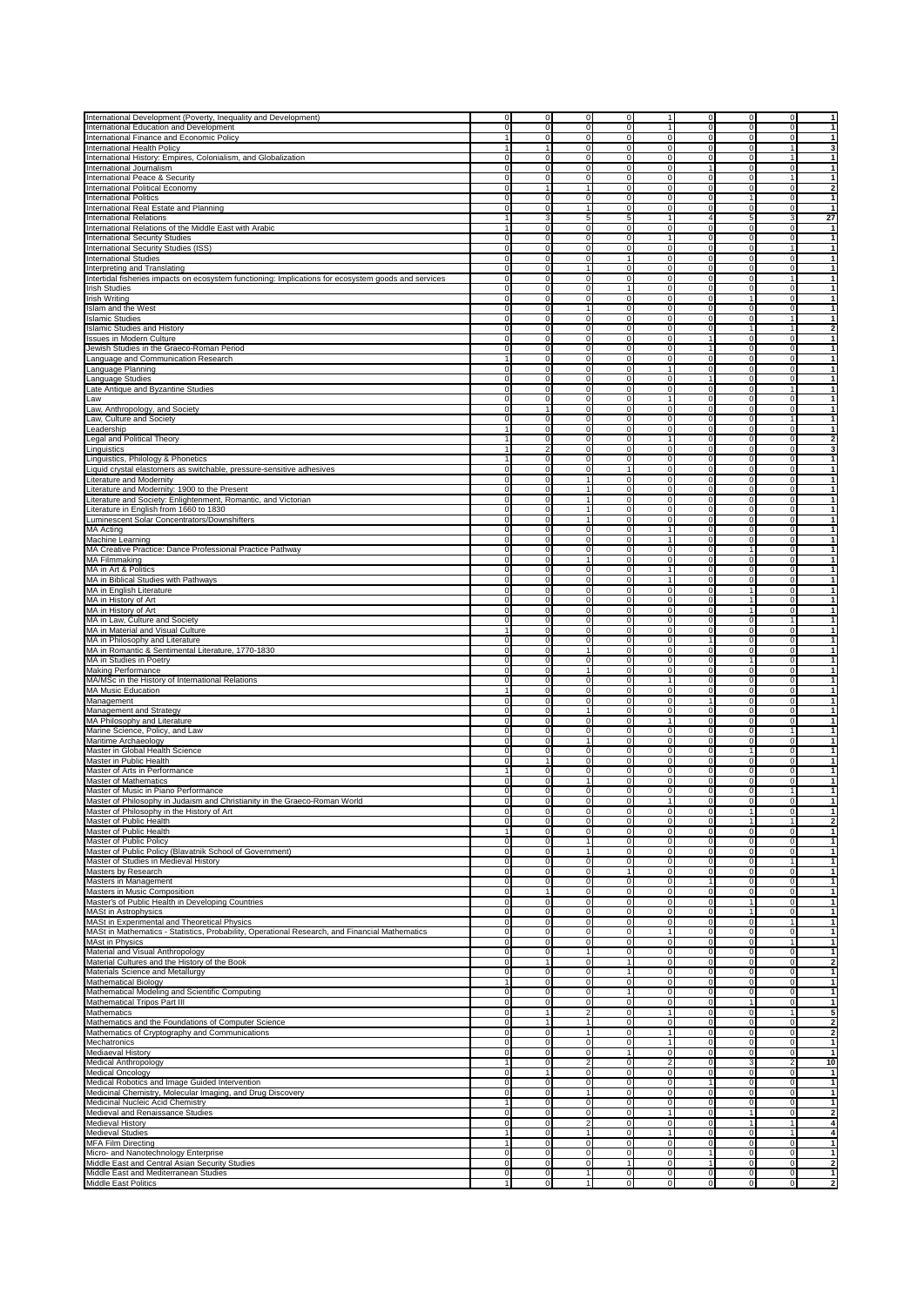| | | | | | | | | | |
|---|---|---|---|---|---|---|---|---|---|
| International Development (Poverty, Inequality and Development) | 0 | 0 | 0 | 0 | 1 | 0 | 0 | 0 | 1 |
| International Education and Development | 0 | 0 | 0 | 0 | 1 | 0 | 0 | 0 | 1 |
| International Finance and Economic Policy | 1 | 0 | 0 | 0 | 0 | 0 | 0 | 0 | 1 |
| International Health Policy | 1 | 1 | 0 | 0 | 0 | 0 | 0 | 1 | 3 |
| International History: Empires, Colonialism, and Globalization | 0 | 0 | 0 | 0 | 0 | 0 | 0 | 1 | 1 |
| International Journalism | 0 | 0 | 0 | 0 | 0 | 1 | 0 | 0 | 1 |
| International Peace & Security | 0 | 0 | 0 | 0 | 0 | 0 | 0 | 1 | 1 |
| International Political Economy | 0 | 1 | 1 | 0 | 0 | 0 | 0 | 0 | 2 |
| International Politics | 0 | 0 | 0 | 0 | 0 | 0 | 1 | 0 | 1 |
| International Real Estate and Planning | 0 | 0 | 1 | 0 | 0 | 0 | 0 | 0 | 1 |
| International Relations | 1 | 3 | 5 | 5 | 1 | 4 | 5 | 3 | 27 |
| International Relations of the Middle East with Arabic | 1 | 0 | 0 | 0 | 0 | 0 | 0 | 0 | 1 |
| International Security Studies | 0 | 0 | 0 | 0 | 1 | 0 | 0 | 0 | 1 |
| International Security Studies (ISS) | 0 | 0 | 0 | 0 | 0 | 0 | 0 | 1 | 1 |
| International Studies | 0 | 0 | 0 | 1 | 0 | 0 | 0 | 0 | 1 |
| Interpreting and Translating | 0 | 0 | 1 | 0 | 0 | 0 | 0 | 0 | 1 |
| Intertidal fisheries impacts on ecosystem functioning: Implications for ecosystem goods and services | 0 | 0 | 0 | 0 | 0 | 0 | 0 | 1 | 1 |
| Irish Studies | 0 | 0 | 0 | 1 | 0 | 0 | 0 | 0 | 1 |
| Irish Writing | 0 | 0 | 0 | 0 | 0 | 0 | 1 | 0 | 1 |
| Islam and the West | 0 | 0 | 1 | 0 | 0 | 0 | 0 | 0 | 1 |
| Islamic Studies | 0 | 0 | 0 | 0 | 0 | 0 | 0 | 1 | 1 |
| Islamic Studies and History | 0 | 0 | 0 | 0 | 0 | 0 | 1 | 1 | 2 |
| Issues in Modern Culture | 0 | 0 | 0 | 0 | 0 | 1 | 0 | 0 | 1 |
| Jewish Studies in the Graeco-Roman Period | 0 | 0 | 0 | 0 | 0 | 1 | 0 | 0 | 1 |
| Language and Communication Research | 1 | 0 | 0 | 0 | 0 | 0 | 0 | 0 | 1 |
| Language Planning | 0 | 0 | 0 | 0 | 1 | 0 | 0 | 0 | 1 |
| Language Studies | 0 | 0 | 0 | 0 | 0 | 1 | 0 | 0 | 1 |
| Late Antique and Byzantine Studies | 0 | 0 | 0 | 0 | 0 | 0 | 0 | 1 | 1 |
| Law | 0 | 0 | 0 | 0 | 1 | 0 | 0 | 0 | 1 |
| Law, Anthropology, and Society | 0 | 1 | 0 | 0 | 0 | 0 | 0 | 0 | 1 |
| Law, Culture and Society | 0 | 0 | 0 | 0 | 0 | 0 | 0 | 1 | 1 |
| Leadership | 1 | 0 | 0 | 0 | 0 | 0 | 0 | 0 | 1 |
| Legal and Political Theory | 1 | 0 | 0 | 0 | 1 | 0 | 0 | 0 | 2 |
| Linguistics | 1 | 2 | 0 | 0 | 0 | 0 | 0 | 0 | 3 |
| Linguistics, Philology & Phonetics | 1 | 0 | 0 | 0 | 0 | 0 | 0 | 0 | 1 |
| Liquid crystal elastomers as switchable, pressure-sensitive adhesives | 0 | 0 | 0 | 1 | 0 | 0 | 0 | 0 | 1 |
| Literature and Modernity | 0 | 0 | 1 | 0 | 0 | 0 | 0 | 0 | 1 |
| Literature and Modernity: 1900 to the Present | 0 | 0 | 1 | 0 | 0 | 0 | 0 | 0 | 1 |
| Literature and Society: Enlightenment, Romantic, and Victorian | 0 | 0 | 1 | 0 | 0 | 0 | 0 | 0 | 1 |
| Literature in English from 1660 to 1830 | 0 | 0 | 1 | 0 | 0 | 0 | 0 | 0 | 1 |
| Luminescent Solar Concentrators/Downshifters | 0 | 0 | 1 | 0 | 0 | 0 | 0 | 0 | 1 |
| MA Acting | 0 | 0 | 0 | 0 | 1 | 0 | 0 | 0 | 1 |
| Machine Learning | 0 | 0 | 0 | 0 | 1 | 0 | 0 | 0 | 1 |
| MA Creative Practice: Dance Professional Practice Pathway | 0 | 0 | 0 | 0 | 0 | 0 | 1 | 0 | 1 |
| MA Filmmaking | 0 | 0 | 1 | 0 | 0 | 0 | 0 | 0 | 1 |
| MA in Art & Politics | 0 | 0 | 0 | 0 | 1 | 0 | 0 | 0 | 1 |
| MA in Biblical Studies with Pathways | 0 | 0 | 0 | 0 | 1 | 0 | 0 | 0 | 1 |
| MA in English Literature | 0 | 0 | 0 | 0 | 0 | 0 | 1 | 0 | 1 |
| MA in History of Art | 0 | 0 | 0 | 0 | 0 | 0 | 1 | 0 | 1 |
| MA in History of Art | 0 | 0 | 0 | 0 | 0 | 0 | 1 | 0 | 1 |
| MA in Law, Culture and Society | 0 | 0 | 0 | 0 | 0 | 0 | 0 | 1 | 1 |
| MA in Material and Visual Culture | 1 | 0 | 0 | 0 | 0 | 0 | 0 | 0 | 1 |
| MA in Philosophy and Literature | 0 | 0 | 0 | 0 | 0 | 1 | 0 | 0 | 1 |
| MA in Romantic & Sentimental Literature, 1770-1830 | 0 | 0 | 1 | 0 | 0 | 0 | 0 | 0 | 1 |
| MA in Studies in Poetry | 0 | 0 | 0 | 0 | 0 | 0 | 1 | 0 | 1 |
| Making Performance | 0 | 0 | 1 | 0 | 0 | 0 | 0 | 0 | 1 |
| MA/MSc in the History of International Relations | 0 | 0 | 0 | 0 | 1 | 0 | 0 | 0 | 1 |
| MA Music Education | 1 | 0 | 0 | 0 | 0 | 0 | 0 | 0 | 1 |
| Management | 0 | 0 | 0 | 0 | 0 | 1 | 0 | 0 | 1 |
| Management and Strategy | 0 | 0 | 1 | 0 | 0 | 0 | 0 | 0 | 1 |
| MA Philosophy and Literature | 0 | 0 | 0 | 0 | 1 | 0 | 0 | 0 | 1 |
| Marine Science, Policy, and Law | 0 | 0 | 0 | 0 | 0 | 0 | 0 | 1 | 1 |
| Maritime Archaeology | 0 | 0 | 1 | 0 | 0 | 0 | 0 | 0 | 1 |
| Master in Global Health Science | 0 | 0 | 0 | 0 | 0 | 0 | 1 | 0 | 1 |
| Master in Public Health | 0 | 1 | 0 | 0 | 0 | 0 | 0 | 0 | 1 |
| Master of Arts in Performance | 1 | 0 | 0 | 0 | 0 | 0 | 0 | 0 | 1 |
| Master of Mathematics | 0 | 0 | 1 | 0 | 0 | 0 | 0 | 0 | 1 |
| Master of Music in Piano Performance | 0 | 0 | 0 | 0 | 0 | 0 | 0 | 1 | 1 |
| Master of Philosophy in Judaism and Christianity in the Graeco-Roman World | 0 | 0 | 0 | 0 | 1 | 0 | 0 | 0 | 1 |
| Master of Philosophy in the History of Art | 0 | 0 | 0 | 0 | 0 | 0 | 1 | 0 | 1 |
| Master of Public Health | 0 | 0 | 0 | 0 | 0 | 0 | 1 | 1 | 2 |
| Master of Public Health | 1 | 0 | 0 | 0 | 0 | 0 | 0 | 0 | 1 |
| Master of Public Policy | 0 | 0 | 1 | 0 | 0 | 0 | 0 | 0 | 1 |
| Master of Public Policy (Blavatnik School of Government) | 0 | 0 | 1 | 0 | 0 | 0 | 0 | 0 | 1 |
| Master of Studies in Medieval History | 0 | 0 | 0 | 0 | 0 | 0 | 0 | 1 | 1 |
| Masters by Research | 0 | 0 | 0 | 1 | 0 | 0 | 0 | 0 | 1 |
| Masters in Management | 0 | 0 | 0 | 0 | 0 | 1 | 0 | 0 | 1 |
| Masters in Music Composition | 0 | 1 | 0 | 0 | 0 | 0 | 0 | 0 | 1 |
| Master's of Public Health in Developing Countries | 0 | 0 | 0 | 0 | 0 | 0 | 1 | 0 | 1 |
| MASt in Astrophysics | 0 | 0 | 0 | 0 | 0 | 0 | 1 | 0 | 1 |
| MASt in Experimental and Theoretical Physics | 0 | 0 | 0 | 0 | 0 | 0 | 0 | 1 | 1 |
| MASt in Mathematics - Statistics, Probability, Operational Research, and Financial Mathematics | 0 | 0 | 0 | 0 | 1 | 0 | 0 | 0 | 1 |
| MAst in Physics | 0 | 0 | 0 | 0 | 0 | 0 | 0 | 1 | 1 |
| Material and Visual Anthropology | 0 | 0 | 1 | 0 | 0 | 0 | 0 | 0 | 1 |
| Material Cultures and the History of the Book | 0 | 1 | 0 | 1 | 0 | 0 | 0 | 0 | 2 |
| Materials Science and Metallurgy | 0 | 0 | 0 | 1 | 0 | 0 | 0 | 0 | 1 |
| Mathematical Biology | 1 | 0 | 0 | 0 | 0 | 0 | 0 | 0 | 1 |
| Mathematical Modeling and Scientific Computing | 0 | 0 | 0 | 1 | 0 | 0 | 0 | 0 | 1 |
| Mathematical Tripos Part III | 0 | 0 | 0 | 0 | 0 | 0 | 1 | 0 | 1 |
| Mathematics | 0 | 1 | 2 | 0 | 1 | 0 | 0 | 1 | 5 |
| Mathematics and the Foundations of Computer Science | 0 | 1 | 1 | 0 | 0 | 0 | 0 | 0 | 2 |
| Mathematics of Cryptography and Communications | 0 | 0 | 1 | 0 | 1 | 0 | 0 | 0 | 2 |
| Mechatronics | 0 | 0 | 0 | 0 | 1 | 0 | 0 | 0 | 1 |
| Mediaeval History | 0 | 0 | 0 | 1 | 0 | 0 | 0 | 0 | 1 |
| Medical Anthropology | 1 | 0 | 2 | 0 | 2 | 0 | 3 | 2 | 10 |
| Medical Oncology | 0 | 1 | 0 | 0 | 0 | 0 | 0 | 0 | 1 |
| Medical Robotics and Image Guided Intervention | 0 | 0 | 0 | 0 | 0 | 1 | 0 | 0 | 1 |
| Medicinal Chemistry, Molecular Imaging, and Drug Discovery | 0 | 0 | 1 | 0 | 0 | 0 | 0 | 0 | 1 |
| Medicinal Nucleic Acid Chemistry | 1 | 0 | 0 | 0 | 0 | 0 | 0 | 0 | 1 |
| Medieval and Renaissance Studies | 0 | 0 | 0 | 0 | 1 | 0 | 1 | 0 | 2 |
| Medieval History | 0 | 0 | 2 | 0 | 0 | 0 | 1 | 1 | 4 |
| Medieval Studies | 1 | 0 | 1 | 0 | 1 | 0 | 0 | 1 | 4 |
| MFA Film Directing | 1 | 0 | 0 | 0 | 0 | 0 | 0 | 0 | 1 |
| Micro- and Nanotechnology Enterprise | 0 | 0 | 0 | 0 | 0 | 1 | 0 | 0 | 1 |
| Middle East and Central Asian Security Studies | 0 | 0 | 0 | 1 | 0 | 1 | 0 | 0 | 2 |
| Middle East and Mediterranean Studies | 0 | 0 | 1 | 0 | 0 | 0 | 0 | 0 | 1 |
| Middle East Politics | 1 | 0 | 1 | 0 | 0 | 0 | 0 | 0 | 2 |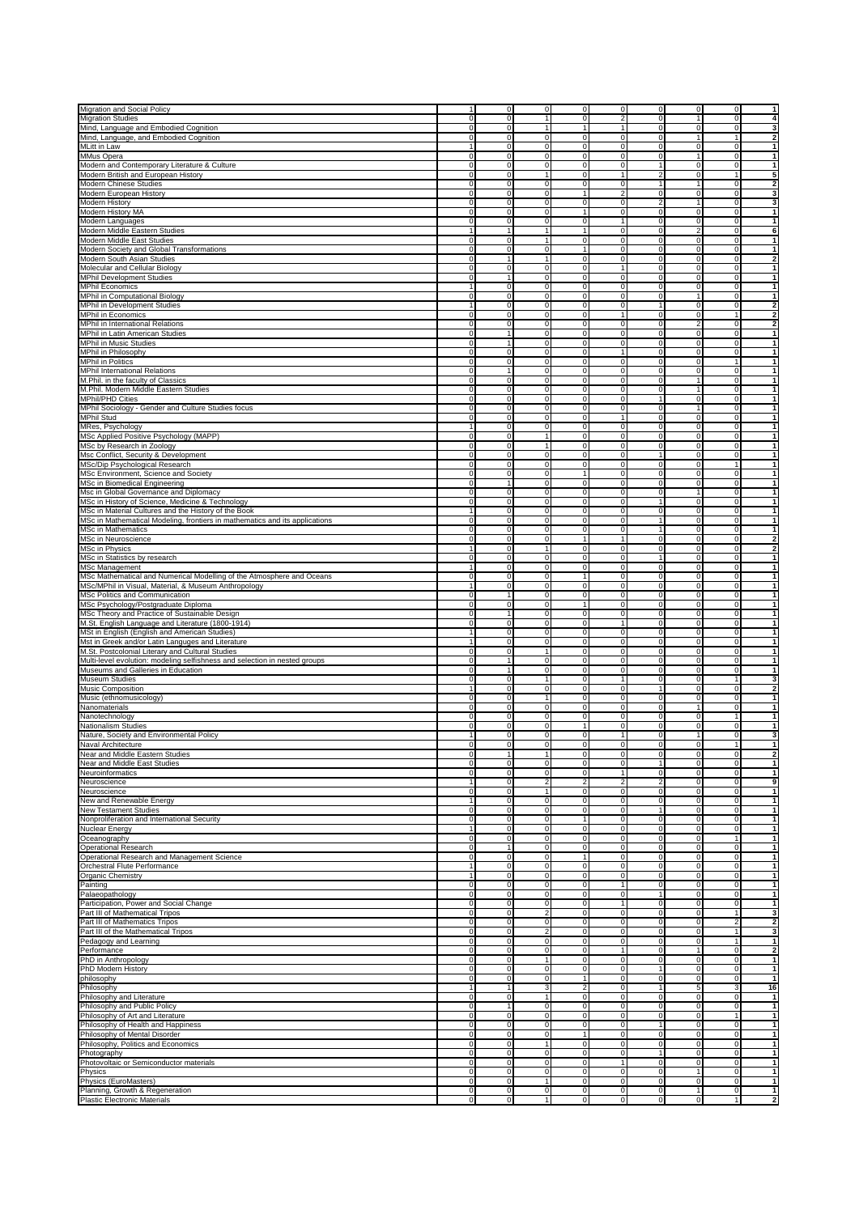| | | | | | | | | | |
|---|---|---|---|---|---|---|---|---|---|
| Migration and Social Policy | 1 | 0 | 0 | 0 | 0 | 0 | 0 | 0 | 1 |
| Migration Studies | 0 | 0 | 1 | 0 | 2 | 0 | 1 | 0 | 4 |
| Mind, Language and Embodied Cognition | 0 | 0 | 1 | 1 | 1 | 0 | 0 | 0 | 3 |
| Mind, Language, and Embodied Cognition | 0 | 0 | 0 | 0 | 0 | 0 | 1 | 1 | 2 |
| MLitt in Law | 1 | 0 | 0 | 0 | 0 | 0 | 0 | 0 | 1 |
| MMus Opera | 0 | 0 | 0 | 0 | 0 | 0 | 1 | 0 | 1 |
| Modern and Contemporary Literature & Culture | 0 | 0 | 0 | 0 | 0 | 1 | 0 | 0 | 1 |
| Modern British and European History | 0 | 0 | 1 | 0 | 1 | 2 | 0 | 1 | 5 |
| Modern Chinese Studies | 0 | 0 | 0 | 0 | 0 | 1 | 1 | 0 | 2 |
| Modern European History | 0 | 0 | 0 | 1 | 2 | 0 | 0 | 0 | 3 |
| Modern History | 0 | 0 | 0 | 0 | 0 | 2 | 1 | 0 | 3 |
| Modern History MA | 0 | 0 | 0 | 1 | 0 | 0 | 0 | 0 | 1 |
| Modern Languages | 0 | 0 | 0 | 0 | 1 | 0 | 0 | 0 | 1 |
| Modern Middle Eastern Studies | 1 | 1 | 1 | 1 | 0 | 0 | 2 | 0 | 6 |
| Modern Middle East Studies | 0 | 0 | 1 | 0 | 0 | 0 | 0 | 0 | 1 |
| Modern Society and Global Transformations | 0 | 0 | 0 | 1 | 0 | 0 | 0 | 0 | 1 |
| Modern South Asian Studies | 0 | 1 | 1 | 0 | 0 | 0 | 0 | 0 | 2 |
| Molecular and Cellular Biology | 0 | 0 | 0 | 0 | 1 | 0 | 0 | 0 | 1 |
| MPhil Development Studies | 0 | 1 | 0 | 0 | 0 | 0 | 0 | 0 | 1 |
| MPhil Economics | 1 | 0 | 0 | 0 | 0 | 0 | 0 | 0 | 1 |
| MPhil in Computational Biology | 0 | 0 | 0 | 0 | 0 | 0 | 1 | 0 | 1 |
| MPhil in Development Studies | 1 | 0 | 0 | 0 | 0 | 1 | 0 | 0 | 2 |
| MPhil in Economics | 0 | 0 | 0 | 0 | 1 | 0 | 0 | 1 | 2 |
| MPhil in International Relations | 0 | 0 | 0 | 0 | 0 | 0 | 2 | 0 | 2 |
| MPhil in Latin American Studies | 0 | 1 | 0 | 0 | 0 | 0 | 0 | 0 | 1 |
| MPhil in Music Studies | 0 | 1 | 0 | 0 | 0 | 0 | 0 | 0 | 1 |
| MPhil in Philosophy | 0 | 0 | 0 | 0 | 1 | 0 | 0 | 0 | 1 |
| MPhil in Politics | 0 | 0 | 0 | 0 | 0 | 0 | 0 | 1 | 1 |
| MPhil International Relations | 0 | 1 | 0 | 0 | 0 | 0 | 0 | 0 | 1 |
| M.Phil. in the faculty of Classics | 0 | 0 | 0 | 0 | 0 | 0 | 1 | 0 | 1 |
| M.Phil. Modern Middle Eastern Studies | 0 | 0 | 0 | 0 | 0 | 0 | 1 | 0 | 1 |
| MPhil/PHD Cities | 0 | 0 | 0 | 0 | 0 | 1 | 0 | 0 | 1 |
| MPhil Sociology - Gender and Culture Studies focus | 0 | 0 | 0 | 0 | 0 | 0 | 1 | 0 | 1 |
| MPhil Stud | 0 | 0 | 0 | 0 | 1 | 0 | 0 | 0 | 1 |
| MRes, Psychology | 1 | 0 | 0 | 0 | 0 | 0 | 0 | 0 | 1 |
| MSc Applied Positive Psychology (MAPP) | 0 | 0 | 1 | 0 | 0 | 0 | 0 | 0 | 1 |
| MSc by Research in Zoology | 0 | 0 | 1 | 0 | 0 | 0 | 0 | 0 | 1 |
| Msc Conflict, Security & Development | 0 | 0 | 0 | 0 | 0 | 1 | 0 | 0 | 1 |
| MSc/Dip Psychological Research | 0 | 0 | 0 | 0 | 0 | 0 | 0 | 1 | 1 |
| MSc Environment, Science and Society | 0 | 0 | 0 | 1 | 0 | 0 | 0 | 0 | 1 |
| MSc in Biomedical Engineering | 0 | 1 | 0 | 0 | 0 | 0 | 0 | 0 | 1 |
| Msc in Global Governance and Diplomacy | 0 | 0 | 0 | 0 | 0 | 0 | 1 | 0 | 1 |
| MSc in History of Science, Medicine & Technology | 0 | 0 | 0 | 0 | 0 | 1 | 0 | 0 | 1 |
| MSc in Material Cultures and the History of the Book | 1 | 0 | 0 | 0 | 0 | 0 | 0 | 0 | 1 |
| MSc in Mathematical Modeling, frontiers in mathematics and its applications | 0 | 0 | 0 | 0 | 0 | 1 | 0 | 0 | 1 |
| MSc in Mathematics | 0 | 0 | 0 | 0 | 0 | 1 | 0 | 0 | 1 |
| MSc in Neuroscience | 0 | 0 | 0 | 1 | 1 | 0 | 0 | 0 | 2 |
| MSc in Physics | 1 | 0 | 1 | 0 | 0 | 0 | 0 | 0 | 2 |
| MSc in Statistics by research | 0 | 0 | 0 | 0 | 0 | 1 | 0 | 0 | 1 |
| MSc Management | 1 | 0 | 0 | 0 | 0 | 0 | 0 | 0 | 1 |
| MSc Mathematical and Numerical Modelling of the Atmosphere and Oceans | 0 | 0 | 0 | 1 | 0 | 0 | 0 | 0 | 1 |
| MSc/MPhil in Visual, Material, & Museum Anthropology | 1 | 0 | 0 | 0 | 0 | 0 | 0 | 0 | 1 |
| MSc Politics and Communication | 0 | 1 | 0 | 0 | 0 | 0 | 0 | 0 | 1 |
| MSc Psychology/Postgraduate Diploma | 0 | 0 | 0 | 1 | 0 | 0 | 0 | 0 | 1 |
| MSc Theory and Practice of Sustainable Design | 0 | 1 | 0 | 0 | 0 | 0 | 0 | 0 | 1 |
| M.St. English Language and Literature (1800-1914) | 0 | 0 | 0 | 0 | 1 | 0 | 0 | 0 | 1 |
| MSt in English (English and American Studies) | 1 | 0 | 0 | 0 | 0 | 0 | 0 | 0 | 1 |
| Mst in Greek and/or Latin Languges and Literature | 1 | 0 | 0 | 0 | 0 | 0 | 0 | 0 | 1 |
| M.St. Postcolonial Literary and Cultural Studies | 0 | 0 | 1 | 0 | 0 | 0 | 0 | 0 | 1 |
| Multi-level evolution: modeling selfishness and selection in nested groups | 0 | 1 | 0 | 0 | 0 | 0 | 0 | 0 | 1 |
| Museums and Galleries in Education | 0 | 1 | 0 | 0 | 0 | 0 | 0 | 0 | 1 |
| Museum Studies | 0 | 0 | 1 | 0 | 1 | 0 | 0 | 1 | 3 |
| Music Composition | 1 | 0 | 0 | 0 | 0 | 1 | 0 | 0 | 2 |
| Music (ethnomusicology) | 0 | 0 | 1 | 0 | 0 | 0 | 0 | 0 | 1 |
| Nanomaterials | 0 | 0 | 0 | 0 | 0 | 0 | 1 | 0 | 1 |
| Nanotechnology | 0 | 0 | 0 | 0 | 0 | 0 | 0 | 1 | 1 |
| Nationalism Studies | 0 | 0 | 0 | 1 | 0 | 0 | 0 | 0 | 1 |
| Nature, Society and Environmental Policy | 1 | 0 | 0 | 0 | 1 | 0 | 1 | 0 | 3 |
| Naval Architecture | 0 | 0 | 0 | 0 | 0 | 0 | 0 | 1 | 1 |
| Near and Middle Eastern Studies | 0 | 1 | 1 | 0 | 0 | 0 | 0 | 0 | 2 |
| Near and Middle East Studies | 0 | 0 | 0 | 0 | 0 | 1 | 0 | 0 | 1 |
| Neuroinformatics | 0 | 0 | 0 | 0 | 1 | 0 | 0 | 0 | 1 |
| Neuroscience | 1 | 0 | 2 | 2 | 2 | 2 | 0 | 0 | 9 |
| Neuroscience | 0 | 0 | 1 | 0 | 0 | 0 | 0 | 0 | 1 |
| New and Renewable Energy | 1 | 0 | 0 | 0 | 0 | 0 | 0 | 0 | 1 |
| New Testament Studies | 0 | 0 | 0 | 0 | 0 | 1 | 0 | 0 | 1 |
| Nonproliferation and International Security | 0 | 0 | 0 | 1 | 0 | 0 | 0 | 0 | 1 |
| Nuclear Energy | 1 | 0 | 0 | 0 | 0 | 0 | 0 | 0 | 1 |
| Oceanography | 0 | 0 | 0 | 0 | 0 | 0 | 0 | 1 | 1 |
| Operational Research | 0 | 1 | 0 | 0 | 0 | 0 | 0 | 0 | 1 |
| Operational Research and Management Science | 0 | 0 | 0 | 1 | 0 | 0 | 0 | 0 | 1 |
| Orchestral Flute Performance | 1 | 0 | 0 | 0 | 0 | 0 | 0 | 0 | 1 |
| Organic Chemistry | 1 | 0 | 0 | 0 | 0 | 0 | 0 | 0 | 1 |
| Painting | 0 | 0 | 0 | 0 | 1 | 0 | 0 | 0 | 1 |
| Palaeopathology | 0 | 0 | 0 | 0 | 0 | 1 | 0 | 0 | 1 |
| Participation, Power and Social Change | 0 | 0 | 0 | 0 | 1 | 0 | 0 | 0 | 1 |
| Part III of Mathematical Tripos | 0 | 0 | 2 | 0 | 0 | 0 | 0 | 1 | 3 |
| Part III of Mathematics Tripos | 0 | 0 | 0 | 0 | 0 | 0 | 0 | 2 | 2 |
| Part III of the Mathematical Tripos | 0 | 0 | 2 | 0 | 0 | 0 | 0 | 1 | 3 |
| Pedagogy and Learning | 0 | 0 | 0 | 0 | 0 | 0 | 0 | 1 | 1 |
| Performance | 0 | 0 | 0 | 0 | 1 | 0 | 1 | 0 | 2 |
| PhD in Anthropology | 0 | 0 | 1 | 0 | 0 | 0 | 0 | 0 | 1 |
| PhD Modern History | 0 | 0 | 0 | 0 | 0 | 1 | 0 | 0 | 1 |
| philosophy | 0 | 0 | 0 | 1 | 0 | 0 | 0 | 0 | 1 |
| Philosophy | 1 | 1 | 3 | 2 | 0 | 1 | 5 | 3 | 16 |
| Philosophy and Literature | 0 | 0 | 1 | 0 | 0 | 0 | 0 | 0 | 1 |
| Philosophy and Public Policy | 0 | 1 | 0 | 0 | 0 | 0 | 0 | 0 | 1 |
| Philosophy of Art and Literature | 0 | 0 | 0 | 0 | 0 | 0 | 0 | 1 | 1 |
| Philosophy of Health and Happiness | 0 | 0 | 0 | 0 | 0 | 1 | 0 | 0 | 1 |
| Philosophy of Mental Disorder | 0 | 0 | 0 | 1 | 0 | 0 | 0 | 0 | 1 |
| Philosophy, Politics and Economics | 0 | 0 | 1 | 0 | 0 | 0 | 0 | 0 | 1 |
| Photography | 0 | 0 | 0 | 0 | 0 | 1 | 0 | 0 | 1 |
| Photovoltaic or Semiconductor materials | 0 | 0 | 0 | 0 | 1 | 0 | 0 | 0 | 1 |
| Physics | 0 | 0 | 0 | 0 | 0 | 0 | 1 | 0 | 1 |
| Physics (EuroMasters) | 0 | 0 | 1 | 0 | 0 | 0 | 0 | 0 | 1 |
| Planning, Growth & Regeneration | 0 | 0 | 0 | 0 | 0 | 0 | 1 | 0 | 1 |
| Plastic Electronic Materials | 0 | 0 | 1 | 0 | 0 | 0 | 0 | 1 | 2 |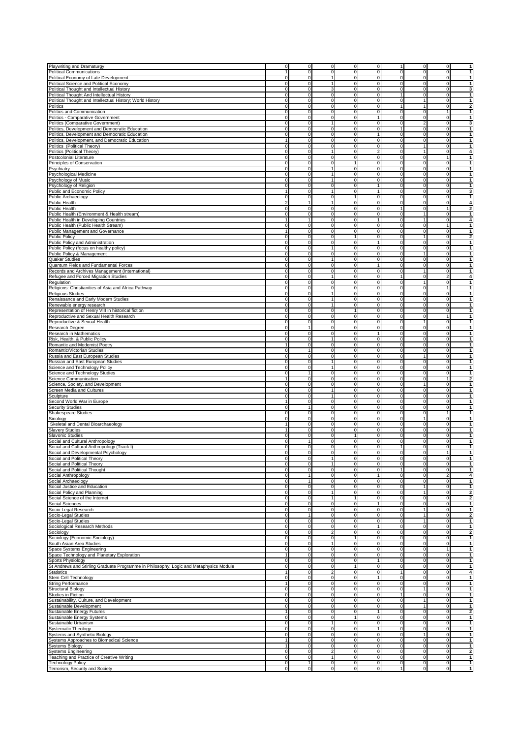| | | | | | | | | | |
|---|---|---|---|---|---|---|---|---|---|
| Playwriting and Dramaturgy | 0 | 0 | 0 | 0 | 0 | 1 | 0 | 0 | 1 |
| Political Communications | 1 | 0 | 0 | 0 | 0 | 0 | 0 | 0 | 1 |
| Political Economy of Late Development | 0 | 0 | 1 | 0 | 0 | 0 | 0 | 0 | 1 |
| Political Science and Political Economy | 0 | 0 | 1 | 0 | 0 | 0 | 0 | 0 | 1 |
| Political Thought and Intellectual History | 0 | 0 | 3 | 0 | 0 | 0 | 0 | 0 | 3 |
| Political Thought And Intellectual History | 0 | 0 | 0 | 0 | 0 | 1 | 0 | 0 | 1 |
| Political Thought and Intellectual History; World History | 0 | 0 | 0 | 0 | 0 | 0 | 1 | 0 | 1 |
| Politics | 0 | 0 | 0 | 0 | 0 | 1 | 1 | 0 | 2 |
| Politics and Communication | 0 | 0 | 0 | 0 | 0 | 0 | 0 | 1 | 1 |
| Politics - Comparative Government | 0 | 0 | 0 | 0 | 1 | 0 | 0 | 0 | 1 |
| Politics (Comparative Government) | 0 | 0 | 1 | 0 | 0 | 0 | 2 | 0 | 3 |
| Politics, Development and Democratic Education | 0 | 0 | 0 | 0 | 0 | 1 | 0 | 0 | 1 |
| Politics, Development and Democratic Education | 0 | 0 | 0 | 0 | 1 | 0 | 0 | 0 | 1 |
| Politics, Development, and Democratic Education | 1 | 0 | 0 | 0 | 0 | 0 | 0 | 0 | 1 |
| Politics (Political Theory) | 0 | 0 | 0 | 0 | 0 | 0 | 1 | 0 | 1 |
| Politics (Political Theory) | 0 | 0 | 1 | 0 | 2 | 0 | 1 | 0 | 4 |
| Postcolonial Literature | 0 | 0 | 0 | 0 | 0 | 0 | 0 | 1 | 1 |
| Principles of Conservation | 0 | 0 | 0 | 1 | 0 | 0 | 0 | 0 | 1 |
| Psychiatry | 0 | 0 | 1 | 0 | 0 | 0 | 0 | 0 | 1 |
| Psychological Medicine | 0 | 0 | 1 | 0 | 0 | 0 | 0 | 0 | 1 |
| Psychology of Music | 0 | 0 | 1 | 0 | 0 | 0 | 0 | 0 | 1 |
| Psychology of Religion | 0 | 0 | 0 | 0 | 1 | 0 | 0 | 0 | 1 |
| Public and Economic Policy | 1 | 0 | 1 | 0 | 1 | 0 | 0 | 0 | 3 |
| Public Archaeology | 0 | 0 | 0 | 1 | 0 | 0 | 0 | 0 | 1 |
| Public Health | 2 | 1 | 1 | 0 | 0 | 0 | 0 | 0 | 4 |
| Public Health | 0 | 0 | 0 | 0 | 0 | 1 | 0 | 1 | 2 |
| Public Health (Environment & Health stream) | 0 | 0 | 0 | 0 | 0 | 0 | 1 | 0 | 1 |
| Public Health in Developing Countries | 1 | 1 | 0 | 0 | 1 | 0 | 1 | 0 | 4 |
| Public Health (Public Health Stream) | 0 | 0 | 0 | 0 | 0 | 0 | 0 | 1 | 1 |
| Public Management and Governance | 1 | 0 | 0 | 0 | 0 | 0 | 0 | 0 | 1 |
| Public Policy | 0 | 0 | 0 | 1 | 0 | 0 | 1 | 0 | 2 |
| Public Policy and Administration | 0 | 0 | 0 | 0 | 1 | 0 | 0 | 0 | 1 |
| Public Policy (focus on healthy policy) | 0 | 0 | 1 | 0 | 0 | 0 | 0 | 0 | 1 |
| Public Policy & Management | 0 | 0 | 0 | 0 | 0 | 0 | 1 | 0 | 1 |
| Quaker Studies | 0 | 0 | 1 | 0 | 0 | 0 | 0 | 0 | 1 |
| Quantum Fields and Fundamental Forces | 0 | 0 | 0 | 0 | 1 | 0 | 0 | 0 | 1 |
| Records and Archives Management (International) | 0 | 0 | 0 | 0 | 0 | 0 | 1 | 0 | 1 |
| Refugee and Forced Migration Studies | 0 | 0 | 1 | 0 | 0 | 1 | 0 | 2 | 4 |
| Regulation | 0 | 0 | 0 | 0 | 0 | 0 | 1 | 0 | 1 |
| Religions: Christianities of Asia and Africa Pathway | 0 | 0 | 0 | 0 | 0 | 0 | 0 | 1 | 1 |
| Religious Studies | 0 | 0 | 1 | 0 | 0 | 0 | 0 | 0 | 1 |
| Renaissance and Early Modern Studies | 0 | 0 | 1 | 0 | 0 | 0 | 0 | 0 | 1 |
| Renewable energy research | 0 | 0 | 1 | 0 | 0 | 0 | 0 | 0 | 1 |
| Representation of Henry VIII in historical fiction | 0 | 0 | 0 | 1 | 0 | 0 | 0 | 0 | 1 |
| Reproductive and Sexual Health Research | 0 | 0 | 0 | 0 | 0 | 0 | 0 | 1 | 1 |
| Reproductive & Sexual Health | 0 | 0 | 0 | 0 | 0 | 0 | 1 | 0 | 1 |
| Research Degree | 0 | 1 | 0 | 0 | 0 | 0 | 0 | 0 | 1 |
| Research in Mathematics | 0 | 0 | 0 | 0 | 1 | 0 | 0 | 0 | 1 |
| Risk, Health, & Public Policy | 0 | 0 | 1 | 0 | 0 | 0 | 0 | 0 | 1 |
| Romantic and Modernist Poetry | 1 | 0 | 0 | 0 | 0 | 0 | 0 | 0 | 1 |
| Romantic/Victorian Studies | 0 | 1 | 0 | 0 | 0 | 0 | 0 | 0 | 1 |
| Russia and East European Studies | 0 | 0 | 0 | 0 | 0 | 0 | 1 | 0 | 1 |
| Russian and East European Studies | 0 | 0 | 1 | 0 | 0 | 0 | 0 | 0 | 1 |
| Science and Technology Policy | 0 | 0 | 1 | 0 | 0 | 0 | 0 | 0 | 1 |
| Science and Technology Studies | 0 | 1 | 0 | 0 | 0 | 0 | 0 | 0 | 1 |
| Science Communication | 1 | 0 | 0 | 0 | 0 | 0 | 0 | 1 | 2 |
| Science, Society, and Development | 0 | 0 | 0 | 0 | 0 | 0 | 1 | 0 | 1 |
| Screen Media and Cultures | 0 | 0 | 1 | 0 | 0 | 0 | 0 | 0 | 1 |
| Sculpture | 0 | 0 | 1 | 0 | 0 | 0 | 0 | 0 | 1 |
| Second World War in Europe | 1 | 0 | 0 | 0 | 0 | 0 | 0 | 0 | 1 |
| Security Studies | 0 | 1 | 0 | 0 | 0 | 0 | 0 | 0 | 1 |
| Shakespeare Studies | 0 | 0 | 0 | 0 | 0 | 0 | 0 | 1 | 1 |
| Sinology | 0 | 0 | 0 | 0 | 0 | 0 | 1 | 0 | 1 |
| Skeletal and Dental Bioarchaeology | 1 | 0 | 0 | 0 | 0 | 0 | 0 | 0 | 1 |
| Slavery Studies | 1 | 0 | 0 | 0 | 0 | 0 | 0 | 0 | 1 |
| Slavonic Studies | 0 | 0 | 0 | 1 | 0 | 0 | 0 | 0 | 1 |
| Social and Cultural Anthropology | 0 | 1 | 0 | 0 | 0 | 0 | 0 | 0 | 1 |
| Social and Cultural Anthropology (Track I) | 0 | 0 | 0 | 0 | 0 | 1 | 0 | 0 | 1 |
| Social and Developmental Psychology | 0 | 0 | 0 | 0 | 0 | 0 | 0 | 1 | 1 |
| Social and Political Theory | 0 | 0 | 1 | 0 | 0 | 0 | 0 | 0 | 1 |
| Social and Political Theory | 0 | 0 | 1 | 0 | 0 | 0 | 0 | 0 | 1 |
| Social and Political Thought | 0 | 0 | 0 | 0 | 0 | 1 | 0 | 0 | 1 |
| Social Anthropology | 0 | 1 | 0 | 0 | 1 | 0 | 0 | 2 | 4 |
| Social Archaeology | 0 | 1 | 0 | 0 | 0 | 0 | 0 | 0 | 1 |
| Social Justice and Education | 0 | 0 | 0 | 0 | 0 | 0 | 1 | 0 | 1 |
| Social Policy and Planning | 0 | 0 | 1 | 0 | 0 | 0 | 1 | 0 | 2 |
| Social Science of the Internet | 0 | 0 | 1 | 1 | 0 | 0 | 0 | 0 | 2 |
| Social Sciences | 0 | 0 | 0 | 0 | 1 | 0 | 0 | 0 | 1 |
| Socio-Legal Research | 0 | 0 | 0 | 0 | 0 | 0 | 1 | 0 | 1 |
| Socio-Legal Studies | 0 | 1 | 0 | 0 | 0 | 0 | 1 | 0 | 2 |
| Socio-Legal Studies | 0 | 0 | 0 | 0 | 0 | 0 | 1 | 0 | 1 |
| Sociological Research Methods | 0 | 0 | 0 | 0 | 1 | 0 | 0 | 0 | 1 |
| Sociology | 0 | 0 | 2 | 0 | 0 | 0 | 0 | 0 | 2 |
| Sociology (Economic Sociology) | 0 | 0 | 0 | 1 | 0 | 0 | 0 | 0 | 1 |
| South Asian Area Studies | 0 | 0 | 1 | 0 | 0 | 0 | 0 | 0 | 1 |
| Space Systems Engineering | 0 | 0 | 0 | 0 | 0 | 0 | 0 | 1 | 1 |
| Space Technology and Planetary Exploration | 1 | 0 | 0 | 0 | 0 | 0 | 0 | 0 | 1 |
| Sports Physiology | 0 | 0 | 0 | 0 | 1 | 0 | 0 | 0 | 1 |
| St Andrews and Stirling Graduate Programme in Philosophy; Logic and Metaphysics Module | 0 | 0 | 0 | 1 | 0 | 0 | 0 | 0 | 1 |
| Statistics | 1 | 0 | 2 | 0 | 0 | 1 | 0 | 0 | 4 |
| Stem Cell Technology | 0 | 0 | 0 | 0 | 1 | 0 | 0 | 0 | 1 |
| String Performance | 1 | 0 | 0 | 0 | 0 | 0 | 0 | 0 | 1 |
| Structural Biology | 0 | 0 | 0 | 0 | 0 | 0 | 1 | 0 | 1 |
| Studies in Fiction | 0 | 0 | 0 | 0 | 0 | 1 | 0 | 0 | 1 |
| Sustainability, Culture, and Development | 0 | 0 | 0 | 0 | 0 | 0 | 1 | 0 | 1 |
| Sustainable Development | 0 | 0 | 0 | 0 | 0 | 0 | 1 | 0 | 1 |
| Sustainable Energy Futures | 1 | 0 | 0 | 0 | 1 | 0 | 0 | 0 | 2 |
| Sustainable Energy Systems | 0 | 0 | 0 | 1 | 0 | 0 | 0 | 0 | 1 |
| Sustainable Urbanism | 0 | 0 | 1 | 0 | 0 | 0 | 0 | 0 | 1 |
| Systematic Theology | 0 | 0 | 0 | 0 | 1 | 0 | 0 | 0 | 1 |
| Systems and Synthetic Biology | 0 | 0 | 0 | 0 | 0 | 0 | 1 | 0 | 1 |
| Systems Approaches to Biomedical Science | 1 | 0 | 0 | 0 | 0 | 0 | 0 | 0 | 1 |
| Systems Biology | 1 | 0 | 0 | 0 | 0 | 0 | 0 | 0 | 1 |
| Systems Engineering | 0 | 0 | 2 | 0 | 0 | 0 | 0 | 0 | 2 |
| Teaching and Practice of Creative Writing | 0 | 0 | 1 | 0 | 0 | 0 | 0 | 0 | 1 |
| Technology Policy | 0 | 1 | 0 | 0 | 0 | 0 | 0 | 0 | 1 |
| Terrorism, Security and Society | 0 | 0 | 0 | 0 | 0 | 1 | 0 | 0 | 1 |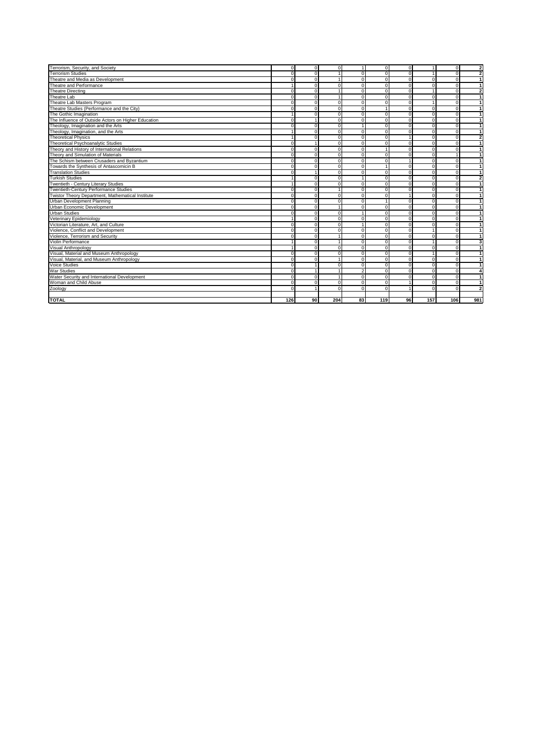| | | | | | | | | | |
|---|---|---|---|---|---|---|---|---|---|
| Terrorism, Security, and Society | 0 | 0 | 0 | 1 | 0 | 0 | 1 | 0 | 2 |
| Terrorism Studies | 0 | 0 | 1 | 0 | 0 | 0 | 1 | 0 | 2 |
| Theatre and Media as Development | 0 | 0 | 1 | 0 | 0 | 0 | 0 | 0 | 1 |
| Theatre and Performance | 1 | 0 | 0 | 0 | 0 | 0 | 0 | 0 | 1 |
| Theatre Directing | 0 | 0 | 1 | 0 | 0 | 0 | 1 | 0 | 2 |
| Theatre Lab | 0 | 0 | 1 | 0 | 0 | 0 | 0 | 0 | 1 |
| Theatre Lab Masters Program | 0 | 0 | 0 | 0 | 0 | 0 | 1 | 0 | 1 |
| Theatre Studies (Performance and the City) | 0 | 0 | 0 | 0 | 1 | 0 | 0 | 0 | 1 |
| The Gothic Imagination | 1 | 0 | 0 | 0 | 0 | 0 | 0 | 0 | 1 |
| The Influence of Outside Actors on Higher Education | 0 | 1 | 0 | 0 | 0 | 0 | 0 | 0 | 1 |
| Theology, Imagination and the Arts | 0 | 0 | 0 | 1 | 0 | 0 | 0 | 0 | 1 |
| Theology, Imagination, and the Arts | 1 | 0 | 0 | 0 | 0 | 0 | 0 | 0 | 1 |
| Theoretical Physics | 1 | 0 | 0 | 0 | 0 | 1 | 0 | 0 | 2 |
| Theoretical Psychoanalytic Studies | 0 | 1 | 0 | 0 | 0 | 0 | 0 | 0 | 1 |
| Theory and History of International Relations | 0 | 0 | 0 | 0 | 1 | 0 | 0 | 0 | 1 |
| Theory and Simulation of Materials | 0 | 0 | 0 | 0 | 0 | 0 | 0 | 1 | 1 |
| The Schism between Crusaders and Byzantium | 0 | 0 | 0 | 0 | 0 | 1 | 0 | 0 | 1 |
| Towards the Synthesis of Antascomicin B | 0 | 0 | 0 | 0 | 1 | 0 | 0 | 0 | 1 |
| Translation Studies | 0 | 1 | 0 | 0 | 0 | 0 | 0 | 0 | 1 |
| Turkish Studies | 1 | 0 | 0 | 1 | 0 | 0 | 0 | 0 | 2 |
| Twentieth - Century Literary Studies | 1 | 0 | 0 | 0 | 0 | 0 | 0 | 0 | 1 |
| Twentieth-Century Performance Studies | 0 | 0 | 1 | 0 | 0 | 0 | 0 | 0 | 1 |
| Twistor Theory Department, Mathematical Institute | 0 | 0 | 0 | 0 | 0 | 1 | 0 | 0 | 1 |
| Urban Development Planning | 0 | 0 | 0 | 0 | 1 | 0 | 0 | 0 | 1 |
| Urban Economic Development | 0 | 0 | 1 | 0 | 0 | 0 | 0 | 0 | 1 |
| Urban Studies | 0 | 0 | 0 | 1 | 0 | 0 | 0 | 0 | 1 |
| Veterinary Epidemiology | 1 | 0 | 0 | 0 | 0 | 0 | 0 | 0 | 1 |
| Victorian Literature, Art, and Culture | 0 | 0 | 0 | 1 | 0 | 0 | 0 | 0 | 1 |
| Violence, Conflict and Development | 0 | 0 | 0 | 0 | 0 | 0 | 1 | 0 | 1 |
| Violence, Terrorism and Security | 0 | 0 | 1 | 0 | 0 | 0 | 0 | 0 | 1 |
| Violin Performance | 1 | 0 | 1 | 0 | 0 | 0 | 1 | 0 | 3 |
| Visual Anthropology | 1 | 0 | 0 | 0 | 0 | 0 | 0 | 0 | 1 |
| Visual, Material and Museum Anthropology | 0 | 0 | 0 | 0 | 0 | 0 | 1 | 0 | 1 |
| Visual, Material, and Museum Anthropology | 0 | 0 | 1 | 0 | 0 | 0 | 0 | 0 | 1 |
| Voice Studies | 0 | 1 | 0 | 0 | 0 | 0 | 0 | 0 | 1 |
| War Studies | 0 | 1 | 1 | 2 | 0 | 0 | 0 | 0 | 4 |
| Water Security and International Development | 0 | 0 | 1 | 0 | 0 | 0 | 0 | 0 | 1 |
| Woman and Child Abuse | 0 | 0 | 0 | 0 | 0 | 1 | 0 | 0 | 1 |
| Zoology | 0 | 1 | 0 | 0 | 0 | 1 | 0 | 0 | 2 |
| | | | | | | | | | |
| **TOTAL** | **126** | **90** | **204** | **83** | **119** | **96** | **157** | **106** | **981** |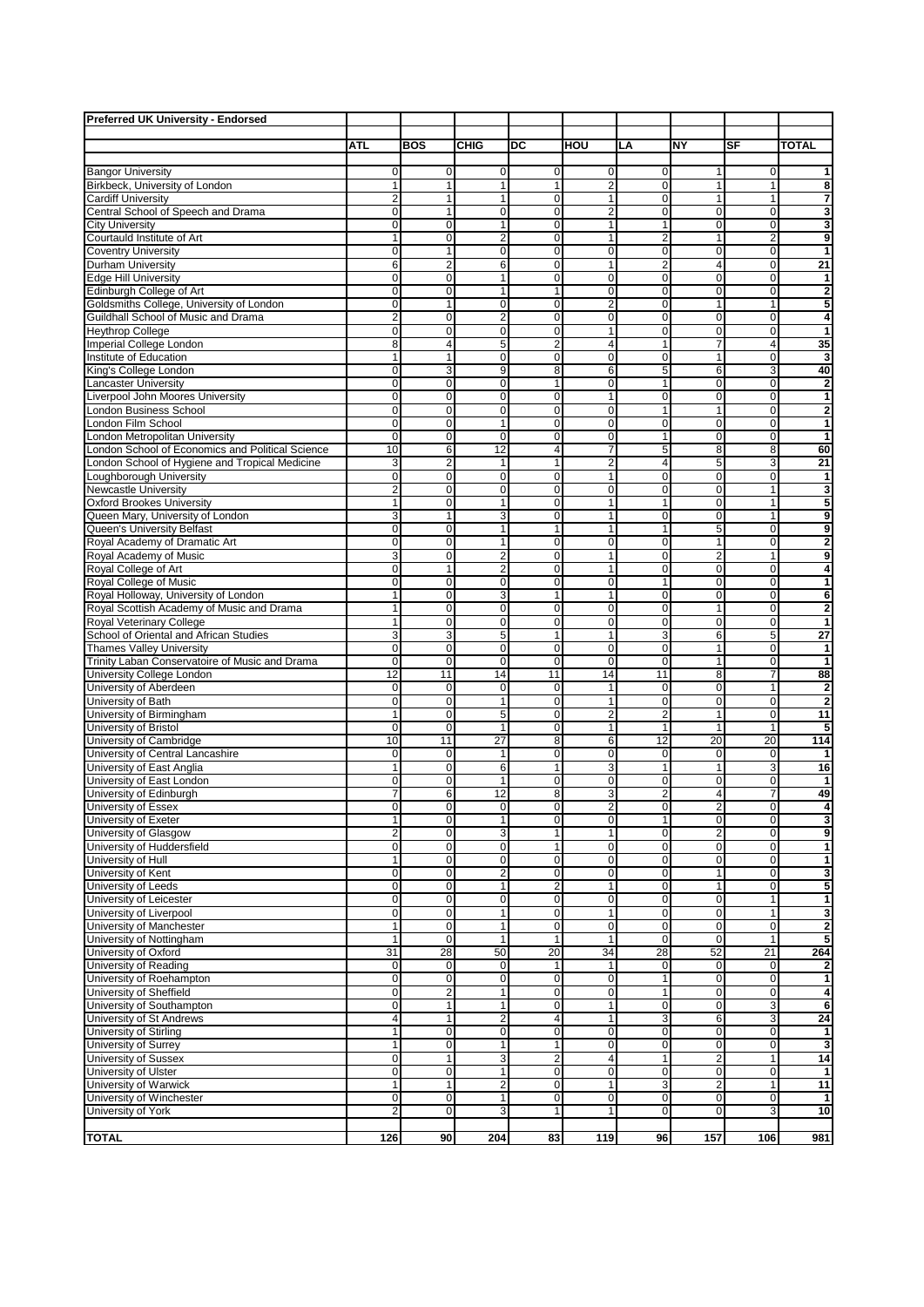| Preferred UK University - Endorsed | | | | | | | | | |
|---|---|---|---|---|---|---|---|---|---|
| | ATL | BOS | CHIG | DC | HOU | LA | NY | SF | TOTAL |
| Bangor University | 0 | 0 | 0 | 0 | 0 | 0 | 1 | 0 | 1 |
| Birkbeck, University of London | 1 | 1 | 1 | 1 | 2 | 0 | 1 | 1 | 8 |
| Cardiff University | 2 | 1 | 1 | 0 | 1 | 0 | 1 | 1 | 7 |
| Central School of Speech and Drama | 0 | 1 | 0 | 0 | 2 | 0 | 0 | 0 | 3 |
| City University | 0 | 0 | 1 | 0 | 1 | 1 | 0 | 0 | 3 |
| Courtauld Institute of Art | 1 | 0 | 2 | 0 | 1 | 2 | 1 | 2 | 9 |
| Coventry University | 0 | 1 | 0 | 0 | 0 | 0 | 0 | 0 | 1 |
| Durham University | 6 | 2 | 6 | 0 | 1 | 2 | 4 | 0 | 21 |
| Edge Hill University | 0 | 0 | 1 | 0 | 0 | 0 | 0 | 0 | 1 |
| Edinburgh College of Art | 0 | 0 | 1 | 1 | 0 | 0 | 0 | 0 | 2 |
| Goldsmiths College, University of London | 0 | 1 | 0 | 0 | 2 | 0 | 1 | 1 | 5 |
| Guildhall School of Music and Drama | 2 | 0 | 2 | 0 | 0 | 0 | 0 | 0 | 4 |
| Heythrop College | 0 | 0 | 0 | 0 | 1 | 0 | 0 | 0 | 1 |
| Imperial College London | 8 | 4 | 5 | 2 | 4 | 1 | 7 | 4 | 35 |
| Institute of Education | 1 | 1 | 0 | 0 | 0 | 0 | 1 | 0 | 3 |
| King's College London | 0 | 3 | 9 | 8 | 6 | 5 | 6 | 3 | 40 |
| Lancaster University | 0 | 0 | 0 | 1 | 0 | 1 | 0 | 0 | 2 |
| Liverpool John Moores University | 0 | 0 | 0 | 0 | 1 | 0 | 0 | 0 | 1 |
| London Business School | 0 | 0 | 0 | 0 | 0 | 1 | 1 | 0 | 2 |
| London Film School | 0 | 0 | 1 | 0 | 0 | 0 | 0 | 0 | 1 |
| London Metropolitan University | 0 | 0 | 0 | 0 | 0 | 1 | 0 | 0 | 1 |
| London School of Economics and Political Science | 10 | 6 | 12 | 4 | 7 | 5 | 8 | 8 | 60 |
| London School of Hygiene and Tropical Medicine | 3 | 2 | 1 | 1 | 2 | 4 | 5 | 3 | 21 |
| Loughborough University | 0 | 0 | 0 | 0 | 1 | 0 | 0 | 0 | 1 |
| Newcastle University | 2 | 0 | 0 | 0 | 0 | 0 | 0 | 1 | 3 |
| Oxford Brookes University | 1 | 0 | 1 | 0 | 1 | 1 | 0 | 1 | 5 |
| Queen Mary, University of London | 3 | 1 | 3 | 0 | 1 | 0 | 0 | 1 | 9 |
| Queen's University Belfast | 0 | 0 | 1 | 1 | 1 | 1 | 5 | 0 | 9 |
| Royal Academy of Dramatic Art | 0 | 0 | 1 | 0 | 0 | 0 | 1 | 0 | 2 |
| Royal Academy of Music | 3 | 0 | 2 | 0 | 1 | 0 | 2 | 1 | 9 |
| Royal College of Art | 0 | 1 | 2 | 0 | 1 | 0 | 0 | 0 | 4 |
| Royal College of Music | 0 | 0 | 0 | 0 | 0 | 1 | 0 | 0 | 1 |
| Royal Holloway, University of London | 1 | 0 | 3 | 1 | 1 | 0 | 0 | 0 | 6 |
| Royal Scottish Academy of Music and Drama | 1 | 0 | 0 | 0 | 0 | 0 | 1 | 0 | 2 |
| Royal Veterinary College | 1 | 0 | 0 | 0 | 0 | 0 | 0 | 0 | 1 |
| School of Oriental and African Studies | 3 | 3 | 5 | 1 | 1 | 3 | 6 | 5 | 27 |
| Thames Valley University | 0 | 0 | 0 | 0 | 0 | 0 | 1 | 0 | 1 |
| Trinity Laban Conservatoire of Music and Drama | 0 | 0 | 0 | 0 | 0 | 0 | 1 | 0 | 1 |
| University College London | 12 | 11 | 14 | 11 | 14 | 11 | 8 | 7 | 88 |
| University of Aberdeen | 0 | 0 | 0 | 0 | 1 | 0 | 0 | 1 | 2 |
| University of Bath | 0 | 0 | 1 | 0 | 1 | 0 | 0 | 0 | 2 |
| University of Birmingham | 1 | 0 | 5 | 0 | 2 | 2 | 1 | 0 | 11 |
| University of Bristol | 0 | 0 | 1 | 0 | 1 | 1 | 1 | 1 | 5 |
| University of Cambridge | 10 | 11 | 27 | 8 | 6 | 12 | 20 | 20 | 114 |
| University of Central Lancashire | 0 | 0 | 1 | 0 | 0 | 0 | 0 | 0 | 1 |
| University of East Anglia | 1 | 0 | 6 | 1 | 3 | 1 | 1 | 3 | 16 |
| University of East London | 0 | 0 | 1 | 0 | 0 | 0 | 0 | 0 | 1 |
| University of Edinburgh | 7 | 6 | 12 | 8 | 3 | 2 | 4 | 7 | 49 |
| University of Essex | 0 | 0 | 0 | 0 | 2 | 0 | 2 | 0 | 4 |
| University of Exeter | 1 | 0 | 1 | 0 | 0 | 1 | 0 | 0 | 3 |
| University of Glasgow | 2 | 0 | 3 | 1 | 1 | 0 | 2 | 0 | 9 |
| University of Huddersfield | 0 | 0 | 0 | 1 | 0 | 0 | 0 | 0 | 1 |
| University of Hull | 1 | 0 | 0 | 0 | 0 | 0 | 0 | 0 | 1 |
| University of Kent | 0 | 0 | 2 | 0 | 0 | 0 | 1 | 0 | 3 |
| University of Leeds | 0 | 0 | 1 | 2 | 1 | 0 | 1 | 0 | 5 |
| University of Leicester | 0 | 0 | 0 | 0 | 0 | 0 | 0 | 1 | 1 |
| University of Liverpool | 0 | 0 | 1 | 0 | 1 | 0 | 0 | 1 | 3 |
| University of Manchester | 1 | 0 | 1 | 0 | 0 | 0 | 0 | 0 | 2 |
| University of Nottingham | 1 | 0 | 1 | 1 | 1 | 0 | 0 | 1 | 5 |
| University of Oxford | 31 | 28 | 50 | 20 | 34 | 28 | 52 | 21 | 264 |
| University of Reading | 0 | 0 | 0 | 1 | 1 | 0 | 0 | 0 | 2 |
| University of Roehampton | 0 | 0 | 0 | 0 | 0 | 1 | 0 | 0 | 1 |
| University of Sheffield | 0 | 2 | 1 | 0 | 0 | 1 | 0 | 0 | 4 |
| University of Southampton | 0 | 1 | 1 | 0 | 1 | 0 | 0 | 3 | 6 |
| University of St Andrews | 4 | 1 | 2 | 4 | 1 | 3 | 6 | 3 | 24 |
| University of Stirling | 1 | 0 | 0 | 0 | 0 | 0 | 0 | 0 | 1 |
| University of Surrey | 1 | 0 | 1 | 1 | 0 | 0 | 0 | 0 | 3 |
| University of Sussex | 0 | 1 | 3 | 2 | 4 | 1 | 2 | 1 | 14 |
| University of Ulster | 0 | 0 | 1 | 0 | 0 | 0 | 0 | 0 | 1 |
| University of Warwick | 1 | 1 | 2 | 0 | 1 | 3 | 2 | 1 | 11 |
| University of Winchester | 0 | 0 | 1 | 0 | 0 | 0 | 0 | 0 | 1 |
| University of York | 2 | 0 | 3 | 1 | 1 | 0 | 0 | 3 | 10 |
| **TOTAL** | 126 | 90 | 204 | 83 | 119 | 96 | 157 | 106 | 981 |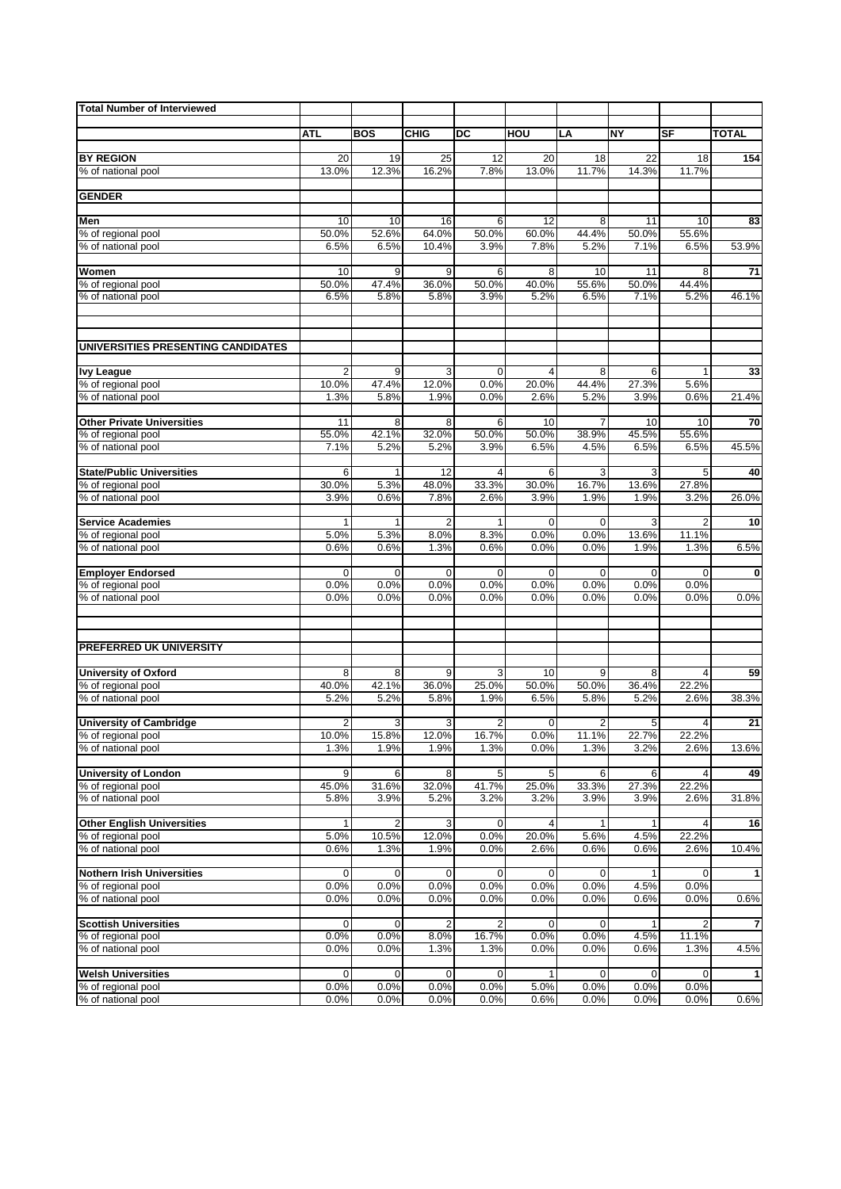| Total Number of Interviewed | | | | | | | | | |
|---|---|---|---|---|---|---|---|---|---|
| | ATL | BOS | CHIG | DC | HOU | LA | NY | SF | TOTAL |
| **BY REGION** | 20 | 19 | 25 | 12 | 20 | 18 | 22 | 18 | 154 |
| % of national pool | 13.0% | 12.3% | 16.2% | 7.8% | 13.0% | 11.7% | 14.3% | 11.7% | |
| **GENDER** | | | | | | | | | |
| **Men** | 10 | 10 | 16 | 6 | 12 | 8 | 11 | 10 | 83 |
| % of regional pool | 50.0% | 52.6% | 64.0% | 50.0% | 60.0% | 44.4% | 50.0% | 55.6% | |
| % of national pool | 6.5% | 6.5% | 10.4% | 3.9% | 7.8% | 5.2% | 7.1% | 6.5% | 53.9% |
| **Women** | 10 | 9 | 9 | 6 | 8 | 10 | 11 | 8 | 71 |
| % of regional pool | 50.0% | 47.4% | 36.0% | 50.0% | 40.0% | 55.6% | 50.0% | 44.4% | |
| % of national pool | 6.5% | 5.8% | 5.8% | 3.9% | 5.2% | 6.5% | 7.1% | 5.2% | 46.1% |
| **UNIVERSITIES PRESENTING CANDIDATES** | | | | | | | | | |
| **Ivy League** | 2 | 9 | 3 | 0 | 4 | 8 | 6 | 1 | 33 |
| % of regional pool | 10.0% | 47.4% | 12.0% | 0.0% | 20.0% | 44.4% | 27.3% | 5.6% | |
| % of national pool | 1.3% | 5.8% | 1.9% | 0.0% | 2.6% | 5.2% | 3.9% | 0.6% | 21.4% |
| **Other Private Universities** | 11 | 8 | 8 | 6 | 10 | 7 | 10 | 10 | 70 |
| % of regional pool | 55.0% | 42.1% | 32.0% | 50.0% | 50.0% | 38.9% | 45.5% | 55.6% | |
| % of national pool | 7.1% | 5.2% | 5.2% | 3.9% | 6.5% | 4.5% | 6.5% | 6.5% | 45.5% |
| **State/Public Universities** | 6 | 1 | 12 | 4 | 6 | 3 | 3 | 5 | 40 |
| % of regional pool | 30.0% | 5.3% | 48.0% | 33.3% | 30.0% | 16.7% | 13.6% | 27.8% | |
| % of national pool | 3.9% | 0.6% | 7.8% | 2.6% | 3.9% | 1.9% | 1.9% | 3.2% | 26.0% |
| **Service Academies** | 1 | 1 | 2 | 1 | 0 | 0 | 3 | 2 | 10 |
| % of regional pool | 5.0% | 5.3% | 8.0% | 8.3% | 0.0% | 0.0% | 13.6% | 11.1% | |
| % of national pool | 0.6% | 0.6% | 1.3% | 0.6% | 0.0% | 0.0% | 1.9% | 1.3% | 6.5% |
| **Employer Endorsed** | 0 | 0 | 0 | 0 | 0 | 0 | 0 | 0 | 0 |
| % of regional pool | 0.0% | 0.0% | 0.0% | 0.0% | 0.0% | 0.0% | 0.0% | 0.0% | |
| % of national pool | 0.0% | 0.0% | 0.0% | 0.0% | 0.0% | 0.0% | 0.0% | 0.0% | 0.0% |
| **PREFERRED UK UNIVERSITY** | | | | | | | | | |
| **University of Oxford** | 8 | 8 | 9 | 3 | 10 | 9 | 8 | 4 | 59 |
| % of regional pool | 40.0% | 42.1% | 36.0% | 25.0% | 50.0% | 50.0% | 36.4% | 22.2% | |
| % of national pool | 5.2% | 5.2% | 5.8% | 1.9% | 6.5% | 5.8% | 5.2% | 2.6% | 38.3% |
| **University of Cambridge** | 2 | 3 | 3 | 2 | 0 | 2 | 5 | 4 | 21 |
| % of regional pool | 10.0% | 15.8% | 12.0% | 16.7% | 0.0% | 11.1% | 22.7% | 22.2% | |
| % of national pool | 1.3% | 1.9% | 1.9% | 1.3% | 0.0% | 1.3% | 3.2% | 2.6% | 13.6% |
| **University of London** | 9 | 6 | 8 | 5 | 5 | 6 | 6 | 4 | 49 |
| % of regional pool | 45.0% | 31.6% | 32.0% | 41.7% | 25.0% | 33.3% | 27.3% | 22.2% | |
| % of national pool | 5.8% | 3.9% | 5.2% | 3.2% | 3.2% | 3.9% | 3.9% | 2.6% | 31.8% |
| **Other English Universities** | 1 | 2 | 3 | 0 | 4 | 1 | 1 | 4 | 16 |
| % of regional pool | 5.0% | 10.5% | 12.0% | 0.0% | 20.0% | 5.6% | 4.5% | 22.2% | |
| % of national pool | 0.6% | 1.3% | 1.9% | 0.0% | 2.6% | 0.6% | 0.6% | 2.6% | 10.4% |
| **Nothern Irish Universities** | 0 | 0 | 0 | 0 | 0 | 0 | 1 | 0 | 1 |
| % of regional pool | 0.0% | 0.0% | 0.0% | 0.0% | 0.0% | 0.0% | 4.5% | 0.0% | |
| % of national pool | 0.0% | 0.0% | 0.0% | 0.0% | 0.0% | 0.0% | 0.6% | 0.0% | 0.6% |
| **Scottish Universities** | 0 | 0 | 2 | 2 | 0 | 0 | 1 | 2 | 7 |
| % of regional pool | 0.0% | 0.0% | 8.0% | 16.7% | 0.0% | 0.0% | 4.5% | 11.1% | |
| % of national pool | 0.0% | 0.0% | 1.3% | 1.3% | 0.0% | 0.0% | 0.6% | 1.3% | 4.5% |
| **Welsh Universities** | 0 | 0 | 0 | 0 | 1 | 0 | 0 | 0 | 1 |
| % of regional pool | 0.0% | 0.0% | 0.0% | 0.0% | 5.0% | 0.0% | 0.0% | 0.0% | |
| % of national pool | 0.0% | 0.0% | 0.0% | 0.0% | 0.6% | 0.0% | 0.0% | 0.0% | 0.6% |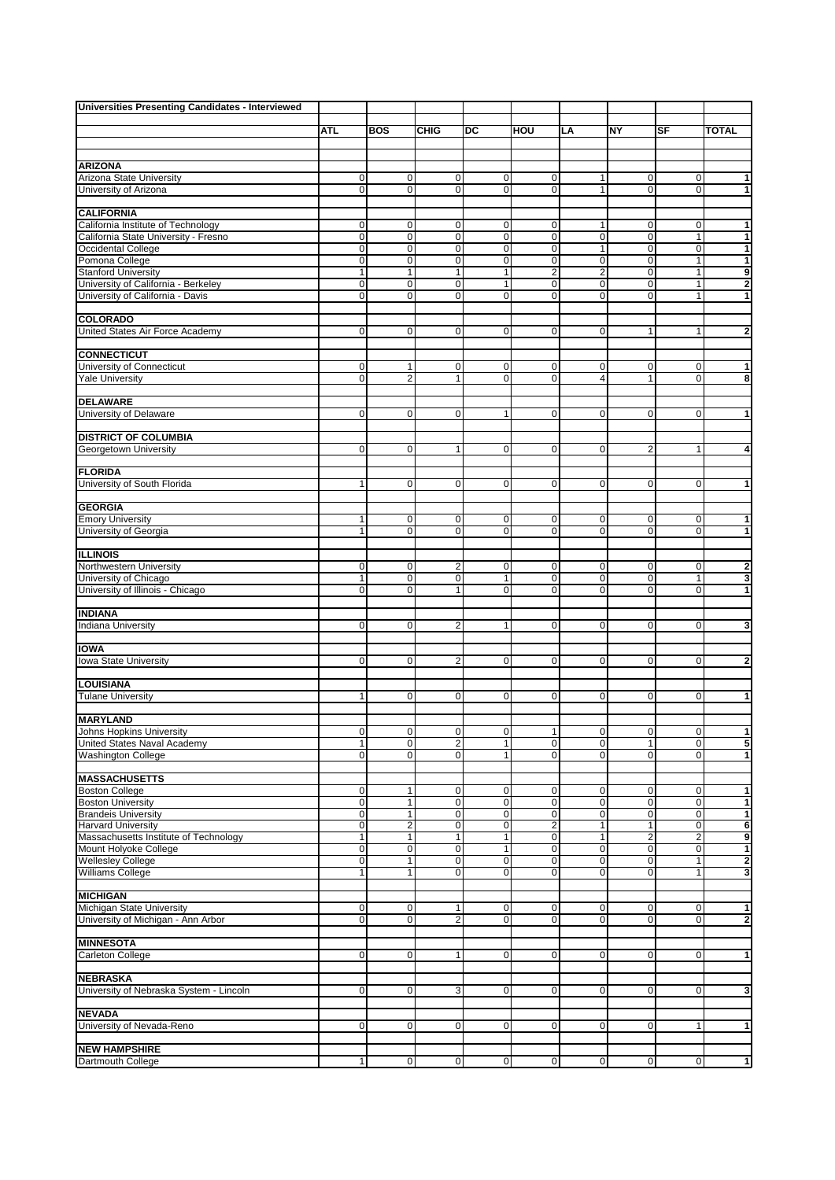| Universities Presenting Candidates - Interviewed | | | | | | | | | |
|---|---|---|---|---|---|---|---|---|---|
| | ATL | BOS | CHIG | DC | HOU | LA | NY | SF | TOTAL |
| **ARIZONA** | | | | | | | | | |
| Arizona State University | 0 | 0 | 0 | 0 | 0 | 1 | 0 | 0 | 1 |
| University of Arizona | 0 | 0 | 0 | 0 | 0 | 1 | 0 | 0 | 1 |
| **CALIFORNIA** | | | | | | | | | |
| California Institute of Technology | 0 | 0 | 0 | 0 | 0 | 1 | 0 | 0 | 1 |
| California State University - Fresno | 0 | 0 | 0 | 0 | 0 | 0 | 0 | 1 | 1 |
| Occidental College | 0 | 0 | 0 | 0 | 0 | 1 | 0 | 0 | 1 |
| Pomona College | 0 | 0 | 0 | 0 | 0 | 0 | 0 | 1 | 1 |
| Stanford University | 1 | 1 | 1 | 1 | 2 | 2 | 0 | 1 | 9 |
| University of California - Berkeley | 0 | 0 | 0 | 1 | 0 | 0 | 0 | 1 | 2 |
| University of California - Davis | 0 | 0 | 0 | 0 | 0 | 0 | 0 | 1 | 1 |
| **COLORADO** | | | | | | | | | |
| United States Air Force Academy | 0 | 0 | 0 | 0 | 0 | 0 | 1 | 1 | 2 |
| **CONNECTICUT** | | | | | | | | | |
| University of Connecticut | 0 | 1 | 0 | 0 | 0 | 0 | 0 | 0 | 1 |
| Yale University | 0 | 2 | 1 | 0 | 0 | 4 | 1 | 0 | 8 |
| **DELAWARE** | | | | | | | | | |
| University of Delaware | 0 | 0 | 0 | 1 | 0 | 0 | 0 | 0 | 1 |
| **DISTRICT OF COLUMBIA** | | | | | | | | | |
| Georgetown University | 0 | 0 | 1 | 0 | 0 | 0 | 2 | 1 | 4 |
| **FLORIDA** | | | | | | | | | |
| University of South Florida | 1 | 0 | 0 | 0 | 0 | 0 | 0 | 0 | 1 |
| **GEORGIA** | | | | | | | | | |
| Emory University | 1 | 0 | 0 | 0 | 0 | 0 | 0 | 0 | 1 |
| University of Georgia | 1 | 0 | 0 | 0 | 0 | 0 | 0 | 0 | 1 |
| **ILLINOIS** | | | | | | | | | |
| Northwestern University | 0 | 0 | 2 | 0 | 0 | 0 | 0 | 0 | 2 |
| University of Chicago | 1 | 0 | 0 | 1 | 0 | 0 | 0 | 1 | 3 |
| University of Illinois - Chicago | 0 | 0 | 1 | 0 | 0 | 0 | 0 | 0 | 1 |
| **INDIANA** | | | | | | | | | |
| Indiana University | 0 | 0 | 2 | 1 | 0 | 0 | 0 | 0 | 3 |
| **IOWA** | | | | | | | | | |
| Iowa State University | 0 | 0 | 2 | 0 | 0 | 0 | 0 | 0 | 2 |
| **LOUISIANA** | | | | | | | | | |
| Tulane University | 1 | 0 | 0 | 0 | 0 | 0 | 0 | 0 | 1 |
| **MARYLAND** | | | | | | | | | |
| Johns Hopkins University | 0 | 0 | 0 | 0 | 1 | 0 | 0 | 0 | 1 |
| United States Naval Academy | 1 | 0 | 2 | 1 | 0 | 0 | 1 | 0 | 5 |
| Washington College | 0 | 0 | 0 | 1 | 0 | 0 | 0 | 0 | 1 |
| **MASSACHUSETTS** | | | | | | | | | |
| Boston College | 0 | 1 | 0 | 0 | 0 | 0 | 0 | 0 | 1 |
| Boston University | 0 | 1 | 0 | 0 | 0 | 0 | 0 | 0 | 1 |
| Brandeis University | 0 | 1 | 0 | 0 | 0 | 0 | 0 | 0 | 1 |
| Harvard University | 0 | 2 | 0 | 0 | 2 | 1 | 1 | 0 | 6 |
| Massachusetts Institute of Technology | 1 | 1 | 1 | 1 | 0 | 1 | 2 | 2 | 9 |
| Mount Holyoke College | 0 | 0 | 0 | 1 | 0 | 0 | 0 | 0 | 1 |
| Wellesley College | 0 | 1 | 0 | 0 | 0 | 0 | 0 | 1 | 2 |
| Williams College | 1 | 1 | 0 | 0 | 0 | 0 | 0 | 1 | 3 |
| **MICHIGAN** | | | | | | | | | |
| Michigan State University | 0 | 0 | 1 | 0 | 0 | 0 | 0 | 0 | 1 |
| University of Michigan - Ann Arbor | 0 | 0 | 2 | 0 | 0 | 0 | 0 | 0 | 2 |
| **MINNESOTA** | | | | | | | | | |
| Carleton College | 0 | 0 | 1 | 0 | 0 | 0 | 0 | 0 | 1 |
| **NEBRASKA** | | | | | | | | | |
| University of Nebraska System - Lincoln | 0 | 0 | 3 | 0 | 0 | 0 | 0 | 0 | 3 |
| **NEVADA** | | | | | | | | | |
| University of Nevada-Reno | 0 | 0 | 0 | 0 | 0 | 0 | 0 | 1 | 1 |
| **NEW HAMPSHIRE** | | | | | | | | | |
| Dartmouth College | 1 | 0 | 0 | 0 | 0 | 0 | 0 | 0 | 1 |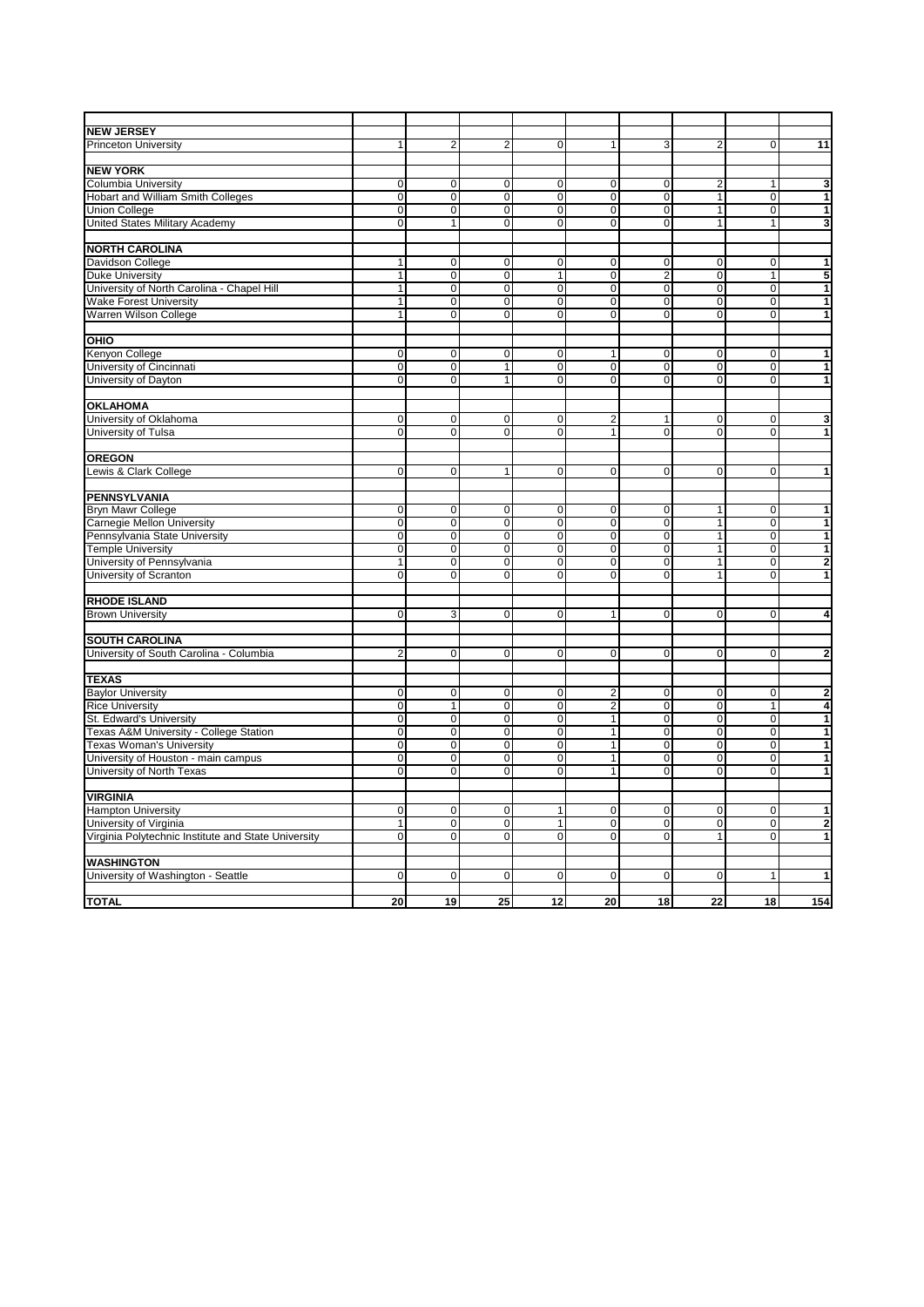| | | | | | | | | | |
|---|---|---|---|---|---|---|---|---|---|
| **NEW JERSEY** | | | | | | | | | |
| Princeton University | 1 | 2 | 2 | 0 | 1 | 3 | 2 | 0 | **11** |
| | | | | | | | | | |
| **NEW YORK** | | | | | | | | | |
| Columbia University | 0 | 0 | 0 | 0 | 0 | 0 | 2 | 1 | **3** |
| Hobart and William Smith Colleges | 0 | 0 | 0 | 0 | 0 | 0 | 1 | 0 | **1** |
| Union College | 0 | 0 | 0 | 0 | 0 | 0 | 1 | 0 | **1** |
| United States Military Academy | 0 | 1 | 0 | 0 | 0 | 0 | 1 | 1 | **3** |
| | | | | | | | | | |
| **NORTH CAROLINA** | | | | | | | | | |
| Davidson College | 1 | 0 | 0 | 0 | 0 | 0 | 0 | 0 | **1** |
| Duke University | 1 | 0 | 0 | 1 | 0 | 2 | 0 | 1 | **5** |
| University of North Carolina - Chapel Hill | 1 | 0 | 0 | 0 | 0 | 0 | 0 | 0 | **1** |
| Wake Forest University | 1 | 0 | 0 | 0 | 0 | 0 | 0 | 0 | **1** |
| Warren Wilson College | 1 | 0 | 0 | 0 | 0 | 0 | 0 | 0 | **1** |
| | | | | | | | | | |
| **OHIO** | | | | | | | | | |
| Kenyon College | 0 | 0 | 0 | 0 | 1 | 0 | 0 | 0 | **1** |
| University of Cincinnati | 0 | 0 | 1 | 0 | 0 | 0 | 0 | 0 | **1** |
| University of Dayton | 0 | 0 | 1 | 0 | 0 | 0 | 0 | 0 | **1** |
| | | | | | | | | | |
| **OKLAHOMA** | | | | | | | | | |
| University of Oklahoma | 0 | 0 | 0 | 0 | 2 | 1 | 0 | 0 | **3** |
| University of Tulsa | 0 | 0 | 0 | 0 | 1 | 0 | 0 | 0 | **1** |
| | | | | | | | | | |
| **OREGON** | | | | | | | | | |
| Lewis & Clark College | 0 | 0 | 1 | 0 | 0 | 0 | 0 | 0 | **1** |
| | | | | | | | | | |
| **PENNSYLVANIA** | | | | | | | | | |
| Bryn Mawr College | 0 | 0 | 0 | 0 | 0 | 0 | 1 | 0 | **1** |
| Carnegie Mellon University | 0 | 0 | 0 | 0 | 0 | 0 | 1 | 0 | **1** |
| Pennsylvania State University | 0 | 0 | 0 | 0 | 0 | 0 | 1 | 0 | **1** |
| Temple University | 0 | 0 | 0 | 0 | 0 | 0 | 1 | 0 | **1** |
| University of Pennsylvania | 1 | 0 | 0 | 0 | 0 | 0 | 1 | 0 | **2** |
| University of Scranton | 0 | 0 | 0 | 0 | 0 | 0 | 1 | 0 | **1** |
| | | | | | | | | | |
| **RHODE ISLAND** | | | | | | | | | |
| Brown University | 0 | 3 | 0 | 0 | 1 | 0 | 0 | 0 | **4** |
| | | | | | | | | | |
| **SOUTH CAROLINA** | | | | | | | | | |
| University of South Carolina - Columbia | 2 | 0 | 0 | 0 | 0 | 0 | 0 | 0 | **2** |
| | | | | | | | | | |
| **TEXAS** | | | | | | | | | |
| Baylor University | 0 | 0 | 0 | 0 | 2 | 0 | 0 | 0 | **2** |
| Rice University | 0 | 1 | 0 | 0 | 2 | 0 | 0 | 1 | **4** |
| St. Edward's University | 0 | 0 | 0 | 0 | 1 | 0 | 0 | 0 | **1** |
| Texas A&M University - College Station | 0 | 0 | 0 | 0 | 1 | 0 | 0 | 0 | **1** |
| Texas Woman's University | 0 | 0 | 0 | 0 | 1 | 0 | 0 | 0 | **1** |
| University of Houston - main campus | 0 | 0 | 0 | 0 | 1 | 0 | 0 | 0 | **1** |
| University of North Texas | 0 | 0 | 0 | 0 | 1 | 0 | 0 | 0 | **1** |
| | | | | | | | | | |
| **VIRGINIA** | | | | | | | | | |
| Hampton University | 0 | 0 | 0 | 1 | 0 | 0 | 0 | 0 | **1** |
| University of Virginia | 1 | 0 | 0 | 1 | 0 | 0 | 0 | 0 | **2** |
| Virginia Polytechnic Institute and State University | 0 | 0 | 0 | 0 | 0 | 0 | 1 | 0 | **1** |
| | | | | | | | | | |
| **WASHINGTON** | | | | | | | | | |
| University of Washington - Seattle | 0 | 0 | 0 | 0 | 0 | 0 | 0 | 1 | **1** |
| | | | | | | | | | |
| **TOTAL** | **20** | **19** | **25** | **12** | **20** | **18** | **22** | **18** | **154** |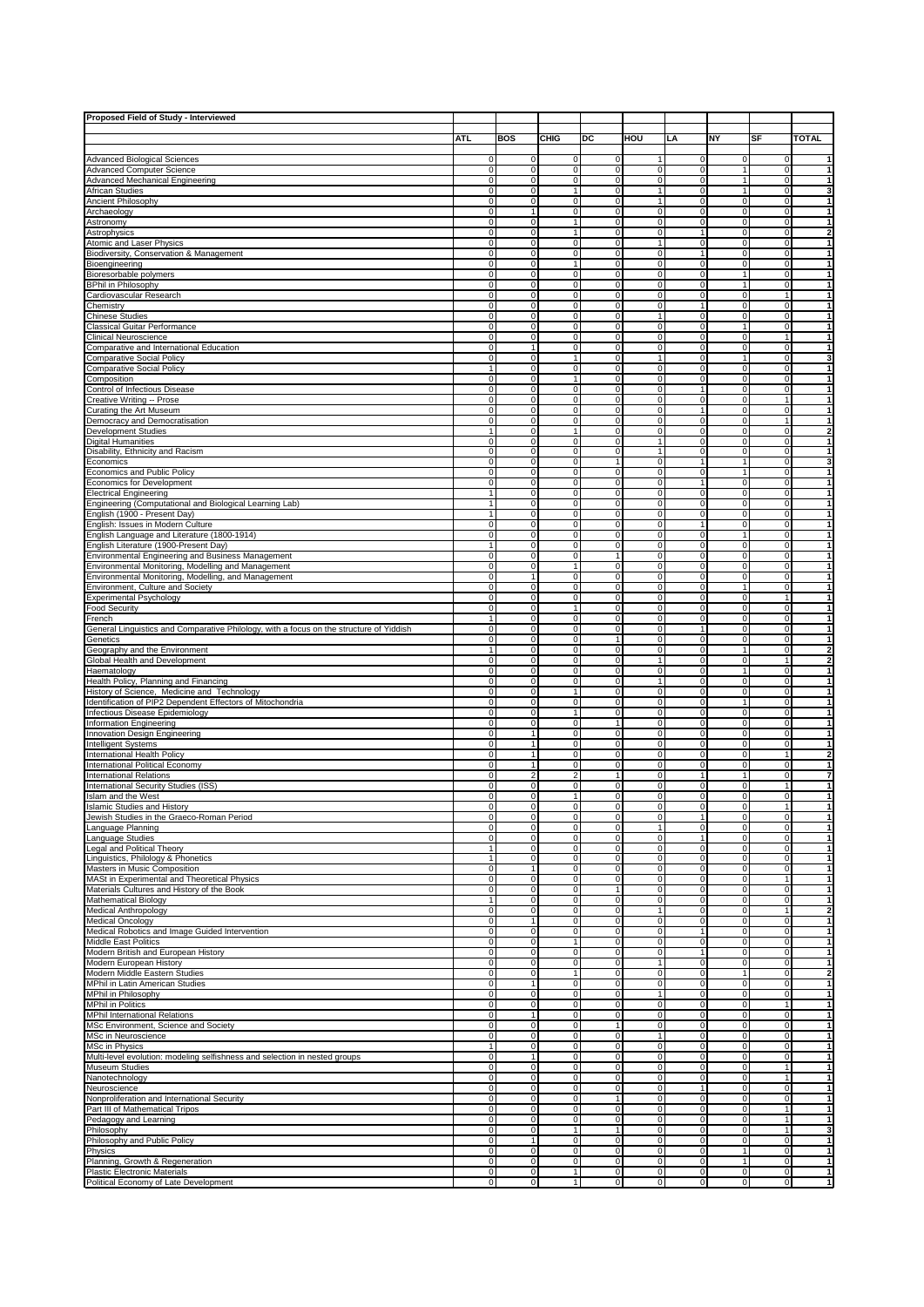**Proposed Field of Study - Interviewed**

| | ATL | BOS | CHIG | DC | HOU | LA | NY | SF | TOTAL |
|---|---|---|---|---|---|---|---|---|---|
| Advanced Biological Sciences | 0 | 0 | 0 | 0 | 1 | 0 | 0 | 0 | 1 |
| Advanced Computer Science | 0 | 0 | 0 | 0 | 0 | 0 | 1 | 0 | 1 |
| Advanced Mechanical Engineering | 0 | 0 | 0 | 0 | 0 | 0 | 1 | 0 | 1 |
| African Studies | 0 | 0 | 1 | 0 | 1 | 0 | 1 | 0 | 3 |
| Ancient Philosophy | 0 | 0 | 0 | 0 | 1 | 0 | 0 | 0 | 1 |
| Archaeology | 0 | 1 | 0 | 0 | 0 | 0 | 0 | 0 | 1 |
| Astronomy | 0 | 0 | 1 | 0 | 0 | 0 | 0 | 0 | 1 |
| Astrophysics | 0 | 0 | 1 | 0 | 0 | 1 | 0 | 0 | 2 |
| Atomic and Laser Physics | 0 | 0 | 0 | 0 | 1 | 0 | 0 | 0 | 1 |
| Biodiversity, Conservation & Management | 0 | 0 | 0 | 0 | 0 | 1 | 0 | 0 | 1 |
| Bioengineering | 0 | 0 | 1 | 0 | 0 | 0 | 0 | 0 | 1 |
| Bioresorbable polymers | 0 | 0 | 0 | 0 | 0 | 0 | 1 | 0 | 1 |
| BPhil in Philosophy | 0 | 0 | 0 | 0 | 0 | 0 | 1 | 0 | 1 |
| Cardiovascular Research | 0 | 0 | 0 | 0 | 0 | 0 | 0 | 1 | 1 |
| Chemistry | 0 | 0 | 0 | 0 | 0 | 1 | 0 | 0 | 1 |
| Chinese Studies | 0 | 0 | 0 | 0 | 1 | 0 | 0 | 0 | 1 |
| Classical Guitar Performance | 0 | 0 | 0 | 0 | 0 | 0 | 1 | 0 | 1 |
| Clinical Neuroscience | 0 | 0 | 0 | 0 | 0 | 0 | 0 | 1 | 1 |
| Comparative and International Education | 0 | 1 | 0 | 0 | 0 | 0 | 0 | 0 | 1 |
| Comparative Social Policy | 0 | 0 | 1 | 0 | 1 | 0 | 1 | 0 | 3 |
| Comparative Social Policy | 1 | 0 | 0 | 0 | 0 | 0 | 0 | 0 | 1 |
| Composition | 0 | 0 | 1 | 0 | 0 | 0 | 0 | 0 | 1 |
| Control of Infectious Disease | 0 | 0 | 0 | 0 | 0 | 1 | 0 | 0 | 1 |
| Creative Writing -- Prose | 0 | 0 | 0 | 0 | 0 | 0 | 0 | 1 | 1 |
| Curating the Art Museum | 0 | 0 | 0 | 0 | 0 | 1 | 0 | 0 | 1 |
| Democracy and Democratisation | 0 | 0 | 0 | 0 | 0 | 0 | 0 | 1 | 1 |
| Development Studies | 1 | 0 | 1 | 0 | 0 | 0 | 0 | 0 | 2 |
| Digital Humanities | 0 | 0 | 0 | 0 | 1 | 0 | 0 | 0 | 1 |
| Disability, Ethnicity and Racism | 0 | 0 | 0 | 0 | 1 | 0 | 0 | 0 | 1 |
| Economics | 0 | 0 | 0 | 1 | 0 | 1 | 1 | 0 | 3 |
| Economics and Public Policy | 0 | 0 | 0 | 0 | 0 | 0 | 1 | 0 | 1 |
| Economics for Development | 0 | 0 | 0 | 0 | 0 | 1 | 0 | 0 | 1 |
| Electrical Engineering | 1 | 0 | 0 | 0 | 0 | 0 | 0 | 0 | 1 |
| Engineering (Computational and Biological Learning Lab) | 1 | 0 | 0 | 0 | 0 | 0 | 0 | 0 | 1 |
| English (1900 - Present Day) | 1 | 0 | 0 | 0 | 0 | 0 | 0 | 0 | 1 |
| English: Issues in Modern Culture | 0 | 0 | 0 | 0 | 0 | 1 | 0 | 0 | 1 |
| English Language and Literature (1800-1914) | 0 | 0 | 0 | 0 | 0 | 0 | 1 | 0 | 1 |
| English Literature (1900-Present Day) | 1 | 0 | 0 | 0 | 0 | 0 | 0 | 0 | 1 |
| Environmental Engineering and Business Management | 0 | 0 | 0 | 1 | 0 | 0 | 0 | 0 | 1 |
| Environmental Monitoring, Modelling and Management | 0 | 0 | 1 | 0 | 0 | 0 | 0 | 0 | 1 |
| Environmental Monitoring, Modelling, and Management | 0 | 1 | 0 | 0 | 0 | 0 | 0 | 0 | 1 |
| Environment, Culture and Society | 0 | 0 | 0 | 0 | 0 | 0 | 1 | 0 | 1 |
| Experimental Psychology | 0 | 0 | 0 | 0 | 0 | 0 | 0 | 1 | 1 |
| Food Security | 0 | 0 | 1 | 0 | 0 | 0 | 0 | 0 | 1 |
| French | 1 | 0 | 0 | 0 | 0 | 0 | 0 | 0 | 1 |
| General Linguistics and Comparative Philology, with a focus on the structure of Yiddish | 0 | 0 | 0 | 0 | 0 | 1 | 0 | 0 | 1 |
| Genetics | 0 | 0 | 0 | 1 | 0 | 0 | 0 | 0 | 1 |
| Geography and the Environment | 1 | 0 | 0 | 0 | 0 | 0 | 1 | 0 | 2 |
| Global Health and Development | 0 | 0 | 0 | 0 | 1 | 0 | 0 | 1 | 2 |
| Haematology | 0 | 0 | 0 | 0 | 0 | 0 | 1 | 0 | 1 |
| Health Policy, Planning and Financing | 0 | 0 | 0 | 0 | 1 | 0 | 0 | 0 | 1 |
| History of Science, Medicine and Technology | 0 | 0 | 1 | 0 | 0 | 0 | 0 | 0 | 1 |
| Identification of PIP2 Dependent Effectors of Mitochondria | 0 | 0 | 0 | 0 | 0 | 0 | 1 | 0 | 1 |
| Infectious Disease Epidemiology | 0 | 0 | 1 | 0 | 0 | 0 | 0 | 0 | 1 |
| Information Engineering | 0 | 0 | 0 | 1 | 0 | 0 | 0 | 0 | 1 |
| Innovation Design Engineering | 0 | 1 | 0 | 0 | 0 | 0 | 0 | 0 | 1 |
| Intelligent Systems | 0 | 1 | 0 | 0 | 0 | 0 | 0 | 0 | 1 |
| International Health Policy | 0 | 1 | 0 | 0 | 0 | 0 | 0 | 1 | 2 |
| International Political Economy | 0 | 1 | 0 | 0 | 0 | 0 | 0 | 0 | 1 |
| International Relations | 0 | 2 | 2 | 1 | 0 | 1 | 1 | 0 | 7 |
| International Security Studies (ISS) | 0 | 0 | 0 | 0 | 0 | 0 | 0 | 1 | 1 |
| Islam and the West | 0 | 0 | 1 | 0 | 0 | 0 | 0 | 0 | 1 |
| Islamic Studies and History | 0 | 0 | 0 | 0 | 0 | 0 | 0 | 1 | 1 |
| Jewish Studies in the Graeco-Roman Period | 0 | 0 | 0 | 0 | 0 | 1 | 0 | 0 | 1 |
| Language Planning | 0 | 0 | 0 | 0 | 1 | 0 | 0 | 0 | 1 |
| Language Studies | 0 | 0 | 0 | 0 | 0 | 1 | 0 | 0 | 1 |
| Legal and Political Theory | 1 | 0 | 0 | 0 | 0 | 0 | 0 | 0 | 1 |
| Linguistics, Philology & Phonetics | 1 | 0 | 0 | 0 | 0 | 0 | 0 | 0 | 1 |
| Masters in Music Composition | 0 | 1 | 0 | 0 | 0 | 0 | 0 | 0 | 1 |
| MASt in Experimental and Theoretical Physics | 0 | 0 | 0 | 0 | 0 | 0 | 0 | 1 | 1 |
| Materials Cultures and History of the Book | 0 | 0 | 0 | 1 | 0 | 0 | 0 | 0 | 1 |
| Mathematical Biology | 1 | 0 | 0 | 0 | 0 | 0 | 0 | 0 | 1 |
| Medical Anthropology | 0 | 0 | 0 | 0 | 1 | 0 | 0 | 1 | 2 |
| Medical Oncology | 0 | 1 | 0 | 0 | 0 | 0 | 0 | 0 | 1 |
| Medical Robotics and Image Guided Intervention | 0 | 0 | 0 | 0 | 0 | 1 | 0 | 0 | 1 |
| Middle East Politics | 0 | 0 | 1 | 0 | 0 | 0 | 0 | 0 | 1 |
| Modern British and European History | 0 | 0 | 0 | 0 | 0 | 1 | 0 | 0 | 1 |
| Modern European History | 0 | 0 | 0 | 0 | 1 | 0 | 0 | 0 | 1 |
| Modern Middle Eastern Studies | 0 | 0 | 1 | 0 | 0 | 0 | 1 | 0 | 2 |
| MPhil in Latin American Studies | 0 | 1 | 0 | 0 | 0 | 0 | 0 | 0 | 1 |
| MPhil in Philosophy | 0 | 0 | 0 | 0 | 1 | 0 | 0 | 0 | 1 |
| MPhil in Politics | 0 | 0 | 0 | 0 | 0 | 0 | 0 | 1 | 1 |
| MPhil International Relations | 0 | 1 | 0 | 0 | 0 | 0 | 0 | 0 | 1 |
| MSc Environment, Science and Society | 0 | 0 | 0 | 1 | 0 | 0 | 0 | 0 | 1 |
| MSc in Neuroscience | 0 | 0 | 0 | 0 | 1 | 0 | 0 | 0 | 1 |
| MSc in Physics | 1 | 0 | 0 | 0 | 0 | 0 | 0 | 0 | 1 |
| Multi-level evolution: modeling selfishness and selection in nested groups | 0 | 1 | 0 | 0 | 0 | 0 | 0 | 0 | 1 |
| Museum Studies | 0 | 0 | 0 | 0 | 0 | 0 | 0 | 1 | 1 |
| Nanotechnology | 0 | 0 | 0 | 0 | 0 | 0 | 0 | 1 | 1 |
| Neuroscience | 0 | 0 | 0 | 0 | 0 | 1 | 0 | 0 | 1 |
| Nonproliferation and International Security | 0 | 0 | 0 | 1 | 0 | 0 | 0 | 0 | 1 |
| Part III of Mathematical Tripos | 0 | 0 | 0 | 0 | 0 | 0 | 0 | 1 | 1 |
| Pedagogy and Learning | 0 | 0 | 0 | 0 | 0 | 0 | 0 | 1 | 1 |
| Philosophy | 0 | 0 | 1 | 1 | 0 | 0 | 0 | 1 | 3 |
| Philosophy and Public Policy | 0 | 1 | 0 | 0 | 0 | 0 | 0 | 0 | 1 |
| Physics | 0 | 0 | 0 | 0 | 0 | 0 | 1 | 0 | 1 |
| Planning, Growth & Regeneration | 0 | 0 | 0 | 0 | 0 | 0 | 1 | 0 | 1 |
| Plastic Electronic Materials | 0 | 0 | 1 | 0 | 0 | 0 | 0 | 0 | 1 |
| Political Economy of Late Development | 0 | 0 | 1 | 0 | 0 | 0 | 0 | 0 | 1 |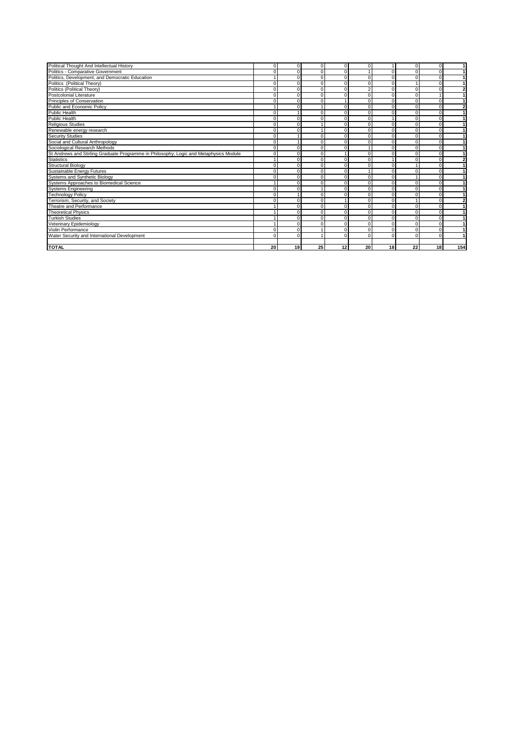| | | | | | | | | | |
|---|---|---|---|---|---|---|---|---|---|
| Political Thought And Intellectual History | 0 | 0 | 0 | 0 | 0 | 1 | 0 | 0 | 1 |
| Politics - Comparative Government | 0 | 0 | 0 | 0 | 1 | 0 | 0 | 0 | 1 |
| Politics, Development, and Democratic Education | 1 | 0 | 0 | 0 | 0 | 0 | 0 | 0 | 1 |
| Politics (Political Theory) | 0 | 0 | 0 | 0 | 0 | 0 | 1 | 0 | 1 |
| Politics (Political Theory) | 0 | 0 | 0 | 0 | 2 | 0 | 0 | 0 | 2 |
| Postcolonial Literature | 0 | 0 | 0 | 0 | 0 | 0 | 0 | 1 | 1 |
| Principles of Conservation | 0 | 0 | 0 | 1 | 0 | 0 | 0 | 0 | 1 |
| Public and Economic Policy | 1 | 0 | 1 | 0 | 0 | 0 | 0 | 0 | 2 |
| Public Health | 0 | 1 | 0 | 0 | 0 | 0 | 0 | 0 | 1 |
| Public Health | 0 | 0 | 0 | 0 | 0 | 1 | 0 | 0 | 1 |
| Religious Studies | 0 | 0 | 1 | 0 | 0 | 0 | 0 | 0 | 1 |
| Renewable energy research | 0 | 0 | 1 | 0 | 0 | 0 | 0 | 0 | 1 |
| Security Studies | 0 | 1 | 0 | 0 | 0 | 0 | 0 | 0 | 1 |
| Social and Cultural Anthropology | 0 | 1 | 0 | 0 | 0 | 0 | 0 | 0 | 1 |
| Sociological Research Methods | 0 | 0 | 0 | 0 | 1 | 0 | 0 | 0 | 1 |
| St Andrews and Stirling Graduate Programme in Philosophy; Logic and Metaphysics Module | 0 | 0 | 0 | 1 | 0 | 0 | 0 | 0 | 1 |
| Statistics | 1 | 0 | 0 | 0 | 0 | 1 | 0 | 0 | 2 |
| Structural Biology | 0 | 0 | 0 | 0 | 0 | 0 | 1 | 0 | 1 |
| Sustainable Energy Futures | 0 | 0 | 0 | 0 | 1 | 0 | 0 | 0 | 1 |
| Systems and Synthetic Biology | 0 | 0 | 0 | 0 | 0 | 0 | 1 | 0 | 1 |
| Systems Approaches to Biomedical Science | 1 | 0 | 0 | 0 | 0 | 0 | 0 | 0 | 1 |
| Systems Engineering | 0 | 0 | 1 | 0 | 0 | 0 | 0 | 0 | 1 |
| Technology Policy | 0 | 1 | 0 | 0 | 0 | 0 | 0 | 0 | 1 |
| Terrorism, Security, and Society | 0 | 0 | 0 | 1 | 0 | 0 | 1 | 0 | 2 |
| Theatre and Performance | 1 | 0 | 0 | 0 | 0 | 0 | 0 | 0 | 1 |
| Theoretical Physics | 1 | 0 | 0 | 0 | 0 | 0 | 0 | 0 | 1 |
| Turkish Studies | 1 | 0 | 0 | 0 | 0 | 0 | 0 | 0 | 1 |
| Veterinary Epidemiology | 1 | 0 | 0 | 0 | 0 | 0 | 0 | 0 | 1 |
| Violin Performance | 0 | 0 | 1 | 0 | 0 | 0 | 0 | 0 | 1 |
| Water Security and International Development | 0 | 0 | 1 | 0 | 0 | 0 | 0 | 0 | 1 |
| | | | | | | | | | |
| **TOTAL** | **20** | **19** | **25** | **12** | **20** | **18** | **22** | **18** | **154** |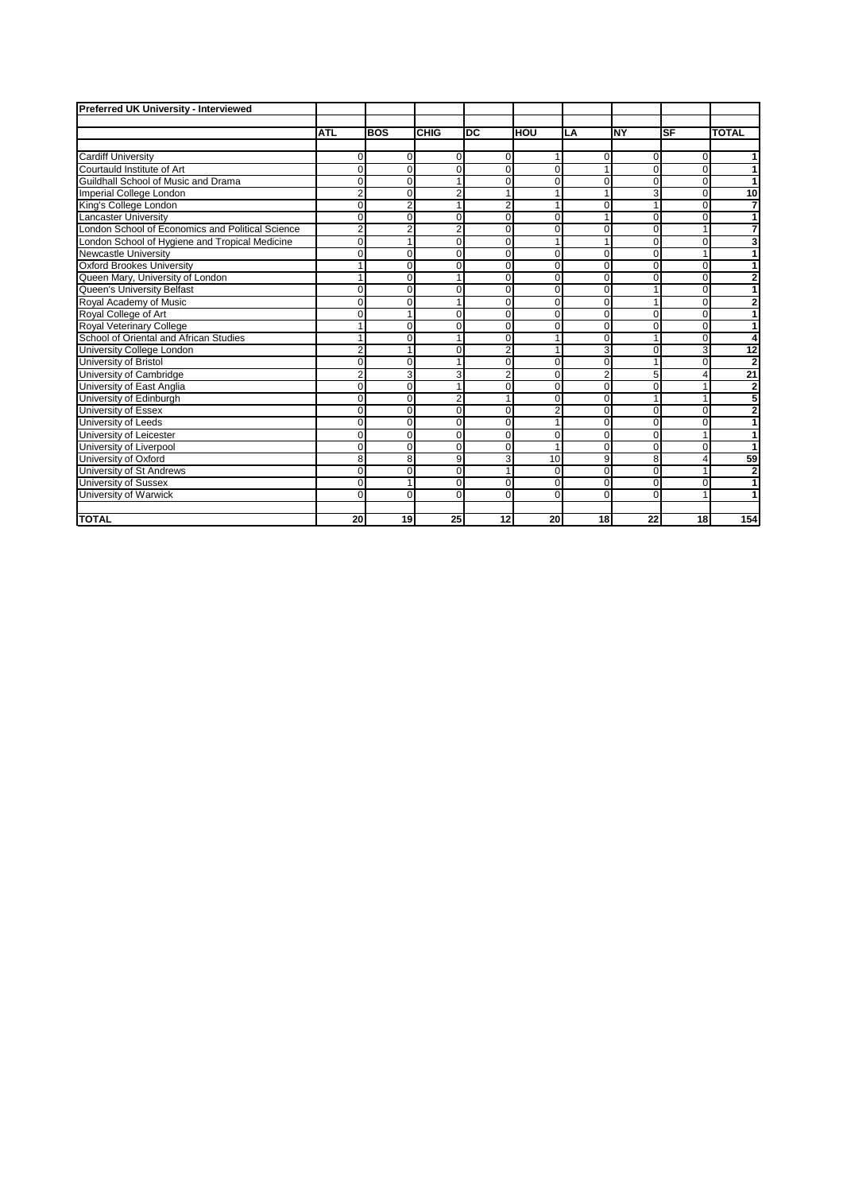**Preferred UK University - Interviewed**

| | ATL | BOS | CHIG | DC | HOU | LA | NY | SF | TOTAL |
|---|---|---|---|---|---|---|---|---|---|
| Cardiff University | 0 | 0 | 0 | 0 | 1 | 0 | 0 | 0 | 1 |
| Courtauld Institute of Art | 0 | 0 | 0 | 0 | 0 | 1 | 0 | 0 | 1 |
| Guildhall School of Music and Drama | 0 | 0 | 1 | 0 | 0 | 0 | 0 | 0 | 1 |
| Imperial College London | 2 | 0 | 2 | 1 | 1 | 1 | 3 | 0 | 10 |
| King's College London | 0 | 2 | 1 | 2 | 1 | 0 | 1 | 0 | 7 |
| Lancaster University | 0 | 0 | 0 | 0 | 0 | 1 | 0 | 0 | 1 |
| London School of Economics and Political Science | 2 | 2 | 2 | 0 | 0 | 0 | 0 | 1 | 7 |
| London School of Hygiene and Tropical Medicine | 0 | 1 | 0 | 0 | 1 | 1 | 0 | 0 | 3 |
| Newcastle University | 0 | 0 | 0 | 0 | 0 | 0 | 0 | 1 | 1 |
| Oxford Brookes University | 1 | 0 | 0 | 0 | 0 | 0 | 0 | 0 | 1 |
| Queen Mary, University of London | 1 | 0 | 1 | 0 | 0 | 0 | 0 | 0 | 2 |
| Queen's University Belfast | 0 | 0 | 0 | 0 | 0 | 0 | 1 | 0 | 1 |
| Royal Academy of Music | 0 | 0 | 1 | 0 | 0 | 0 | 1 | 0 | 2 |
| Royal College of Art | 0 | 1 | 0 | 0 | 0 | 0 | 0 | 0 | 1 |
| Royal Veterinary College | 1 | 0 | 0 | 0 | 0 | 0 | 0 | 0 | 1 |
| School of Oriental and African Studies | 1 | 0 | 1 | 0 | 1 | 0 | 1 | 0 | 4 |
| University College London | 2 | 1 | 0 | 2 | 1 | 3 | 0 | 3 | 12 |
| University of Bristol | 0 | 0 | 1 | 0 | 0 | 0 | 1 | 0 | 2 |
| University of Cambridge | 2 | 3 | 3 | 2 | 0 | 2 | 5 | 4 | 21 |
| University of East Anglia | 0 | 0 | 1 | 0 | 0 | 0 | 0 | 1 | 2 |
| University of Edinburgh | 0 | 0 | 2 | 1 | 0 | 0 | 1 | 1 | 5 |
| University of Essex | 0 | 0 | 0 | 0 | 2 | 0 | 0 | 0 | 2 |
| University of Leeds | 0 | 0 | 0 | 0 | 1 | 0 | 0 | 0 | 1 |
| University of Leicester | 0 | 0 | 0 | 0 | 0 | 0 | 0 | 1 | 1 |
| University of Liverpool | 0 | 0 | 0 | 0 | 1 | 0 | 0 | 0 | 1 |
| University of Oxford | 8 | 8 | 9 | 3 | 10 | 9 | 8 | 4 | 59 |
| University of St Andrews | 0 | 0 | 0 | 1 | 0 | 0 | 0 | 1 | 2 |
| University of Sussex | 0 | 1 | 0 | 0 | 0 | 0 | 0 | 0 | 1 |
| University of Warwick | 0 | 0 | 0 | 0 | 0 | 0 | 0 | 1 | 1 |
| **TOTAL** | **20** | **19** | **25** | **12** | **20** | **18** | **22** | **18** | **154** |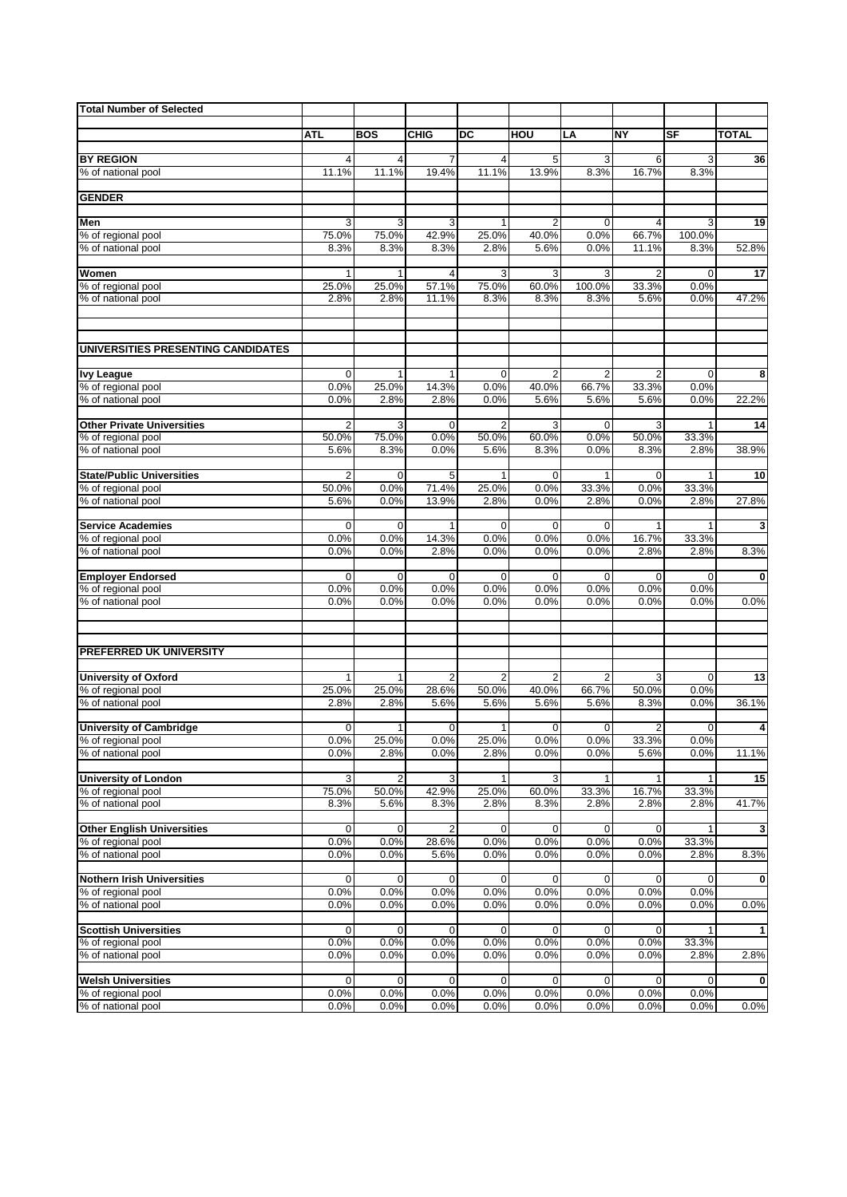| Total Number of Selected | | | | | | | | | |
|---|---|---|---|---|---|---|---|---|---|
| | ATL | BOS | CHIG | DC | HOU | LA | NY | SF | TOTAL |
| **BY REGION** | 4 | 4 | 7 | 4 | 5 | 3 | 6 | 3 | 36 |
| % of national pool | 11.1% | 11.1% | 19.4% | 11.1% | 13.9% | 8.3% | 16.7% | 8.3% | |
| **GENDER** | | | | | | | | | |
| **Men** | 3 | 3 | 3 | 1 | 2 | 0 | 4 | 3 | 19 |
| % of regional pool | 75.0% | 75.0% | 42.9% | 25.0% | 40.0% | 0.0% | 66.7% | 100.0% | |
| % of national pool | 8.3% | 8.3% | 8.3% | 2.8% | 5.6% | 0.0% | 11.1% | 8.3% | 52.8% |
| **Women** | 1 | 1 | 4 | 3 | 3 | 3 | 2 | 0 | 17 |
| % of regional pool | 25.0% | 25.0% | 57.1% | 75.0% | 60.0% | 100.0% | 33.3% | 0.0% | |
| % of national pool | 2.8% | 2.8% | 11.1% | 8.3% | 8.3% | 8.3% | 5.6% | 0.0% | 47.2% |
| **UNIVERSITIES PRESENTING CANDIDATES** | | | | | | | | | |
| **Ivy League** | 0 | 1 | 1 | 0 | 2 | 2 | 2 | 0 | 8 |
| % of regional pool | 0.0% | 25.0% | 14.3% | 0.0% | 40.0% | 66.7% | 33.3% | 0.0% | |
| % of national pool | 0.0% | 2.8% | 2.8% | 0.0% | 5.6% | 5.6% | 5.6% | 0.0% | 22.2% |
| **Other Private Universities** | 2 | 3 | 0 | 2 | 3 | 0 | 3 | 1 | 14 |
| % of regional pool | 50.0% | 75.0% | 0.0% | 50.0% | 60.0% | 0.0% | 50.0% | 33.3% | |
| % of national pool | 5.6% | 8.3% | 0.0% | 5.6% | 8.3% | 0.0% | 8.3% | 2.8% | 38.9% |
| **State/Public Universities** | 2 | 0 | 5 | 1 | 0 | 1 | 0 | 1 | 10 |
| % of regional pool | 50.0% | 0.0% | 71.4% | 25.0% | 0.0% | 33.3% | 0.0% | 33.3% | |
| % of national pool | 5.6% | 0.0% | 13.9% | 2.8% | 0.0% | 2.8% | 0.0% | 2.8% | 27.8% |
| **Service Academies** | 0 | 0 | 1 | 0 | 0 | 0 | 1 | 1 | 3 |
| % of regional pool | 0.0% | 0.0% | 14.3% | 0.0% | 0.0% | 0.0% | 16.7% | 33.3% | |
| % of national pool | 0.0% | 0.0% | 2.8% | 0.0% | 0.0% | 0.0% | 2.8% | 2.8% | 8.3% |
| **Employer Endorsed** | 0 | 0 | 0 | 0 | 0 | 0 | 0 | 0 | 0 |
| % of regional pool | 0.0% | 0.0% | 0.0% | 0.0% | 0.0% | 0.0% | 0.0% | 0.0% | |
| % of national pool | 0.0% | 0.0% | 0.0% | 0.0% | 0.0% | 0.0% | 0.0% | 0.0% | 0.0% |
| **PREFERRED UK UNIVERSITY** | | | | | | | | | |
| **University of Oxford** | 1 | 1 | 2 | 2 | 2 | 2 | 3 | 0 | 13 |
| % of regional pool | 25.0% | 25.0% | 28.6% | 50.0% | 40.0% | 66.7% | 50.0% | 0.0% | |
| % of national pool | 2.8% | 2.8% | 5.6% | 5.6% | 5.6% | 5.6% | 8.3% | 0.0% | 36.1% |
| **University of Cambridge** | 0 | 1 | 0 | 1 | 0 | 0 | 2 | 0 | 4 |
| % of regional pool | 0.0% | 25.0% | 0.0% | 25.0% | 0.0% | 0.0% | 33.3% | 0.0% | |
| % of national pool | 0.0% | 2.8% | 0.0% | 2.8% | 0.0% | 0.0% | 5.6% | 0.0% | 11.1% |
| **University of London** | 3 | 2 | 3 | 1 | 3 | 1 | 1 | 1 | 15 |
| % of regional pool | 75.0% | 50.0% | 42.9% | 25.0% | 60.0% | 33.3% | 16.7% | 33.3% | |
| % of national pool | 8.3% | 5.6% | 8.3% | 2.8% | 8.3% | 2.8% | 2.8% | 2.8% | 41.7% |
| **Other English Universities** | 0 | 0 | 2 | 0 | 0 | 0 | 0 | 1 | 3 |
| % of regional pool | 0.0% | 0.0% | 28.6% | 0.0% | 0.0% | 0.0% | 0.0% | 33.3% | |
| % of national pool | 0.0% | 0.0% | 5.6% | 0.0% | 0.0% | 0.0% | 0.0% | 2.8% | 8.3% |
| **Nothern Irish Universities** | 0 | 0 | 0 | 0 | 0 | 0 | 0 | 0 | 0 |
| % of regional pool | 0.0% | 0.0% | 0.0% | 0.0% | 0.0% | 0.0% | 0.0% | 0.0% | |
| % of national pool | 0.0% | 0.0% | 0.0% | 0.0% | 0.0% | 0.0% | 0.0% | 0.0% | 0.0% |
| **Scottish Universities** | 0 | 0 | 0 | 0 | 0 | 0 | 0 | 1 | 1 |
| % of regional pool | 0.0% | 0.0% | 0.0% | 0.0% | 0.0% | 0.0% | 0.0% | 33.3% | |
| % of national pool | 0.0% | 0.0% | 0.0% | 0.0% | 0.0% | 0.0% | 0.0% | 2.8% | 2.8% |
| **Welsh Universities** | 0 | 0 | 0 | 0 | 0 | 0 | 0 | 0 | 0 |
| % of regional pool | 0.0% | 0.0% | 0.0% | 0.0% | 0.0% | 0.0% | 0.0% | 0.0% | |
| % of national pool | 0.0% | 0.0% | 0.0% | 0.0% | 0.0% | 0.0% | 0.0% | 0.0% | 0.0% |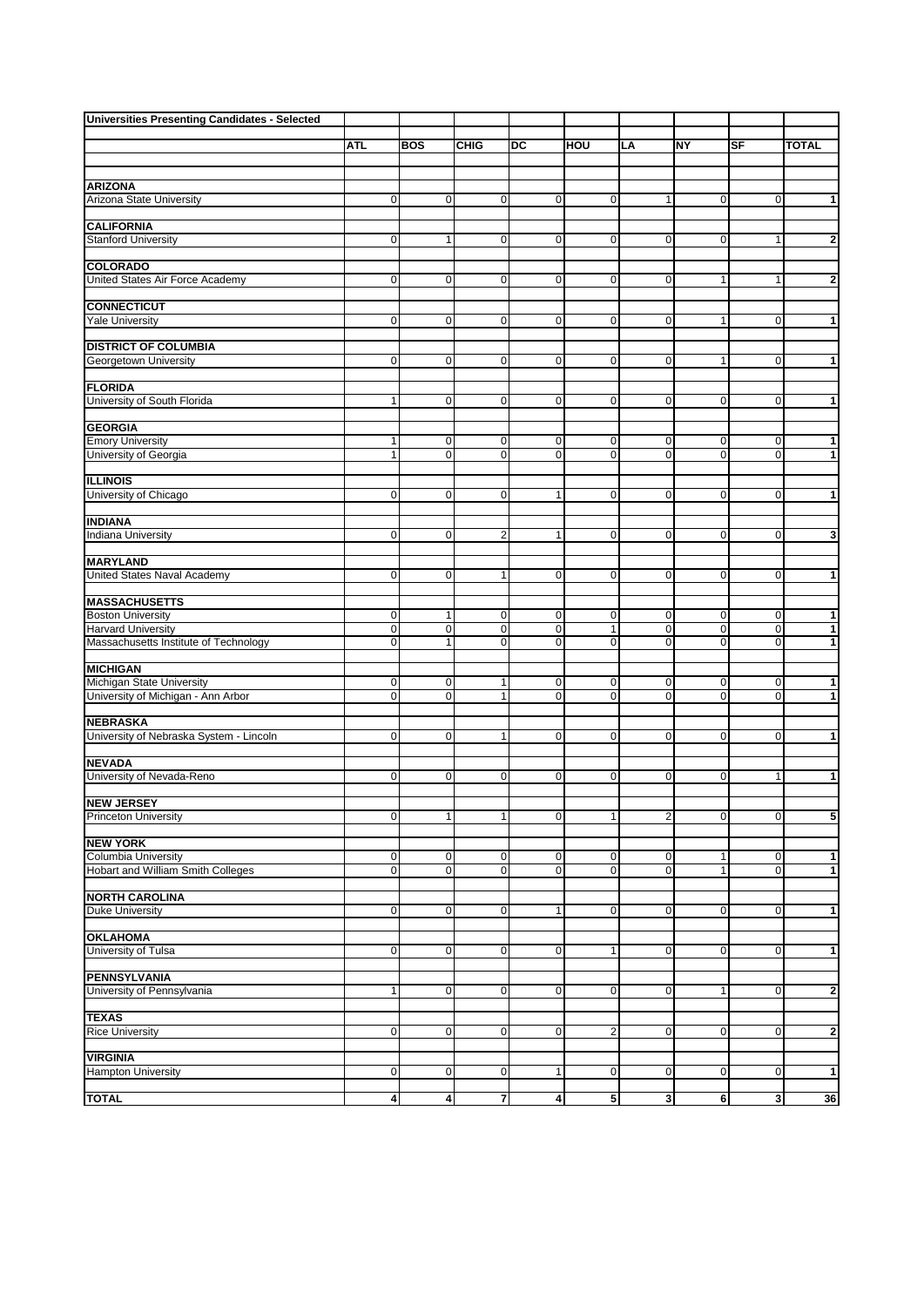| Universities Presenting Candidates - Selected | | | | | | | | | |
|---|---|---|---|---|---|---|---|---|---|
| | ATL | BOS | CHIG | DC | HOU | LA | NY | SF | TOTAL |
| **ARIZONA** | | | | | | | | | |
| Arizona State University | 0 | 0 | 0 | 0 | 0 | 1 | 0 | 0 | 1 |
| **CALIFORNIA** | | | | | | | | | |
| Stanford University | 0 | 1 | 0 | 0 | 0 | 0 | 0 | 1 | 2 |
| **COLORADO** | | | | | | | | | |
| United States Air Force Academy | 0 | 0 | 0 | 0 | 0 | 0 | 1 | 1 | 2 |
| **CONNECTICUT** | | | | | | | | | |
| Yale University | 0 | 0 | 0 | 0 | 0 | 0 | 1 | 0 | 1 |
| **DISTRICT OF COLUMBIA** | | | | | | | | | |
| Georgetown University | 0 | 0 | 0 | 0 | 0 | 0 | 1 | 0 | 1 |
| **FLORIDA** | | | | | | | | | |
| University of South Florida | 1 | 0 | 0 | 0 | 0 | 0 | 0 | 0 | 1 |
| **GEORGIA** | | | | | | | | | |
| Emory University | 1 | 0 | 0 | 0 | 0 | 0 | 0 | 0 | 1 |
| University of Georgia | 1 | 0 | 0 | 0 | 0 | 0 | 0 | 0 | 1 |
| **ILLINOIS** | | | | | | | | | |
| University of Chicago | 0 | 0 | 0 | 1 | 0 | 0 | 0 | 0 | 1 |
| **INDIANA** | | | | | | | | | |
| Indiana University | 0 | 0 | 2 | 1 | 0 | 0 | 0 | 0 | 3 |
| **MARYLAND** | | | | | | | | | |
| United States Naval Academy | 0 | 0 | 1 | 0 | 0 | 0 | 0 | 0 | 1 |
| **MASSACHUSETTS** | | | | | | | | | |
| Boston University | 0 | 1 | 0 | 0 | 0 | 0 | 0 | 0 | 1 |
| Harvard University | 0 | 0 | 0 | 0 | 1 | 0 | 0 | 0 | 1 |
| Massachusetts Institute of Technology | 0 | 1 | 0 | 0 | 0 | 0 | 0 | 0 | 1 |
| **MICHIGAN** | | | | | | | | | |
| Michigan State University | 0 | 0 | 1 | 0 | 0 | 0 | 0 | 0 | 1 |
| University of Michigan - Ann Arbor | 0 | 0 | 1 | 0 | 0 | 0 | 0 | 0 | 1 |
| **NEBRASKA** | | | | | | | | | |
| University of Nebraska System - Lincoln | 0 | 0 | 1 | 0 | 0 | 0 | 0 | 0 | 1 |
| **NEVADA** | | | | | | | | | |
| University of Nevada-Reno | 0 | 0 | 0 | 0 | 0 | 0 | 0 | 1 | 1 |
| **NEW JERSEY** | | | | | | | | | |
| Princeton University | 0 | 1 | 1 | 0 | 1 | 2 | 0 | 0 | 5 |
| **NEW YORK** | | | | | | | | | |
| Columbia University | 0 | 0 | 0 | 0 | 0 | 0 | 1 | 0 | 1 |
| Hobart and William Smith Colleges | 0 | 0 | 0 | 0 | 0 | 0 | 1 | 0 | 1 |
| **NORTH CAROLINA** | | | | | | | | | |
| Duke University | 0 | 0 | 0 | 1 | 0 | 0 | 0 | 0 | 1 |
| **OKLAHOMA** | | | | | | | | | |
| University of Tulsa | 0 | 0 | 0 | 0 | 1 | 0 | 0 | 0 | 1 |
| **PENNSYLVANIA** | | | | | | | | | |
| University of Pennsylvania | 1 | 0 | 0 | 0 | 0 | 0 | 1 | 0 | 2 |
| **TEXAS** | | | | | | | | | |
| Rice University | 0 | 0 | 0 | 0 | 2 | 0 | 0 | 0 | 2 |
| **VIRGINIA** | | | | | | | | | |
| Hampton University | 0 | 0 | 0 | 1 | 0 | 0 | 0 | 0 | 1 |
| **TOTAL** | 4 | 4 | 7 | 4 | 5 | 3 | 6 | 3 | 36 |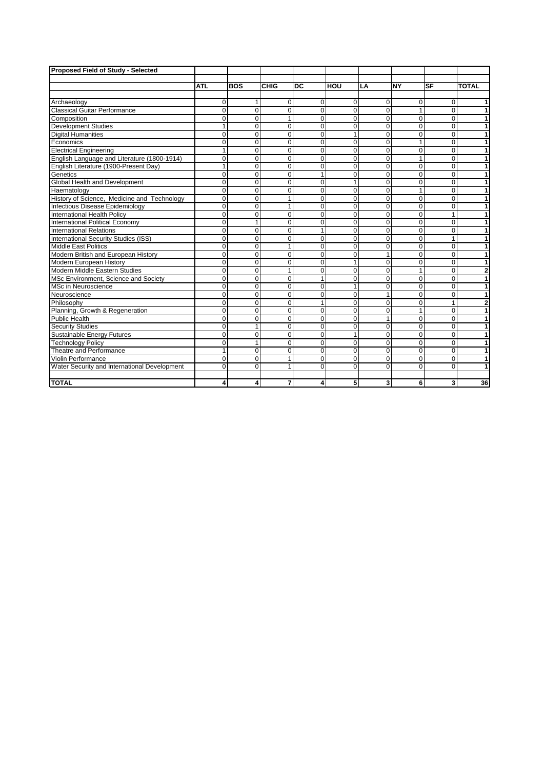| Proposed Field of Study - Selected | | | | | | | | | |
|---|---|---|---|---|---|---|---|---|---|
| | ATL | BOS | CHIG | DC | HOU | LA | NY | SF | TOTAL |
| Archaeology | 0 | 1 | 0 | 0 | 0 | 0 | 0 | 0 | 1 |
| Classical Guitar Performance | 0 | 0 | 0 | 0 | 0 | 0 | 1 | 0 | 1 |
| Composition | 0 | 0 | 1 | 0 | 0 | 0 | 0 | 0 | 1 |
| Development Studies | 1 | 0 | 0 | 0 | 0 | 0 | 0 | 0 | 1 |
| Digital Humanities | 0 | 0 | 0 | 0 | 1 | 0 | 0 | 0 | 1 |
| Economics | 0 | 0 | 0 | 0 | 0 | 0 | 1 | 0 | 1 |
| Electrical Engineering | 1 | 0 | 0 | 0 | 0 | 0 | 0 | 0 | 1 |
| English Language and Literature (1800-1914) | 0 | 0 | 0 | 0 | 0 | 0 | 1 | 0 | 1 |
| English Literature (1900-Present Day) | 1 | 0 | 0 | 0 | 0 | 0 | 0 | 0 | 1 |
| Genetics | 0 | 0 | 0 | 1 | 0 | 0 | 0 | 0 | 1 |
| Global Health and Development | 0 | 0 | 0 | 0 | 1 | 0 | 0 | 0 | 1 |
| Haematology | 0 | 0 | 0 | 0 | 0 | 0 | 1 | 0 | 1 |
| History of Science, Medicine and Technology | 0 | 0 | 1 | 0 | 0 | 0 | 0 | 0 | 1 |
| Infectious Disease Epidemiology | 0 | 0 | 1 | 0 | 0 | 0 | 0 | 0 | 1 |
| International Health Policy | 0 | 0 | 0 | 0 | 0 | 0 | 0 | 1 | 1 |
| International Political Economy | 0 | 1 | 0 | 0 | 0 | 0 | 0 | 0 | 1 |
| International Relations | 0 | 0 | 0 | 1 | 0 | 0 | 0 | 0 | 1 |
| International Security Studies (ISS) | 0 | 0 | 0 | 0 | 0 | 0 | 0 | 1 | 1 |
| Middle East Politics | 0 | 0 | 1 | 0 | 0 | 0 | 0 | 0 | 1 |
| Modern British and European History | 0 | 0 | 0 | 0 | 0 | 1 | 0 | 0 | 1 |
| Modern European History | 0 | 0 | 0 | 0 | 1 | 0 | 0 | 0 | 1 |
| Modern Middle Eastern Studies | 0 | 0 | 1 | 0 | 0 | 0 | 1 | 0 | 2 |
| MSc Environment, Science and Society | 0 | 0 | 0 | 1 | 0 | 0 | 0 | 0 | 1 |
| MSc in Neuroscience | 0 | 0 | 0 | 0 | 1 | 0 | 0 | 0 | 1 |
| Neuroscience | 0 | 0 | 0 | 0 | 0 | 1 | 0 | 0 | 1 |
| Philosophy | 0 | 0 | 0 | 1 | 0 | 0 | 0 | 1 | 2 |
| Planning, Growth & Regeneration | 0 | 0 | 0 | 0 | 0 | 0 | 1 | 0 | 1 |
| Public Health | 0 | 0 | 0 | 0 | 0 | 1 | 0 | 0 | 1 |
| Security Studies | 0 | 1 | 0 | 0 | 0 | 0 | 0 | 0 | 1 |
| Sustainable Energy Futures | 0 | 0 | 0 | 0 | 1 | 0 | 0 | 0 | 1 |
| Technology Policy | 0 | 1 | 0 | 0 | 0 | 0 | 0 | 0 | 1 |
| Theatre and Performance | 1 | 0 | 0 | 0 | 0 | 0 | 0 | 0 | 1 |
| Violin Performance | 0 | 0 | 1 | 0 | 0 | 0 | 0 | 0 | 1 |
| Water Security and International Development | 0 | 0 | 1 | 0 | 0 | 0 | 0 | 0 | 1 |
| **TOTAL** | **4** | **4** | **7** | **4** | **5** | **3** | **6** | **3** | **36** |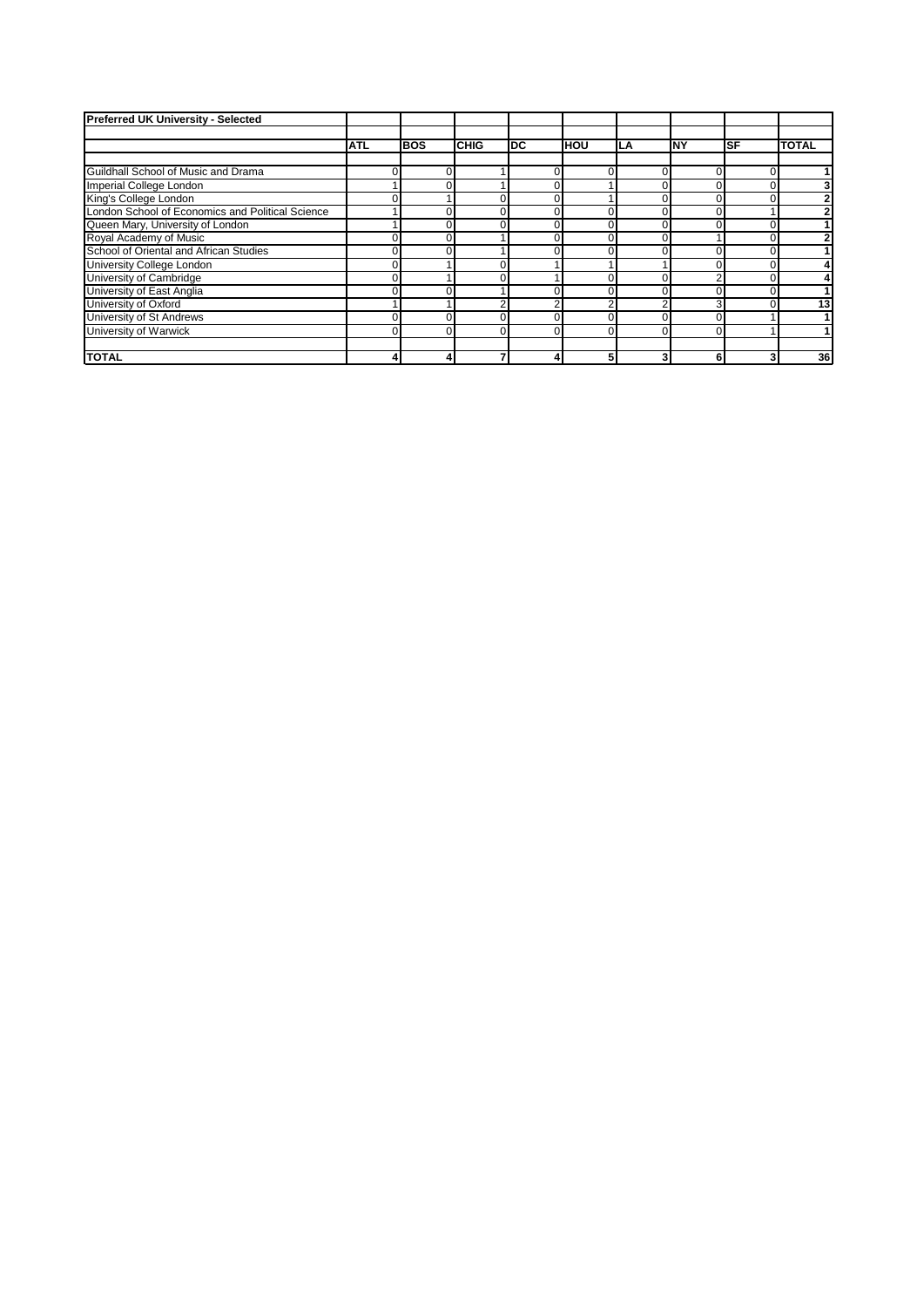| Preferred UK University - Selected | | | | | | | | | |
|---|---|---|---|---|---|---|---|---|---|
| | ATL | BOS | CHIG | DC | HOU | LA | NY | SF | TOTAL |
| Guildhall School of Music and Drama | 0 | 0 | 1 | 0 | 0 | 0 | 0 | 0 | 1 |
| Imperial College London | 1 | 0 | 1 | 0 | 1 | 0 | 0 | 0 | 3 |
| King's College London | 0 | 1 | 0 | 0 | 1 | 0 | 0 | 0 | 2 |
| London School of Economics and Political Science | 1 | 0 | 0 | 0 | 0 | 0 | 0 | 1 | 2 |
| Queen Mary, University of London | 1 | 0 | 0 | 0 | 0 | 0 | 0 | 0 | 1 |
| Royal Academy of Music | 0 | 0 | 1 | 0 | 0 | 0 | 1 | 0 | 2 |
| School of Oriental and African Studies | 0 | 0 | 1 | 0 | 0 | 0 | 0 | 0 | 1 |
| University College London | 0 | 1 | 0 | 1 | 1 | 1 | 0 | 0 | 4 |
| University of Cambridge | 0 | 1 | 0 | 1 | 0 | 0 | 2 | 0 | 4 |
| University of East Anglia | 0 | 0 | 1 | 0 | 0 | 0 | 0 | 0 | 1 |
| University of Oxford | 1 | 1 | 2 | 2 | 2 | 2 | 3 | 0 | 13 |
| University of St Andrews | 0 | 0 | 0 | 0 | 0 | 0 | 0 | 1 | 1 |
| University of Warwick | 0 | 0 | 0 | 0 | 0 | 0 | 0 | 1 | 1 |
| **TOTAL** | **4** | **4** | **7** | **4** | **5** | **3** | **6** | **3** | **36** |